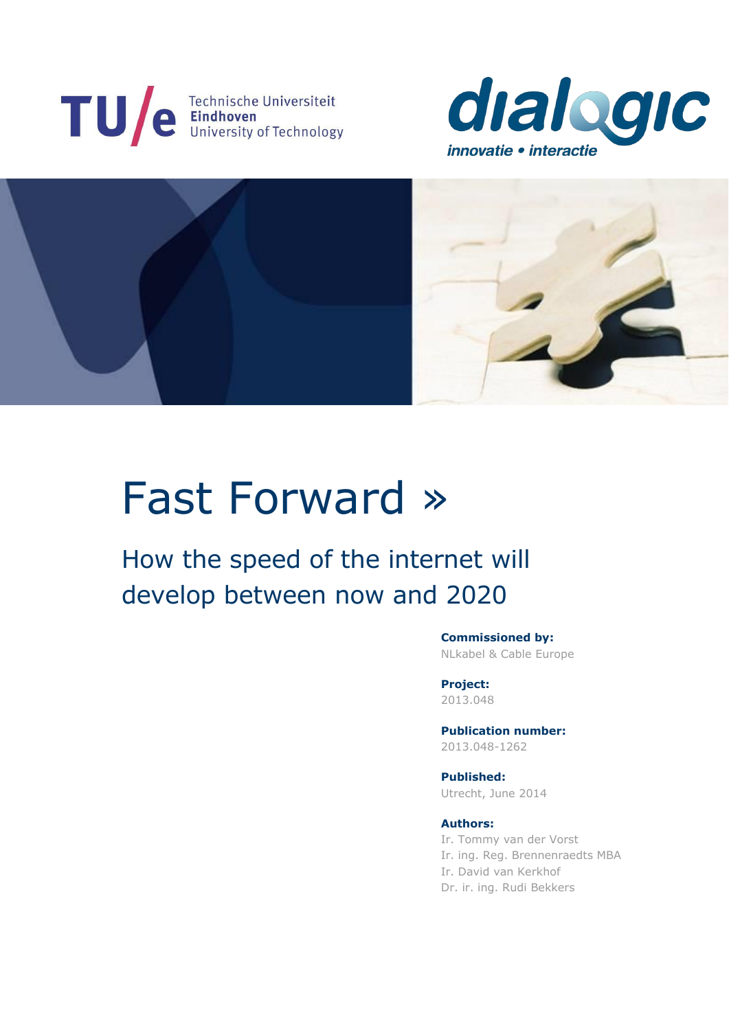Technische Universiteit **Eindhoven** University of Technology

dialogic *innovatie • interactie*

# Fast Forward »

## How the speed of the internet will develop between now and 2020

**Commissioned by:**
NLkabel & Cable Europe

**Project:**
2013.048

**Publication number:**
2013.048-1262

**Published:**
Utrecht, June 2014

**Authors:**
Ir. Tommy van der Vorst
Ir. ing. Reg. Brennenraedts MBA
Ir. David van Kerkhof
Dr. ir. ing. Rudi Bekkers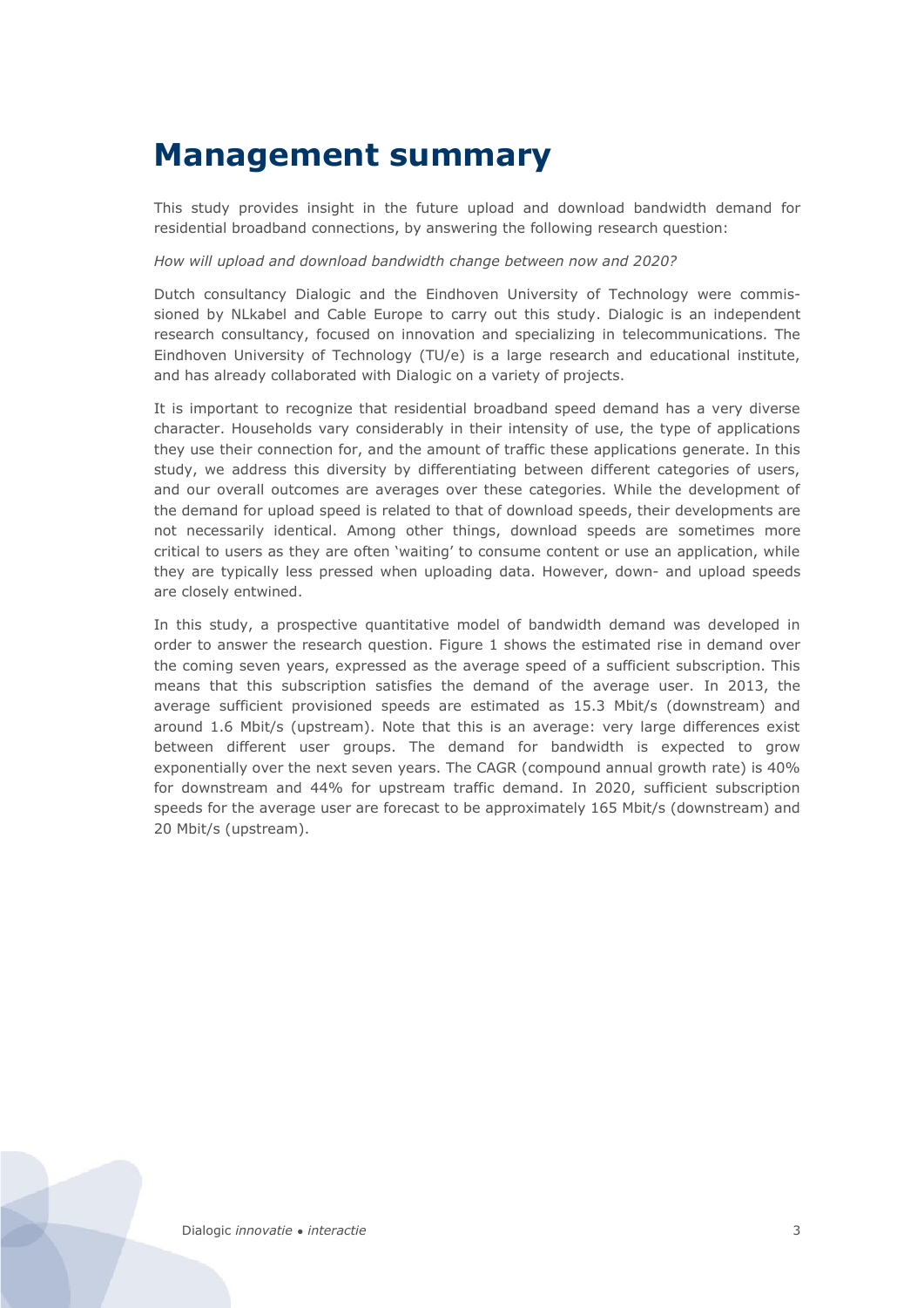# Management summary

This study provides insight in the future upload and download bandwidth demand for residential broadband connections, by answering the following research question:

*How will upload and download bandwidth change between now and 2020?*

Dutch consultancy Dialogic and the Eindhoven University of Technology were commissioned by NLkabel and Cable Europe to carry out this study. Dialogic is an independent research consultancy, focused on innovation and specializing in telecommunications. The Eindhoven University of Technology (TU/e) is a large research and educational institute, and has already collaborated with Dialogic on a variety of projects.

It is important to recognize that residential broadband speed demand has a very diverse character. Households vary considerably in their intensity of use, the type of applications they use their connection for, and the amount of traffic these applications generate. In this study, we address this diversity by differentiating between different categories of users, and our overall outcomes are averages over these categories. While the development of the demand for upload speed is related to that of download speeds, their developments are not necessarily identical. Among other things, download speeds are sometimes more critical to users as they are often 'waiting' to consume content or use an application, while they are typically less pressed when uploading data. However, down- and upload speeds are closely entwined.

In this study, a prospective quantitative model of bandwidth demand was developed in order to answer the research question. Figure 1 shows the estimated rise in demand over the coming seven years, expressed as the average speed of a sufficient subscription. This means that this subscription satisfies the demand of the average user. In 2013, the average sufficient provisioned speeds are estimated as 15.3 Mbit/s (downstream) and around 1.6 Mbit/s (upstream). Note that this is an average: very large differences exist between different user groups. The demand for bandwidth is expected to grow exponentially over the next seven years. The CAGR (compound annual growth rate) is 40% for downstream and 44% for upstream traffic demand. In 2020, sufficient subscription speeds for the average user are forecast to be approximately 165 Mbit/s (downstream) and 20 Mbit/s (upstream).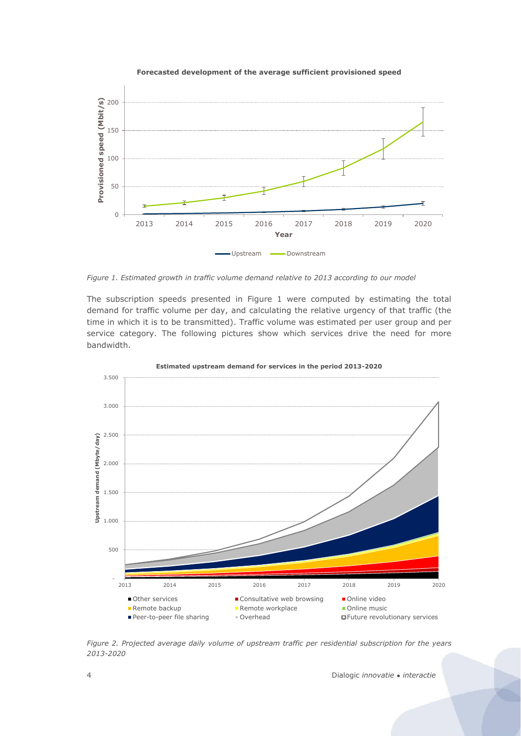*Figure 1. Estimated growth in traffic volume demand relative to 2013 according to our model*

The subscription speeds presented in Figure 1 were computed by estimating the total demand for traffic volume per day, and calculating the relative urgency of that traffic (the time in which it is to be transmitted). Traffic volume was estimated per user group and per service category. The following pictures show which services drive the need for more bandwidth.

*Figure 2. Projected average daily volume of upstream traffic per residential subscription for the years 2013-2020*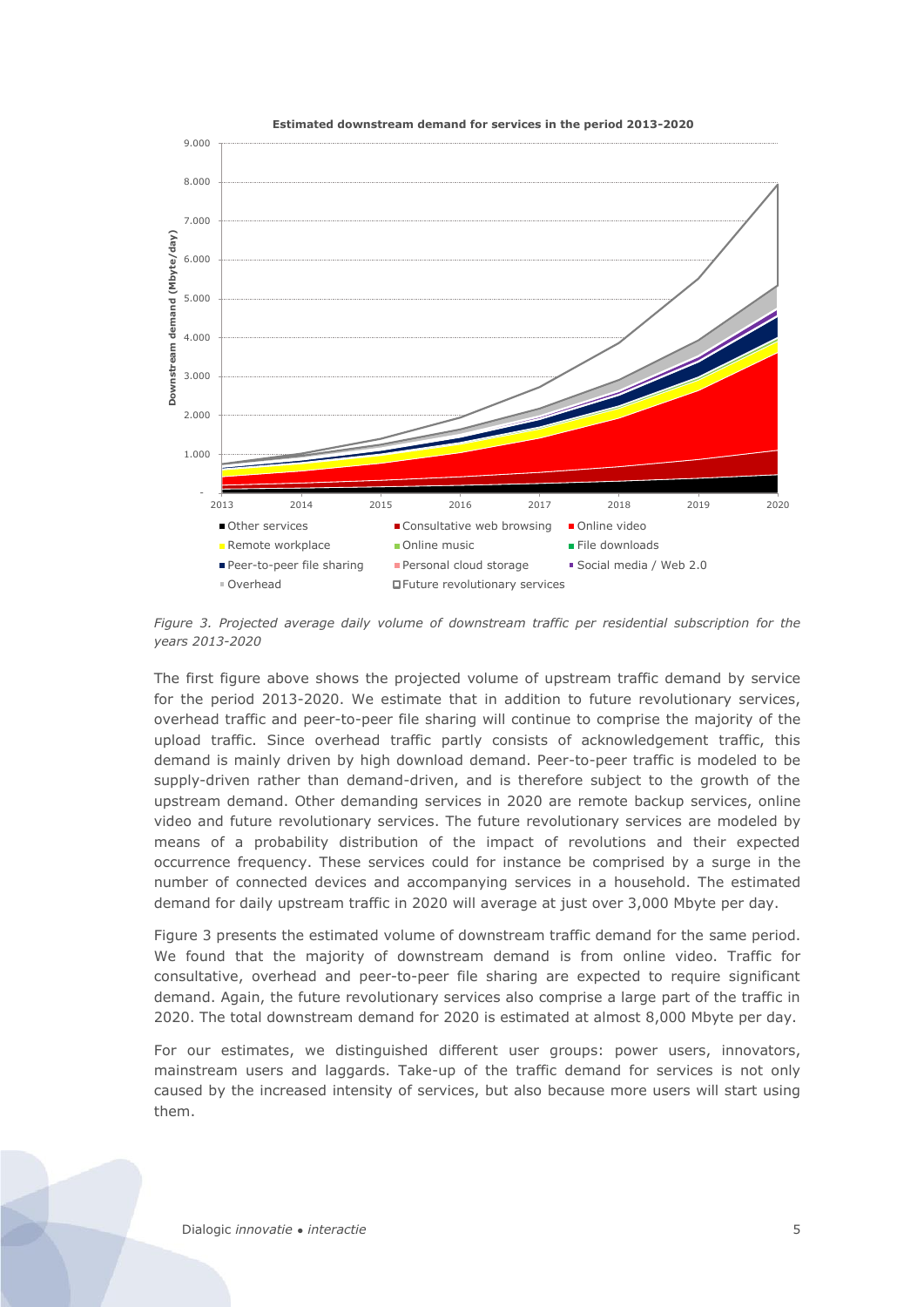Figure 3. Projected average daily volume of downstream traffic per residential subscription for the years 2013-2020

The first figure above shows the projected volume of upstream traffic demand by service for the period 2013-2020. We estimate that in addition to future revolutionary services, overhead traffic and peer-to-peer file sharing will continue to comprise the majority of the upload traffic. Since overhead traffic partly consists of acknowledgement traffic, this demand is mainly driven by high download demand. Peer-to-peer traffic is modeled to be supply-driven rather than demand-driven, and is therefore subject to the growth of the upstream demand. Other demanding services in 2020 are remote backup services, online video and future revolutionary services. The future revolutionary services are modeled by means of a probability distribution of the impact of revolutions and their expected occurrence frequency. These services could for instance be comprised by a surge in the number of connected devices and accompanying services in a household. The estimated demand for daily upstream traffic in 2020 will average at just over 3,000 Mbyte per day.

Figure 3 presents the estimated volume of downstream traffic demand for the same period. We found that the majority of downstream demand is from online video. Traffic for consultative, overhead and peer-to-peer file sharing are expected to require significant demand. Again, the future revolutionary services also comprise a large part of the traffic in 2020. The total downstream demand for 2020 is estimated at almost 8,000 Mbyte per day.

For our estimates, we distinguished different user groups: power users, innovators, mainstream users and laggards. Take-up of the traffic demand for services is not only caused by the increased intensity of services, but also because more users will start using them.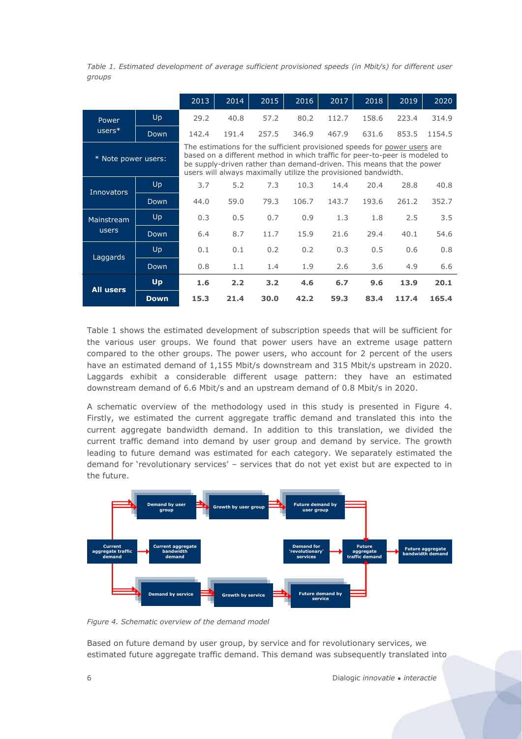*Table 1. Estimated development of average sufficient provisioned speeds (in Mbit/s) for different user groups*

| | | 2013 | 2014 | 2015 | 2016 | 2017 | 2018 | 2019 | 2020 |
|---|---|---|---|---|---|---|---|---|---|
| Power users* | Up | 29.2 | 40.8 | 57.2 | 80.2 | 112.7 | 158.6 | 223.4 | 314.9 |
| | Down | 142.4 | 191.4 | 257.5 | 346.9 | 467.9 | 631.6 | 853.5 | 1154.5 |
| * Note power users: | | The estimations for the sufficient provisioned speeds for power users are based on a different method in which traffic for peer-to-peer is modeled to be supply-driven rather than demand-driven. This means that the power users will always maximally utilize the provisioned bandwidth. | | | | | | | |
| Innovators | Up | 3.7 | 5.2 | 7.3 | 10.3 | 14.4 | 20.4 | 28.8 | 40.8 |
| | Down | 44.0 | 59.0 | 79.3 | 106.7 | 143.7 | 193.6 | 261.2 | 352.7 |
| Mainstream users | Up | 0.3 | 0.5 | 0.7 | 0.9 | 1.3 | 1.8 | 2.5 | 3.5 |
| | Down | 6.4 | 8.7 | 11.7 | 15.9 | 21.6 | 29.4 | 40.1 | 54.6 |
| Laggards | Up | 0.1 | 0.1 | 0.2 | 0.2 | 0.3 | 0.5 | 0.6 | 0.8 |
| | Down | 0.8 | 1.1 | 1.4 | 1.9 | 2.6 | 3.6 | 4.9 | 6.6 |
| **All users** | **Up** | **1.6** | **2.2** | **3.2** | **4.6** | **6.7** | **9.6** | **13.9** | **20.1** |
| | **Down** | **15.3** | **21.4** | **30.0** | **42.2** | **59.3** | **83.4** | **117.4** | **165.4** |

Table 1 shows the estimated development of subscription speeds that will be sufficient for the various user groups. We found that power users have an extreme usage pattern compared to the other groups. The power users, who account for 2 percent of the users have an estimated demand of 1,155 Mbit/s downstream and 315 Mbit/s upstream in 2020. Laggards exhibit a considerable different usage pattern: they have an estimated downstream demand of 6.6 Mbit/s and an upstream demand of 0.8 Mbit/s in 2020.

A schematic overview of the methodology used in this study is presented in Figure 4. Firstly, we estimated the current aggregate traffic demand and translated this into the current aggregate bandwidth demand. In addition to this translation, we divided the current traffic demand into demand by user group and demand by service. The growth leading to future demand was estimated for each category. We separately estimated the demand for 'revolutionary services' – services that do not yet exist but are expected to in the future.

Demand by user group → Growth by user group → Future demand by user group

Current aggregate traffic demand → Current aggregate bandwidth demand

Demand for 'revolutionary' services → Future aggregate traffic demand → Future aggregate bandwidth demand

Demand by service → Growth by service → Future demand by service

*Figure 4. Schematic overview of the demand model*

Based on future demand by user group, by service and for revolutionary services, we estimated future aggregate traffic demand. This demand was subsequently translated into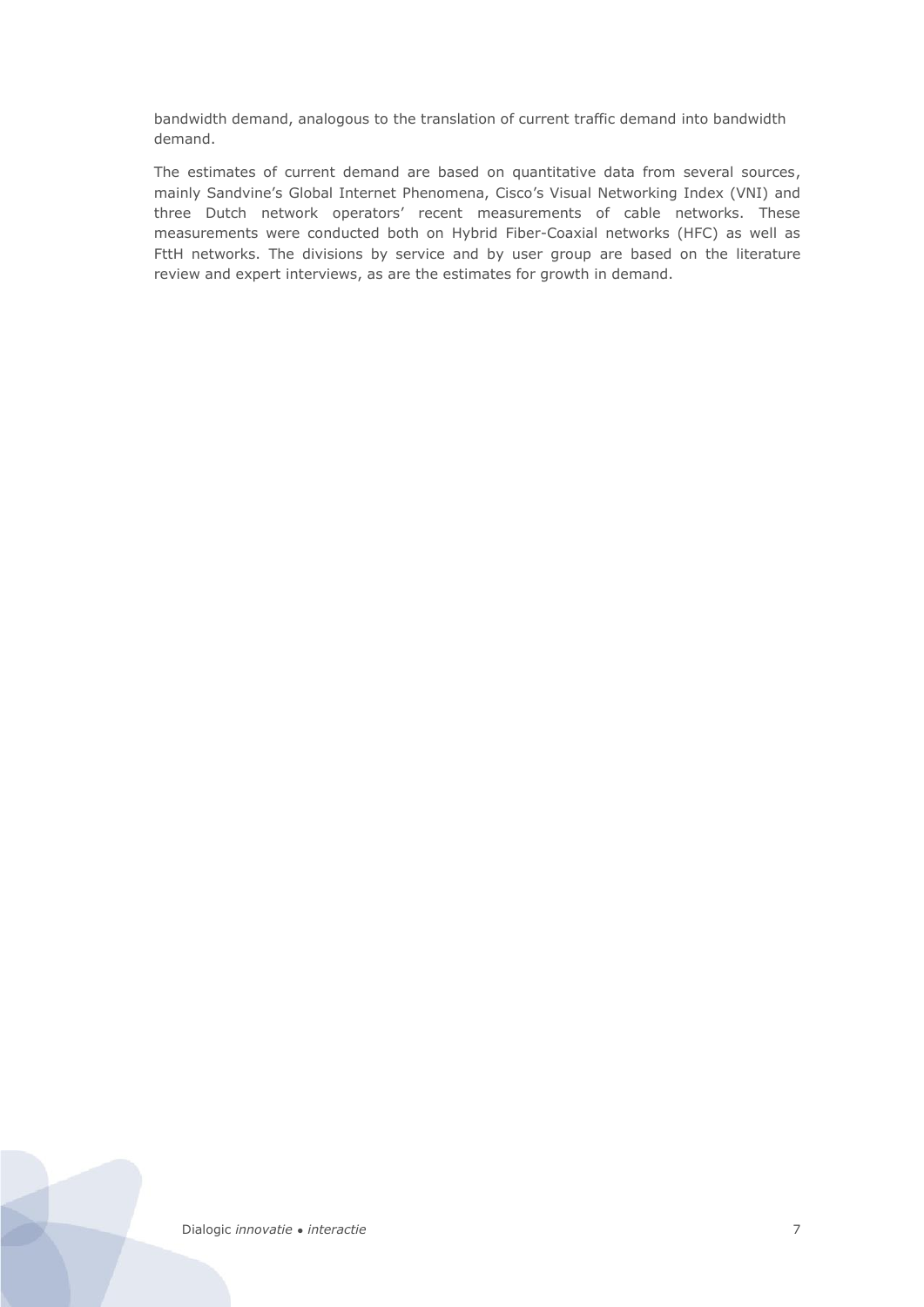bandwidth demand, analogous to the translation of current traffic demand into bandwidth demand.

The estimates of current demand are based on quantitative data from several sources, mainly Sandvine's Global Internet Phenomena, Cisco's Visual Networking Index (VNI) and three Dutch network operators' recent measurements of cable networks. These measurements were conducted both on Hybrid Fiber-Coaxial networks (HFC) as well as FttH networks. The divisions by service and by user group are based on the literature review and expert interviews, as are the estimates for growth in demand.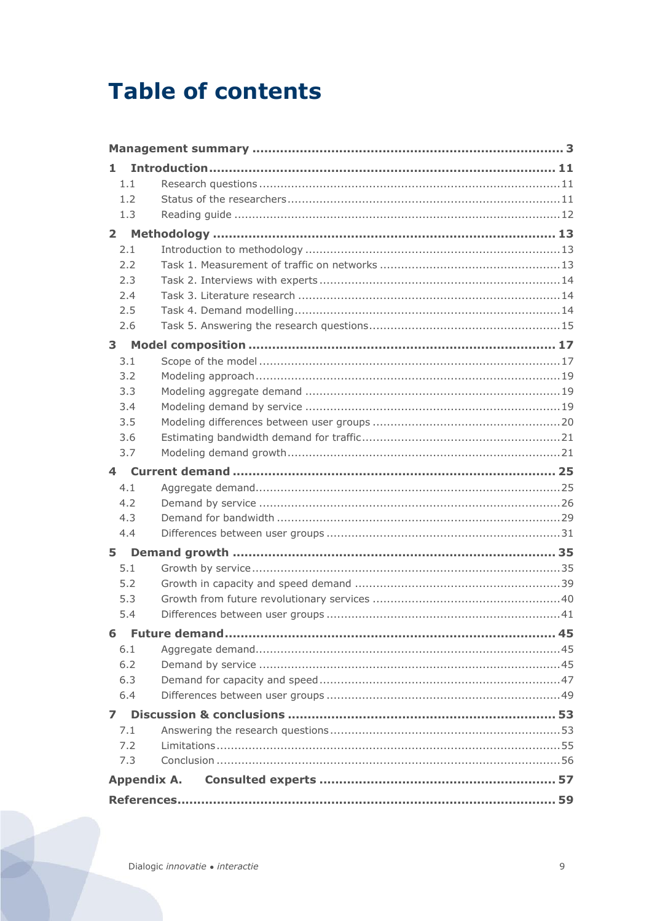# Table of contents

| | | |
|---|---|---|
| **Management summary** | | **3** |
| **1** | **Introduction** | **11** |
| 1.1 | Research questions | 11 |
| 1.2 | Status of the researchers | 11 |
| 1.3 | Reading guide | 12 |
| **2** | **Methodology** | **13** |
| 2.1 | Introduction to methodology | 13 |
| 2.2 | Task 1. Measurement of traffic on networks | 13 |
| 2.3 | Task 2. Interviews with experts | 14 |
| 2.4 | Task 3. Literature research | 14 |
| 2.5 | Task 4. Demand modelling | 14 |
| 2.6 | Task 5. Answering the research questions | 15 |
| **3** | **Model composition** | **17** |
| 3.1 | Scope of the model | 17 |
| 3.2 | Modeling approach | 19 |
| 3.3 | Modeling aggregate demand | 19 |
| 3.4 | Modeling demand by service | 19 |
| 3.5 | Modeling differences between user groups | 20 |
| 3.6 | Estimating bandwidth demand for traffic | 21 |
| 3.7 | Modeling demand growth | 21 |
| **4** | **Current demand** | **25** |
| 4.1 | Aggregate demand | 25 |
| 4.2 | Demand by service | 26 |
| 4.3 | Demand for bandwidth | 29 |
| 4.4 | Differences between user groups | 31 |
| **5** | **Demand growth** | **35** |
| 5.1 | Growth by service | 35 |
| 5.2 | Growth in capacity and speed demand | 39 |
| 5.3 | Growth from future revolutionary services | 40 |
| 5.4 | Differences between user groups | 41 |
| **6** | **Future demand** | **45** |
| 6.1 | Aggregate demand | 45 |
| 6.2 | Demand by service | 45 |
| 6.3 | Demand for capacity and speed | 47 |
| 6.4 | Differences between user groups | 49 |
| **7** | **Discussion & conclusions** | **53** |
| 7.1 | Answering the research questions | 53 |
| 7.2 | Limitations | 55 |
| 7.3 | Conclusion | 56 |
| **Appendix A.** | **Consulted experts** | **57** |
| **References** | | **59** |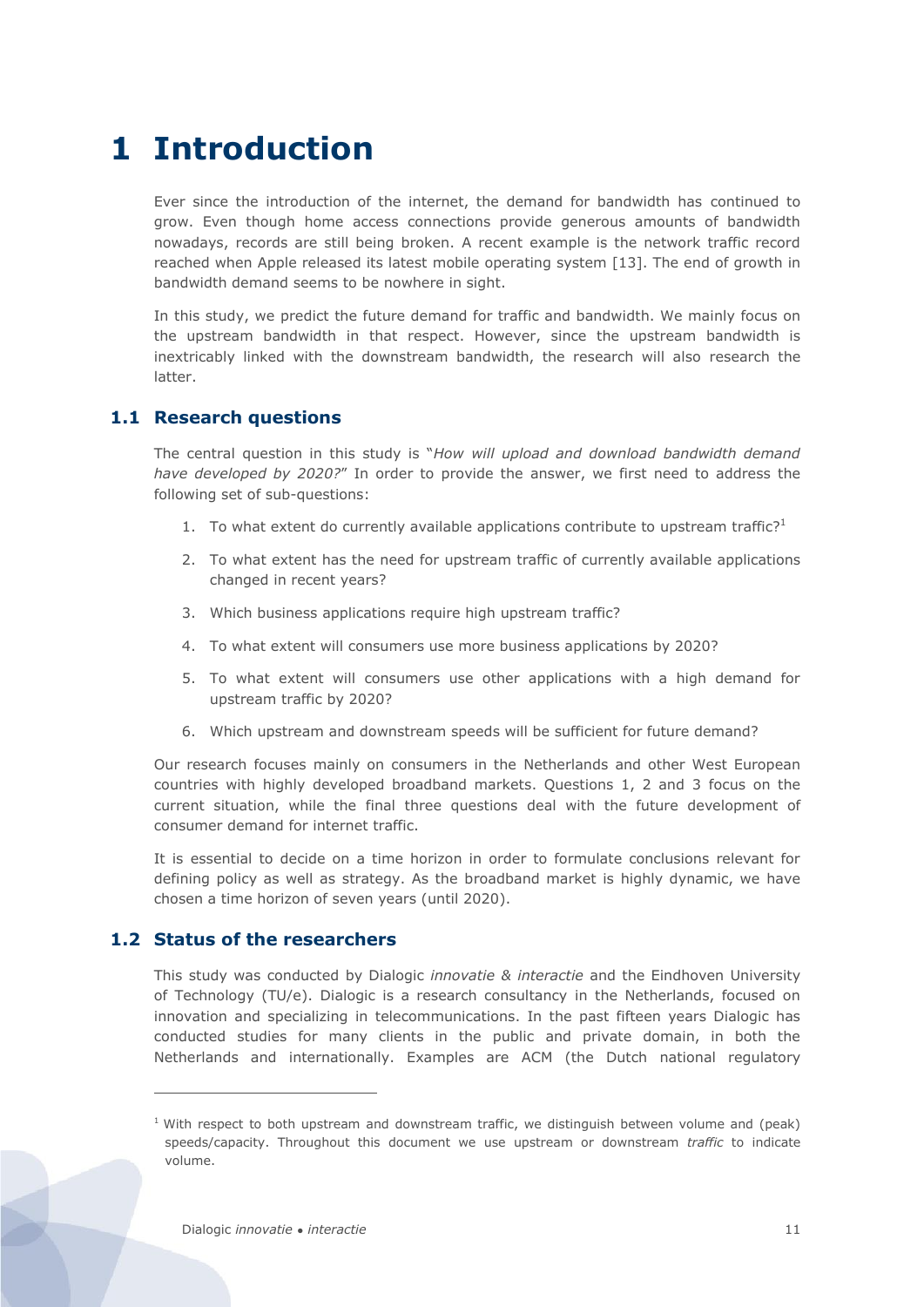# 1 Introduction

Ever since the introduction of the internet, the demand for bandwidth has continued to grow. Even though home access connections provide generous amounts of bandwidth nowadays, records are still being broken. A recent example is the network traffic record reached when Apple released its latest mobile operating system [13]. The end of growth in bandwidth demand seems to be nowhere in sight.

In this study, we predict the future demand for traffic and bandwidth. We mainly focus on the upstream bandwidth in that respect. However, since the upstream bandwidth is inextricably linked with the downstream bandwidth, the research will also research the latter.

## 1.1 Research questions

The central question in this study is "*How will upload and download bandwidth demand have developed by 2020?*" In order to provide the answer, we first need to address the following set of sub-questions:

1. To what extent do currently available applications contribute to upstream traffic?[1]
2. To what extent has the need for upstream traffic of currently available applications changed in recent years?
3. Which business applications require high upstream traffic?
4. To what extent will consumers use more business applications by 2020?
5. To what extent will consumers use other applications with a high demand for upstream traffic by 2020?
6. Which upstream and downstream speeds will be sufficient for future demand?

Our research focuses mainly on consumers in the Netherlands and other West European countries with highly developed broadband markets. Questions 1, 2 and 3 focus on the current situation, while the final three questions deal with the future development of consumer demand for internet traffic.

It is essential to decide on a time horizon in order to formulate conclusions relevant for defining policy as well as strategy. As the broadband market is highly dynamic, we have chosen a time horizon of seven years (until 2020).

## 1.2 Status of the researchers

This study was conducted by Dialogic *innovatie & interactie* and the Eindhoven University of Technology (TU/e). Dialogic is a research consultancy in the Netherlands, focused on innovation and specializing in telecommunications. In the past fifteen years Dialogic has conducted studies for many clients in the public and private domain, in both the Netherlands and internationally. Examples are ACM (the Dutch national regulatory

---

[1] With respect to both upstream and downstream traffic, we distinguish between volume and (peak) speeds/capacity. Throughout this document we use upstream or downstream *traffic* to indicate volume.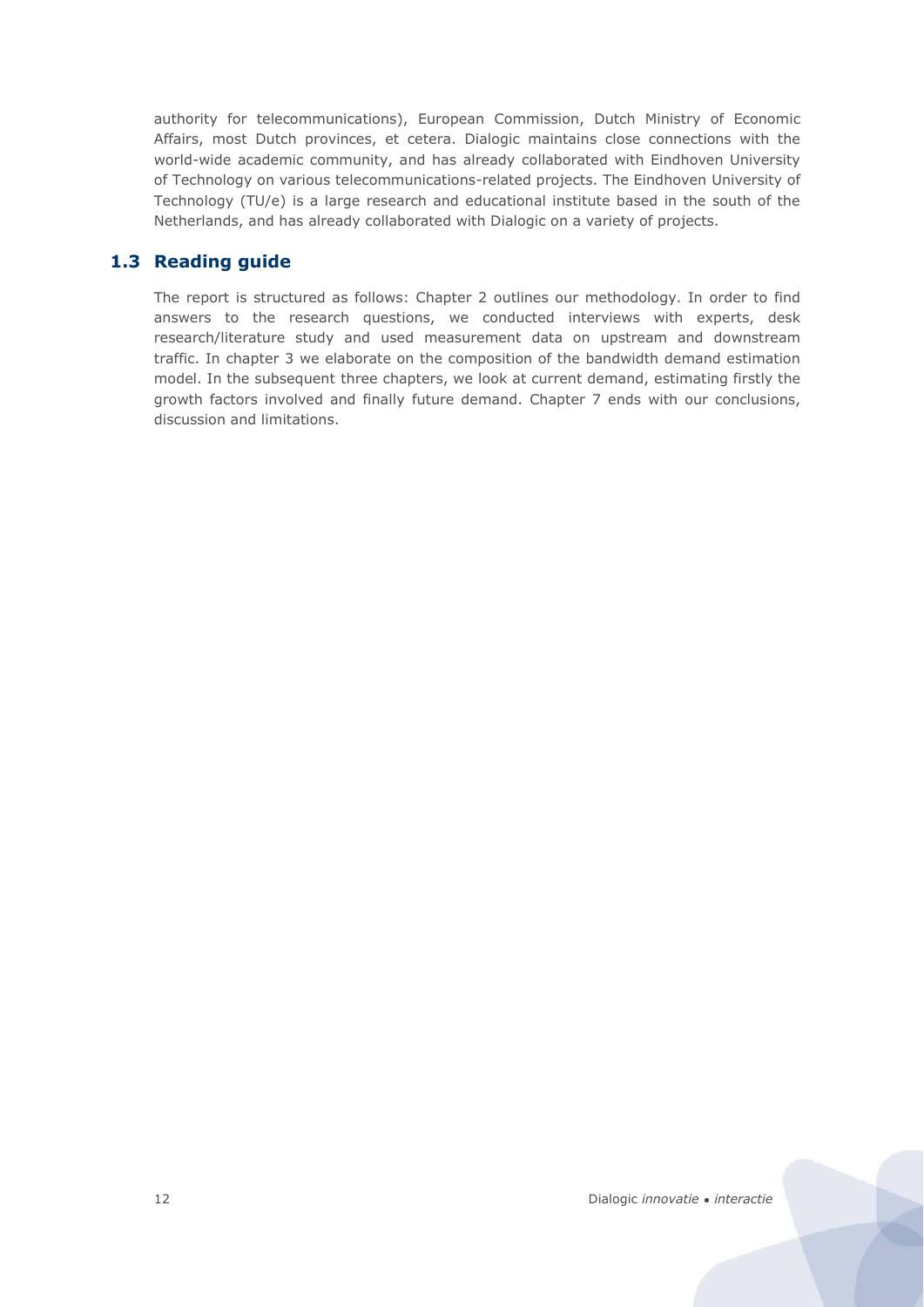authority for telecommunications), European Commission, Dutch Ministry of Economic Affairs, most Dutch provinces, et cetera. Dialogic maintains close connections with the world-wide academic community, and has already collaborated with Eindhoven University of Technology on various telecommunications-related projects. The Eindhoven University of Technology (TU/e) is a large research and educational institute based in the south of the Netherlands, and has already collaborated with Dialogic on a variety of projects.

## 1.3 Reading guide

The report is structured as follows: Chapter 2 outlines our methodology. In order to find answers to the research questions, we conducted interviews with experts, desk research/literature study and used measurement data on upstream and downstream traffic. In chapter 3 we elaborate on the composition of the bandwidth demand estimation model. In the subsequent three chapters, we look at current demand, estimating firstly the growth factors involved and finally future demand. Chapter 7 ends with our conclusions, discussion and limitations.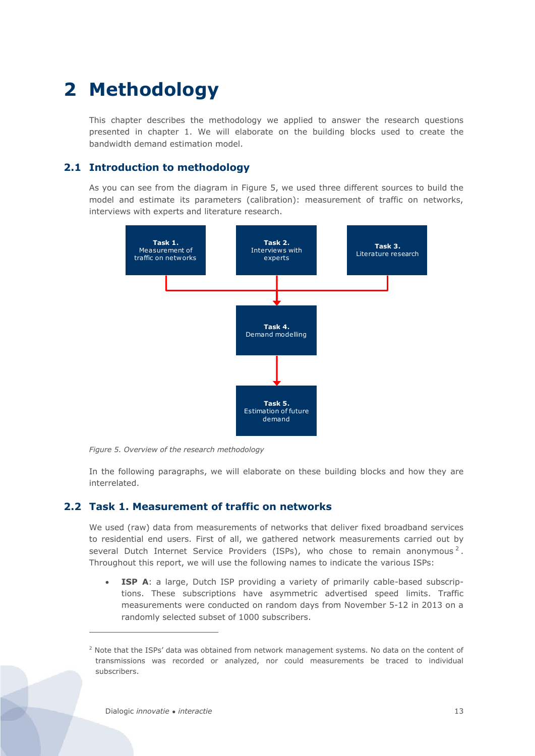// Page 12 of 59: pure text extraction, diagram-box labels omitted since they sit inside the figure.
# 2 Methodology

This chapter describes the methodology we applied to answer the research questions presented in chapter 1. We will elaborate on the building blocks used to create the bandwidth demand estimation model.

## 2.1 Introduction to methodology

As you can see from the diagram in Figure 5, we used three different sources to build the model and estimate its parameters (calibration): measurement of traffic on networks, interviews with experts and literature research.

*Figure 5. Overview of the research methodology*

In the following paragraphs, we will elaborate on these building blocks and how they are interrelated.

## 2.2 Task 1. Measurement of traffic on networks

We used (raw) data from measurements of networks that deliver fixed broadband services to residential end users. First of all, we gathered network measurements carried out by several Dutch Internet Service Providers (ISPs), who chose to remain anonymous [2]. Throughout this report, we will use the following names to indicate the various ISPs:

- **ISP A**: a large, Dutch ISP providing a variety of primarily cable-based subscriptions. These subscriptions have asymmetric advertised speed limits. Traffic measurements were conducted on random days from November 5-12 in 2013 on a randomly selected subset of 1000 subscribers.

[2] Note that the ISPs' data was obtained from network management systems. No data on the content of transmissions was recorded or analyzed, nor could measurements be traced to individual subscribers.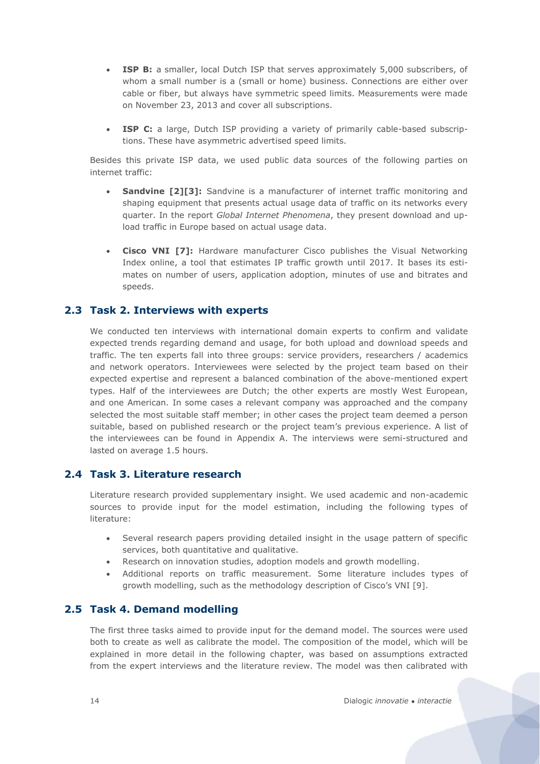- **ISP B:** a smaller, local Dutch ISP that serves approximately 5,000 subscribers, of whom a small number is a (small or home) business. Connections are either over cable or fiber, but always have symmetric speed limits. Measurements were made on November 23, 2013 and cover all subscriptions.

- **ISP C:** a large, Dutch ISP providing a variety of primarily cable-based subscriptions. These have asymmetric advertised speed limits.

Besides this private ISP data, we used public data sources of the following parties on internet traffic:

- **Sandvine [2][3]:** Sandvine is a manufacturer of internet traffic monitoring and shaping equipment that presents actual usage data of traffic on its networks every quarter. In the report *Global Internet Phenomena*, they present download and upload traffic in Europe based on actual usage data.

- **Cisco VNI [7]:** Hardware manufacturer Cisco publishes the Visual Networking Index online, a tool that estimates IP traffic growth until 2017. It bases its estimates on number of users, application adoption, minutes of use and bitrates and speeds.

## 2.3 Task 2. Interviews with experts

We conducted ten interviews with international domain experts to confirm and validate expected trends regarding demand and usage, for both upload and download speeds and traffic. The ten experts fall into three groups: service providers, researchers / academics and network operators. Interviewees were selected by the project team based on their expected expertise and represent a balanced combination of the above-mentioned expert types. Half of the interviewees are Dutch; the other experts are mostly West European, and one American. In some cases a relevant company was approached and the company selected the most suitable staff member; in other cases the project team deemed a person suitable, based on published research or the project team's previous experience. A list of the interviewees can be found in Appendix A. The interviews were semi-structured and lasted on average 1.5 hours.

## 2.4 Task 3. Literature research

Literature research provided supplementary insight. We used academic and non-academic sources to provide input for the model estimation, including the following types of literature:

- Several research papers providing detailed insight in the usage pattern of specific services, both quantitative and qualitative.
- Research on innovation studies, adoption models and growth modelling.
- Additional reports on traffic measurement. Some literature includes types of growth modelling, such as the methodology description of Cisco's VNI [9].

## 2.5 Task 4. Demand modelling

The first three tasks aimed to provide input for the demand model. The sources were used both to create as well as calibrate the model. The composition of the model, which will be explained in more detail in the following chapter, was based on assumptions extracted from the expert interviews and the literature review. The model was then calibrated with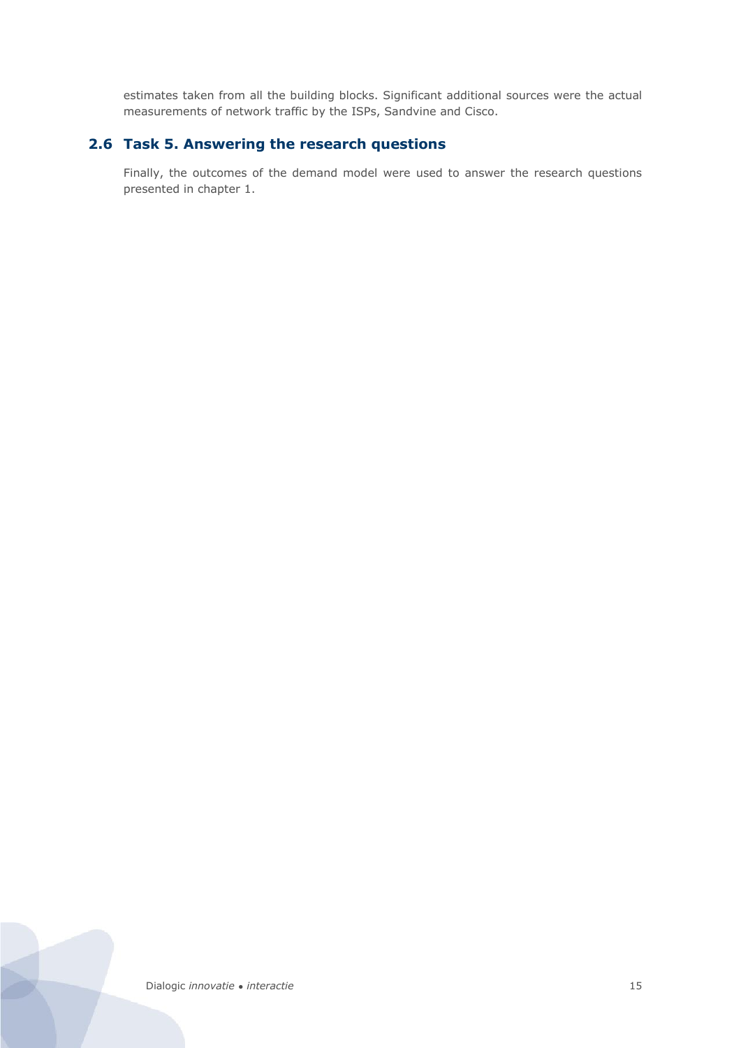estimates taken from all the building blocks. Significant additional sources were the actual measurements of network traffic by the ISPs, Sandvine and Cisco.

## 2.6 Task 5. Answering the research questions

Finally, the outcomes of the demand model were used to answer the research questions presented in chapter 1.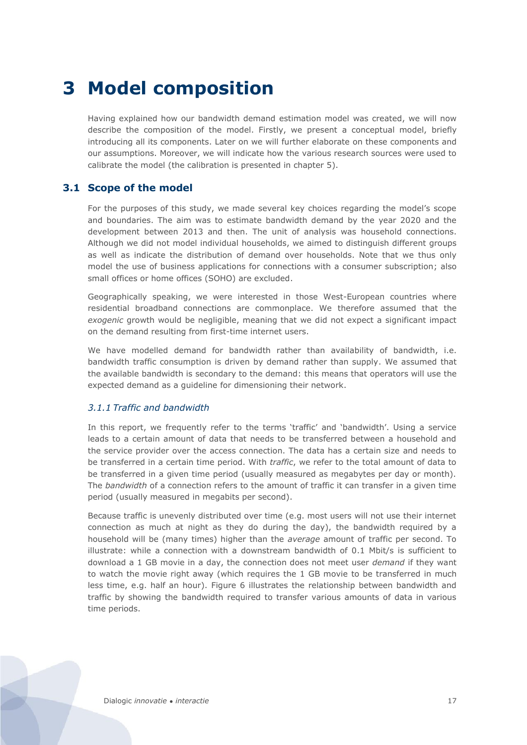# 3 Model composition

Having explained how our bandwidth demand estimation model was created, we will now describe the composition of the model. Firstly, we present a conceptual model, briefly introducing all its components. Later on we will further elaborate on these components and our assumptions. Moreover, we will indicate how the various research sources were used to calibrate the model (the calibration is presented in chapter 5).

## 3.1 Scope of the model

For the purposes of this study, we made several key choices regarding the model's scope and boundaries. The aim was to estimate bandwidth demand by the year 2020 and the development between 2013 and then. The unit of analysis was household connections. Although we did not model individual households, we aimed to distinguish different groups as well as indicate the distribution of demand over households. Note that we thus only model the use of business applications for connections with a consumer subscription; also small offices or home offices (SOHO) are excluded.

Geographically speaking, we were interested in those West-European countries where residential broadband connections are commonplace. We therefore assumed that the *exogenic* growth would be negligible, meaning that we did not expect a significant impact on the demand resulting from first-time internet users.

We have modelled demand for bandwidth rather than availability of bandwidth, i.e. bandwidth traffic consumption is driven by demand rather than supply. We assumed that the available bandwidth is secondary to the demand: this means that operators will use the expected demand as a guideline for dimensioning their network.

### *3.1.1 Traffic and bandwidth*

In this report, we frequently refer to the terms 'traffic' and 'bandwidth'. Using a service leads to a certain amount of data that needs to be transferred between a household and the service provider over the access connection. The data has a certain size and needs to be transferred in a certain time period. With *traffic*, we refer to the total amount of data to be transferred in a given time period (usually measured as megabytes per day or month). The *bandwidth* of a connection refers to the amount of traffic it can transfer in a given time period (usually measured in megabits per second).

Because traffic is unevenly distributed over time (e.g. most users will not use their internet connection as much at night as they do during the day), the bandwidth required by a household will be (many times) higher than the *average* amount of traffic per second. To illustrate: while a connection with a downstream bandwidth of 0.1 Mbit/s is sufficient to download a 1 GB movie in a day, the connection does not meet user *demand* if they want to watch the movie right away (which requires the 1 GB movie to be transferred in much less time, e.g. half an hour). Figure 6 illustrates the relationship between bandwidth and traffic by showing the bandwidth required to transfer various amounts of data in various time periods.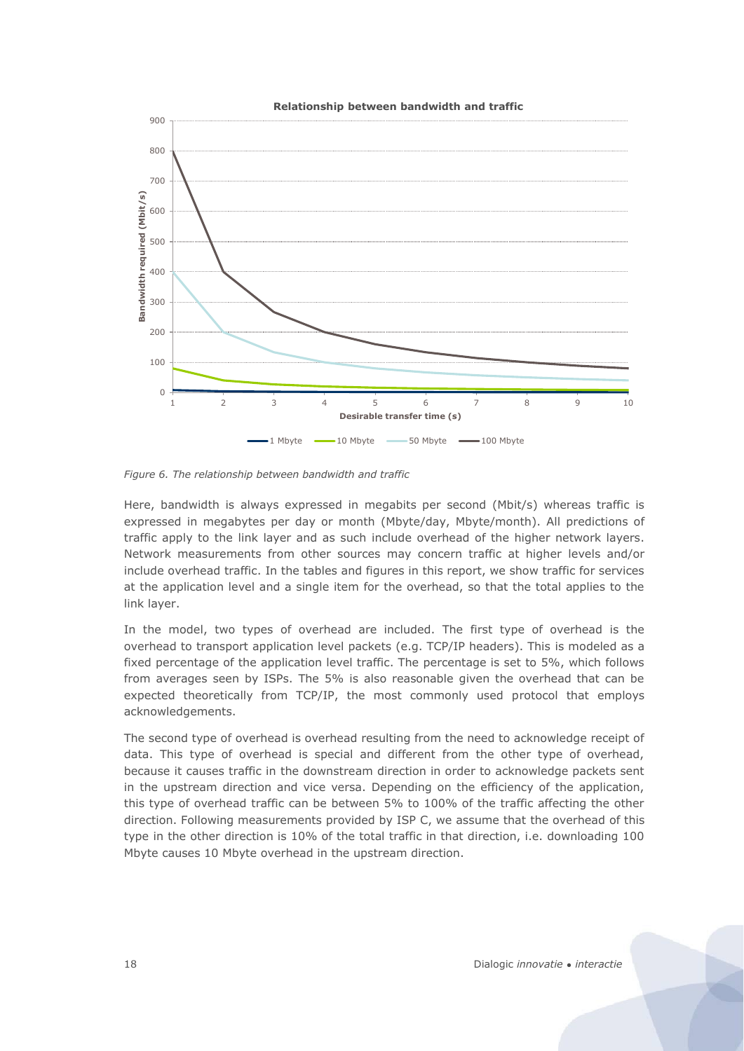*Figure 6. The relationship between bandwidth and traffic*

Here, bandwidth is always expressed in megabits per second (Mbit/s) whereas traffic is expressed in megabytes per day or month (Mbyte/day, Mbyte/month). All predictions of traffic apply to the link layer and as such include overhead of the higher network layers. Network measurements from other sources may concern traffic at higher levels and/or include overhead traffic. In the tables and figures in this report, we show traffic for services at the application level and a single item for the overhead, so that the total applies to the link layer.

In the model, two types of overhead are included. The first type of overhead is the overhead to transport application level packets (e.g. TCP/IP headers). This is modeled as a fixed percentage of the application level traffic. The percentage is set to 5%, which follows from averages seen by ISPs. The 5% is also reasonable given the overhead that can be expected theoretically from TCP/IP, the most commonly used protocol that employs acknowledgements.

The second type of overhead is overhead resulting from the need to acknowledge receipt of data. This type of overhead is special and different from the other type of overhead, because it causes traffic in the downstream direction in order to acknowledge packets sent in the upstream direction and vice versa. Depending on the efficiency of the application, this type of overhead traffic can be between 5% to 100% of the traffic affecting the other direction. Following measurements provided by ISP C, we assume that the overhead of this type in the other direction is 10% of the total traffic in that direction, i.e. downloading 100 Mbyte causes 10 Mbyte overhead in the upstream direction.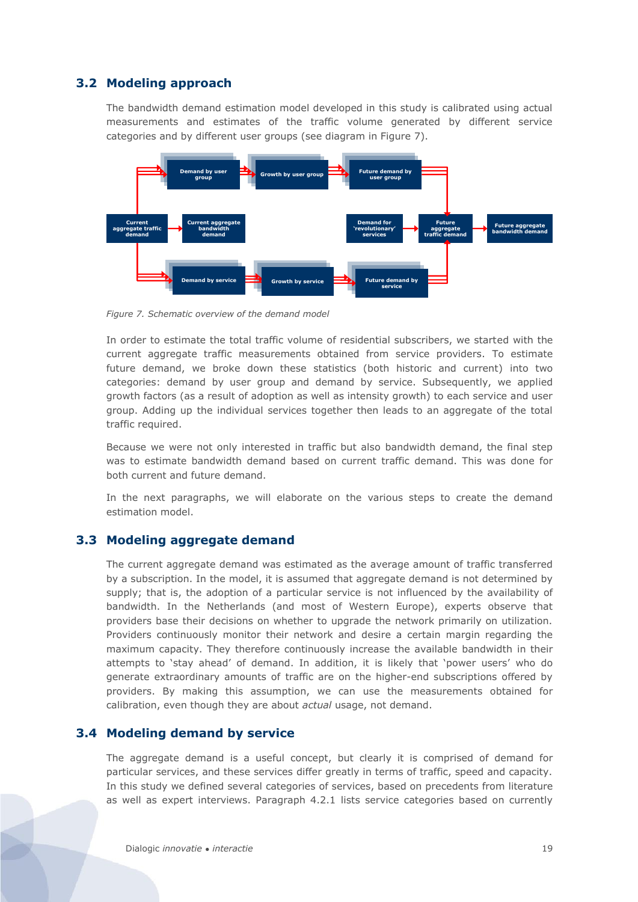## 3.2 Modeling approach

The bandwidth demand estimation model developed in this study is calibrated using actual measurements and estimates of the traffic volume generated by different service categories and by different user groups (see diagram in Figure 7).

*Figure 7. Schematic overview of the demand model*

In order to estimate the total traffic volume of residential subscribers, we started with the current aggregate traffic measurements obtained from service providers. To estimate future demand, we broke down these statistics (both historic and current) into two categories: demand by user group and demand by service. Subsequently, we applied growth factors (as a result of adoption as well as intensity growth) to each service and user group. Adding up the individual services together then leads to an aggregate of the total traffic required.

Because we were not only interested in traffic but also bandwidth demand, the final step was to estimate bandwidth demand based on current traffic demand. This was done for both current and future demand.

In the next paragraphs, we will elaborate on the various steps to create the demand estimation model.

## 3.3 Modeling aggregate demand

The current aggregate demand was estimated as the average amount of traffic transferred by a subscription. In the model, it is assumed that aggregate demand is not determined by supply; that is, the adoption of a particular service is not influenced by the availability of bandwidth. In the Netherlands (and most of Western Europe), experts observe that providers base their decisions on whether to upgrade the network primarily on utilization. Providers continuously monitor their network and desire a certain margin regarding the maximum capacity. They therefore continuously increase the available bandwidth in their attempts to 'stay ahead' of demand. In addition, it is likely that 'power users' who do generate extraordinary amounts of traffic are on the higher-end subscriptions offered by providers. By making this assumption, we can use the measurements obtained for calibration, even though they are about *actual* usage, not demand.

## 3.4 Modeling demand by service

The aggregate demand is a useful concept, but clearly it is comprised of demand for particular services, and these services differ greatly in terms of traffic, speed and capacity. In this study we defined several categories of services, based on precedents from literature as well as expert interviews. Paragraph 4.2.1 lists service categories based on currently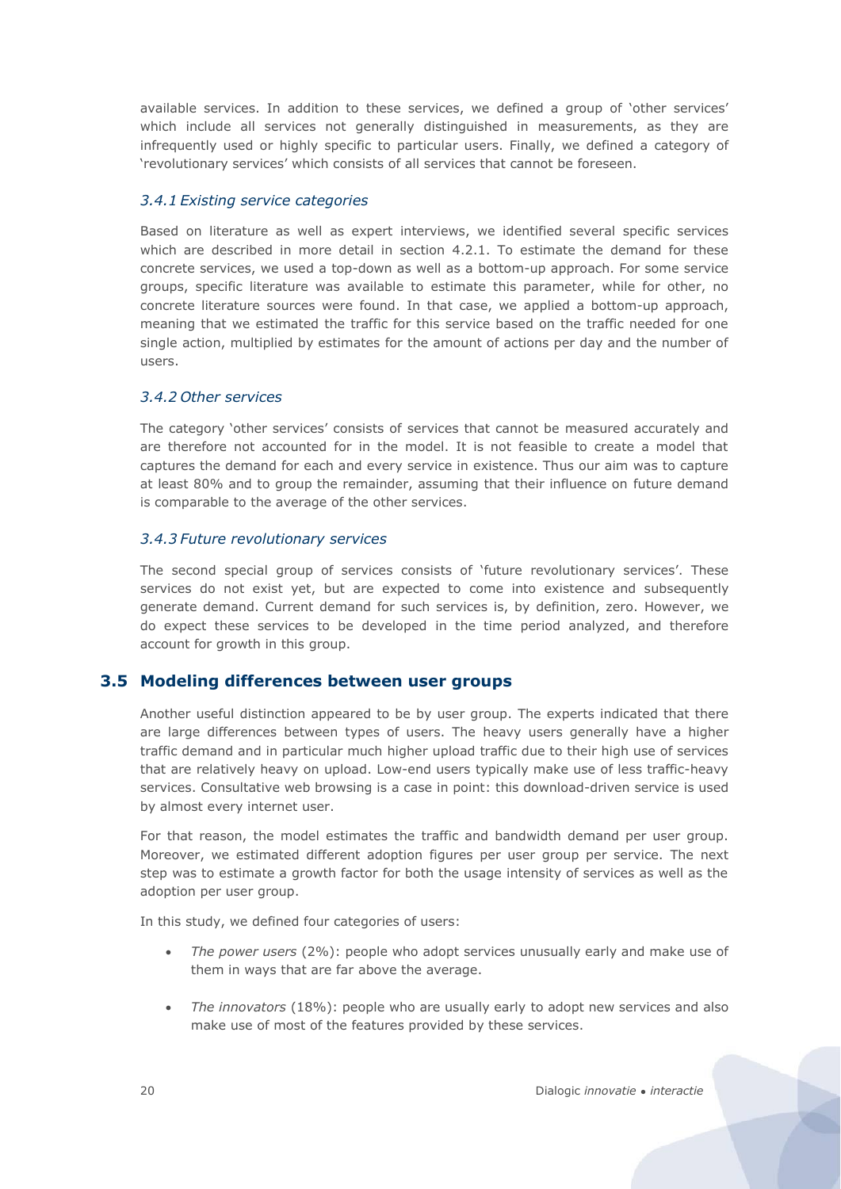available services. In addition to these services, we defined a group of 'other services' which include all services not generally distinguished in measurements, as they are infrequently used or highly specific to particular users. Finally, we defined a category of 'revolutionary services' which consists of all services that cannot be foreseen.

### *3.4.1 Existing service categories*

Based on literature as well as expert interviews, we identified several specific services which are described in more detail in section 4.2.1. To estimate the demand for these concrete services, we used a top-down as well as a bottom-up approach. For some service groups, specific literature was available to estimate this parameter, while for other, no concrete literature sources were found. In that case, we applied a bottom-up approach, meaning that we estimated the traffic for this service based on the traffic needed for one single action, multiplied by estimates for the amount of actions per day and the number of users.

### *3.4.2 Other services*

The category 'other services' consists of services that cannot be measured accurately and are therefore not accounted for in the model. It is not feasible to create a model that captures the demand for each and every service in existence. Thus our aim was to capture at least 80% and to group the remainder, assuming that their influence on future demand is comparable to the average of the other services.

### *3.4.3 Future revolutionary services*

The second special group of services consists of 'future revolutionary services'. These services do not exist yet, but are expected to come into existence and subsequently generate demand. Current demand for such services is, by definition, zero. However, we do expect these services to be developed in the time period analyzed, and therefore account for growth in this group.

## 3.5 Modeling differences between user groups

Another useful distinction appeared to be by user group. The experts indicated that there are large differences between types of users. The heavy users generally have a higher traffic demand and in particular much higher upload traffic due to their high use of services that are relatively heavy on upload. Low-end users typically make use of less traffic-heavy services. Consultative web browsing is a case in point: this download-driven service is used by almost every internet user.

For that reason, the model estimates the traffic and bandwidth demand per user group. Moreover, we estimated different adoption figures per user group per service. The next step was to estimate a growth factor for both the usage intensity of services as well as the adoption per user group.

In this study, we defined four categories of users:

- *The power users* (2%): people who adopt services unusually early and make use of them in ways that are far above the average.
- *The innovators* (18%): people who are usually early to adopt new services and also make use of most of the features provided by these services.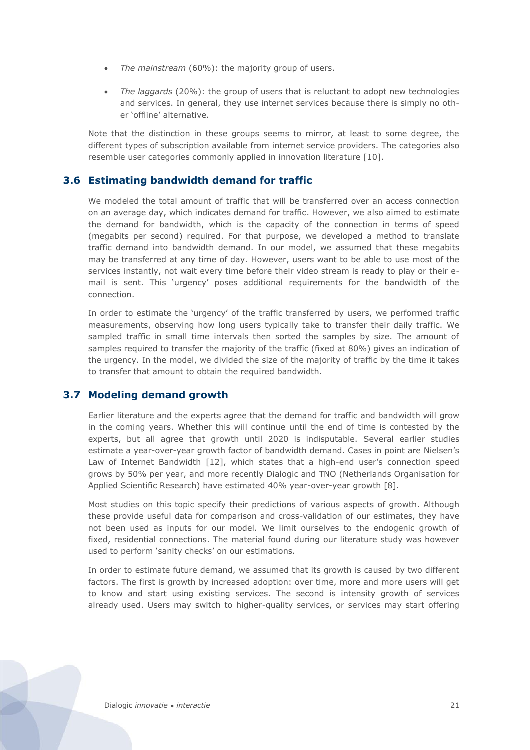- *The mainstream* (60%): the majority group of users.
- *The laggards* (20%): the group of users that is reluctant to adopt new technologies and services. In general, they use internet services because there is simply no other 'offline' alternative.

Note that the distinction in these groups seems to mirror, at least to some degree, the different types of subscription available from internet service providers. The categories also resemble user categories commonly applied in innovation literature [10].

## 3.6 Estimating bandwidth demand for traffic

We modeled the total amount of traffic that will be transferred over an access connection on an average day, which indicates demand for traffic. However, we also aimed to estimate the demand for bandwidth, which is the capacity of the connection in terms of speed (megabits per second) required. For that purpose, we developed a method to translate traffic demand into bandwidth demand. In our model, we assumed that these megabits may be transferred at any time of day. However, users want to be able to use most of the services instantly, not wait every time before their video stream is ready to play or their e-mail is sent. This 'urgency' poses additional requirements for the bandwidth of the connection.

In order to estimate the 'urgency' of the traffic transferred by users, we performed traffic measurements, observing how long users typically take to transfer their daily traffic. We sampled traffic in small time intervals then sorted the samples by size. The amount of samples required to transfer the majority of the traffic (fixed at 80%) gives an indication of the urgency. In the model, we divided the size of the majority of traffic by the time it takes to transfer that amount to obtain the required bandwidth.

## 3.7 Modeling demand growth

Earlier literature and the experts agree that the demand for traffic and bandwidth will grow in the coming years. Whether this will continue until the end of time is contested by the experts, but all agree that growth until 2020 is indisputable. Several earlier studies estimate a year-over-year growth factor of bandwidth demand. Cases in point are Nielsen's Law of Internet Bandwidth [12], which states that a high-end user's connection speed grows by 50% per year, and more recently Dialogic and TNO (Netherlands Organisation for Applied Scientific Research) have estimated 40% year-over-year growth [8].

Most studies on this topic specify their predictions of various aspects of growth. Although these provide useful data for comparison and cross-validation of our estimates, they have not been used as inputs for our model. We limit ourselves to the endogenic growth of fixed, residential connections. The material found during our literature study was however used to perform 'sanity checks' on our estimations.

In order to estimate future demand, we assumed that its growth is caused by two different factors. The first is growth by increased adoption: over time, more and more users will get to know and start using existing services. The second is intensity growth of services already used. Users may switch to higher-quality services, or services may start offering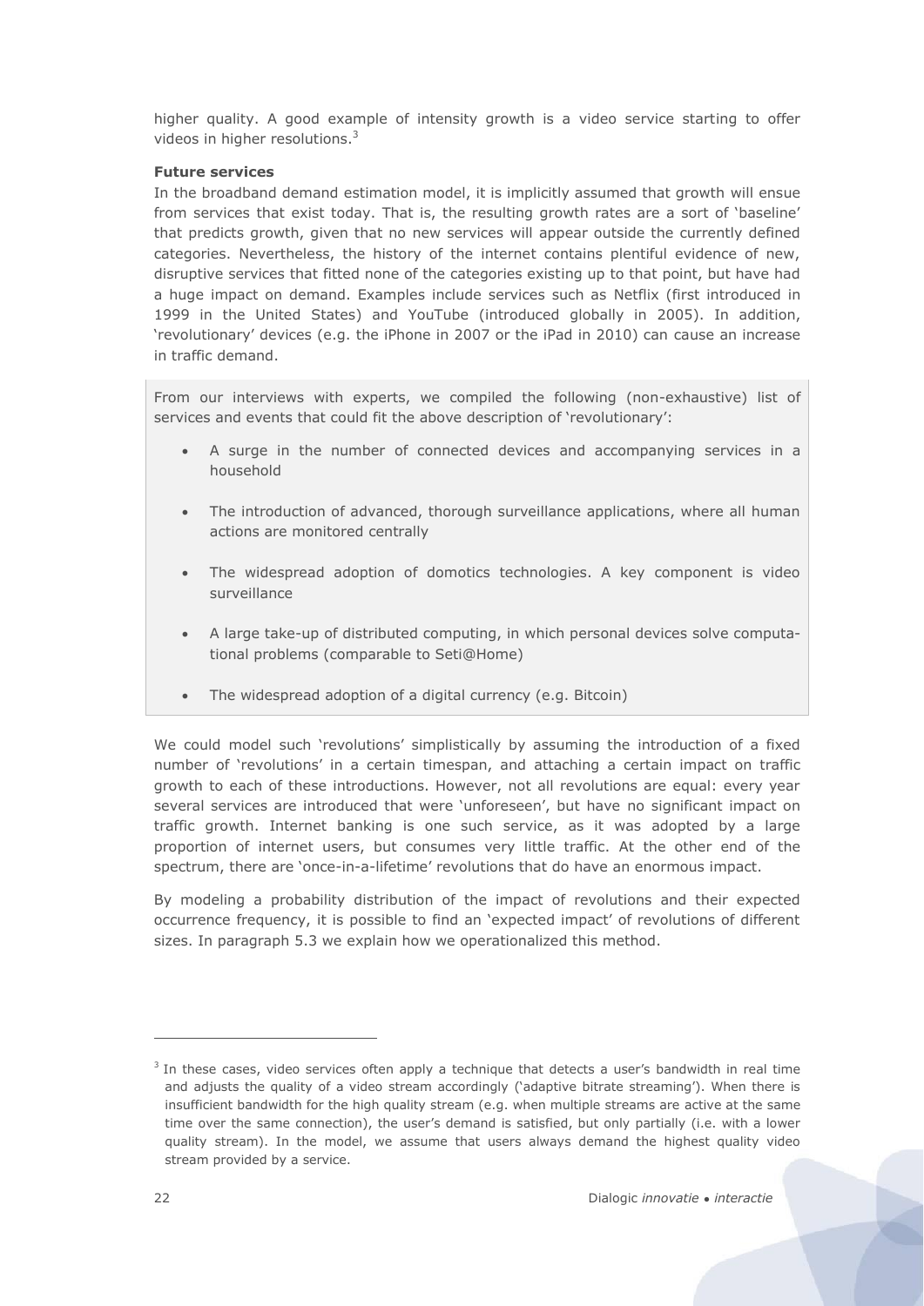higher quality. A good example of intensity growth is a video service starting to offer videos in higher resolutions.[3]

**Future services**

In the broadband demand estimation model, it is implicitly assumed that growth will ensue from services that exist today. That is, the resulting growth rates are a sort of 'baseline' that predicts growth, given that no new services will appear outside the currently defined categories. Nevertheless, the history of the internet contains plentiful evidence of new, disruptive services that fitted none of the categories existing up to that point, but have had a huge impact on demand. Examples include services such as Netflix (first introduced in 1999 in the United States) and YouTube (introduced globally in 2005). In addition, 'revolutionary' devices (e.g. the iPhone in 2007 or the iPad in 2010) can cause an increase in traffic demand.

From our interviews with experts, we compiled the following (non-exhaustive) list of services and events that could fit the above description of 'revolutionary':

- A surge in the number of connected devices and accompanying services in a household
- The introduction of advanced, thorough surveillance applications, where all human actions are monitored centrally
- The widespread adoption of domotics technologies. A key component is video surveillance
- A large take-up of distributed computing, in which personal devices solve computational problems (comparable to Seti@Home)
- The widespread adoption of a digital currency (e.g. Bitcoin)

We could model such 'revolutions' simplistically by assuming the introduction of a fixed number of 'revolutions' in a certain timespan, and attaching a certain impact on traffic growth to each of these introductions. However, not all revolutions are equal: every year several services are introduced that were 'unforeseen', but have no significant impact on traffic growth. Internet banking is one such service, as it was adopted by a large proportion of internet users, but consumes very little traffic. At the other end of the spectrum, there are 'once-in-a-lifetime' revolutions that do have an enormous impact.

By modeling a probability distribution of the impact of revolutions and their expected occurrence frequency, it is possible to find an 'expected impact' of revolutions of different sizes. In paragraph 5.3 we explain how we operationalized this method.

[3] In these cases, video services often apply a technique that detects a user's bandwidth in real time and adjusts the quality of a video stream accordingly ('adaptive bitrate streaming'). When there is insufficient bandwidth for the high quality stream (e.g. when multiple streams are active at the same time over the same connection), the user's demand is satisfied, but only partially (i.e. with a lower quality stream). In the model, we assume that users always demand the highest quality video stream provided by a service.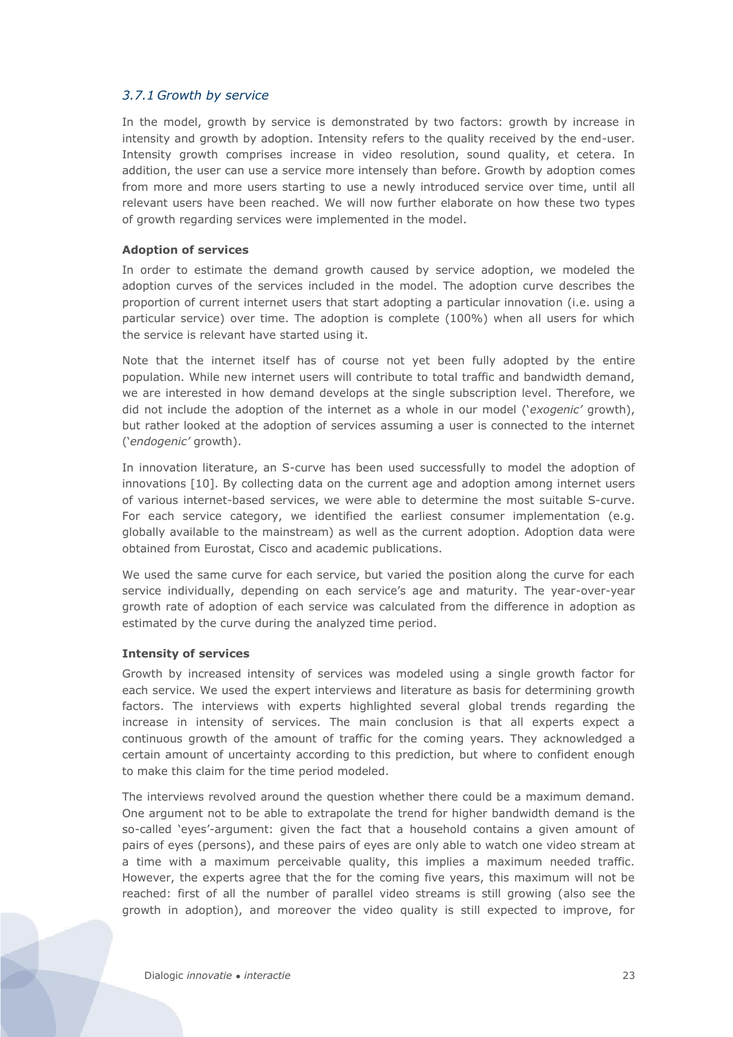### *3.7.1 Growth by service*

In the model, growth by service is demonstrated by two factors: growth by increase in intensity and growth by adoption. Intensity refers to the quality received by the end-user. Intensity growth comprises increase in video resolution, sound quality, et cetera. In addition, the user can use a service more intensely than before. Growth by adoption comes from more and more users starting to use a newly introduced service over time, until all relevant users have been reached. We will now further elaborate on how these two types of growth regarding services were implemented in the model.

**Adoption of services**

In order to estimate the demand growth caused by service adoption, we modeled the adoption curves of the services included in the model. The adoption curve describes the proportion of current internet users that start adopting a particular innovation (i.e. using a particular service) over time. The adoption is complete (100%) when all users for which the service is relevant have started using it.

Note that the internet itself has of course not yet been fully adopted by the entire population. While new internet users will contribute to total traffic and bandwidth demand, we are interested in how demand develops at the single subscription level. Therefore, we did not include the adoption of the internet as a whole in our model ('*exogenic'* growth), but rather looked at the adoption of services assuming a user is connected to the internet ('*endogenic'* growth).

In innovation literature, an S-curve has been used successfully to model the adoption of innovations [10]. By collecting data on the current age and adoption among internet users of various internet-based services, we were able to determine the most suitable S-curve. For each service category, we identified the earliest consumer implementation (e.g. globally available to the mainstream) as well as the current adoption. Adoption data were obtained from Eurostat, Cisco and academic publications.

We used the same curve for each service, but varied the position along the curve for each service individually, depending on each service's age and maturity. The year-over-year growth rate of adoption of each service was calculated from the difference in adoption as estimated by the curve during the analyzed time period.

**Intensity of services**

Growth by increased intensity of services was modeled using a single growth factor for each service. We used the expert interviews and literature as basis for determining growth factors. The interviews with experts highlighted several global trends regarding the increase in intensity of services. The main conclusion is that all experts expect a continuous growth of the amount of traffic for the coming years. They acknowledged a certain amount of uncertainty according to this prediction, but where to confident enough to make this claim for the time period modeled.

The interviews revolved around the question whether there could be a maximum demand. One argument not to be able to extrapolate the trend for higher bandwidth demand is the so-called 'eyes'-argument: given the fact that a household contains a given amount of pairs of eyes (persons), and these pairs of eyes are only able to watch one video stream at a time with a maximum perceivable quality, this implies a maximum needed traffic. However, the experts agree that the for the coming five years, this maximum will not be reached: first of all the number of parallel video streams is still growing (also see the growth in adoption), and moreover the video quality is still expected to improve, for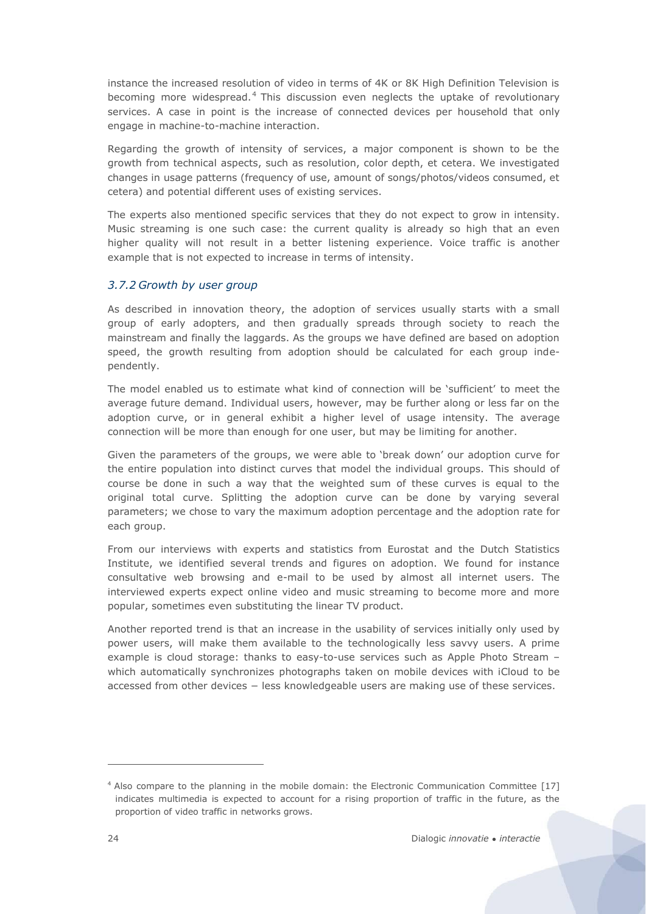instance the increased resolution of video in terms of 4K or 8K High Definition Television is becoming more widespread.[4] This discussion even neglects the uptake of revolutionary services. A case in point is the increase of connected devices per household that only engage in machine-to-machine interaction.

Regarding the growth of intensity of services, a major component is shown to be the growth from technical aspects, such as resolution, color depth, et cetera. We investigated changes in usage patterns (frequency of use, amount of songs/photos/videos consumed, et cetera) and potential different uses of existing services.

The experts also mentioned specific services that they do not expect to grow in intensity. Music streaming is one such case: the current quality is already so high that an even higher quality will not result in a better listening experience. Voice traffic is another example that is not expected to increase in terms of intensity.

### *3.7.2 Growth by user group*

As described in innovation theory, the adoption of services usually starts with a small group of early adopters, and then gradually spreads through society to reach the mainstream and finally the laggards. As the groups we have defined are based on adoption speed, the growth resulting from adoption should be calculated for each group independently.

The model enabled us to estimate what kind of connection will be 'sufficient' to meet the average future demand. Individual users, however, may be further along or less far on the adoption curve, or in general exhibit a higher level of usage intensity. The average connection will be more than enough for one user, but may be limiting for another.

Given the parameters of the groups, we were able to 'break down' our adoption curve for the entire population into distinct curves that model the individual groups. This should of course be done in such a way that the weighted sum of these curves is equal to the original total curve. Splitting the adoption curve can be done by varying several parameters; we chose to vary the maximum adoption percentage and the adoption rate for each group.

From our interviews with experts and statistics from Eurostat and the Dutch Statistics Institute, we identified several trends and figures on adoption. We found for instance consultative web browsing and e-mail to be used by almost all internet users. The interviewed experts expect online video and music streaming to become more and more popular, sometimes even substituting the linear TV product.

Another reported trend is that an increase in the usability of services initially only used by power users, will make them available to the technologically less savvy users. A prime example is cloud storage: thanks to easy-to-use services such as Apple Photo Stream – which automatically synchronizes photographs taken on mobile devices with iCloud to be accessed from other devices – less knowledgeable users are making use of these services.

---

[4] Also compare to the planning in the mobile domain: the Electronic Communication Committee [17] indicates multimedia is expected to account for a rising proportion of traffic in the future, as the proportion of video traffic in networks grows.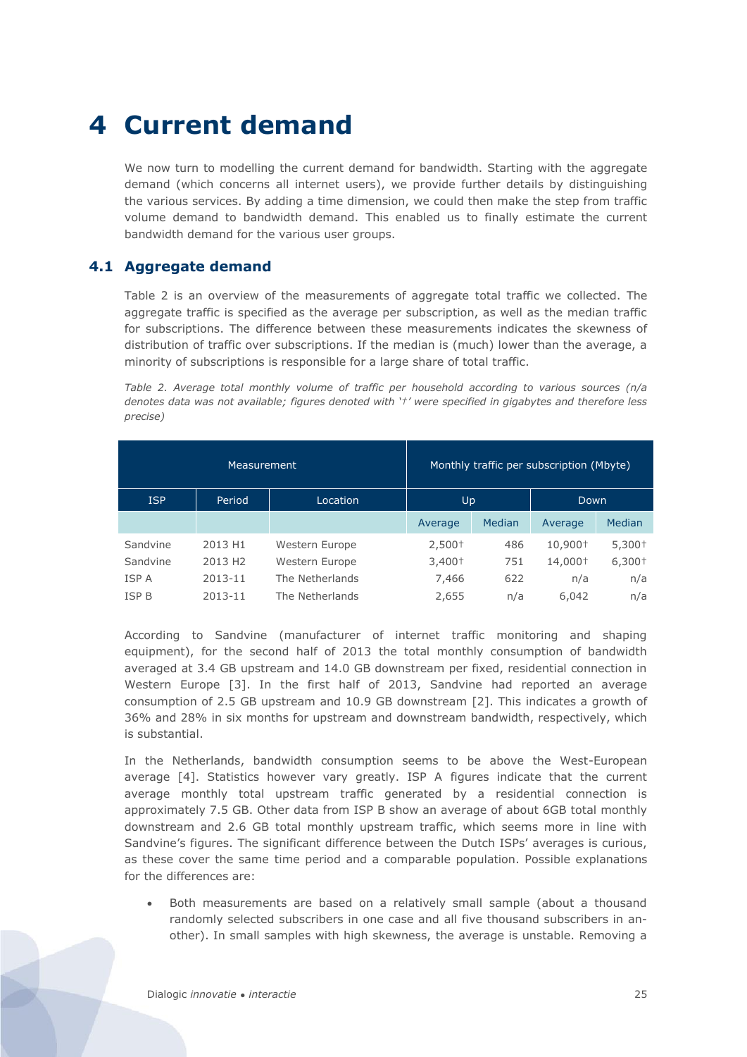# 4 Current demand

We now turn to modelling the current demand for bandwidth. Starting with the aggregate demand (which concerns all internet users), we provide further details by distinguishing the various services. By adding a time dimension, we could then make the step from traffic volume demand to bandwidth demand. This enabled us to finally estimate the current bandwidth demand for the various user groups.

## 4.1 Aggregate demand

Table 2 is an overview of the measurements of aggregate total traffic we collected. The aggregate traffic is specified as the average per subscription, as well as the median traffic for subscriptions. The difference between these measurements indicates the skewness of distribution of traffic over subscriptions. If the median is (much) lower than the average, a minority of subscriptions is responsible for a large share of total traffic.

*Table 2. Average total monthly volume of traffic per household according to various sources (n/a denotes data was not available; figures denoted with '†' were specified in gigabytes and therefore less precise)*

| Measurement | | | Monthly traffic per subscription (Mbyte) | | | |
|---|---|---|---|---|---|---|
| ISP | Period | Location | Up | | Down | |
| | | | Average | Median | Average | Median |
| Sandvine | 2013 H1 | Western Europe | 2,500† | 486 | 10,900† | 5,300† |
| Sandvine | 2013 H2 | Western Europe | 3,400† | 751 | 14,000† | 6,300† |
| ISP A | 2013-11 | The Netherlands | 7,466 | 622 | n/a | n/a |
| ISP B | 2013-11 | The Netherlands | 2,655 | n/a | 6,042 | n/a |

According to Sandvine (manufacturer of internet traffic monitoring and shaping equipment), for the second half of 2013 the total monthly consumption of bandwidth averaged at 3.4 GB upstream and 14.0 GB downstream per fixed, residential connection in Western Europe [3]. In the first half of 2013, Sandvine had reported an average consumption of 2.5 GB upstream and 10.9 GB downstream [2]. This indicates a growth of 36% and 28% in six months for upstream and downstream bandwidth, respectively, which is substantial.

In the Netherlands, bandwidth consumption seems to be above the West-European average [4]. Statistics however vary greatly. ISP A figures indicate that the current average monthly total upstream traffic generated by a residential connection is approximately 7.5 GB. Other data from ISP B show an average of about 6GB total monthly downstream and 2.6 GB total monthly upstream traffic, which seems more in line with Sandvine's figures. The significant difference between the Dutch ISPs' averages is curious, as these cover the same time period and a comparable population. Possible explanations for the differences are:

- Both measurements are based on a relatively small sample (about a thousand randomly selected subscribers in one case and all five thousand subscribers in another). In small samples with high skewness, the average is unstable. Removing a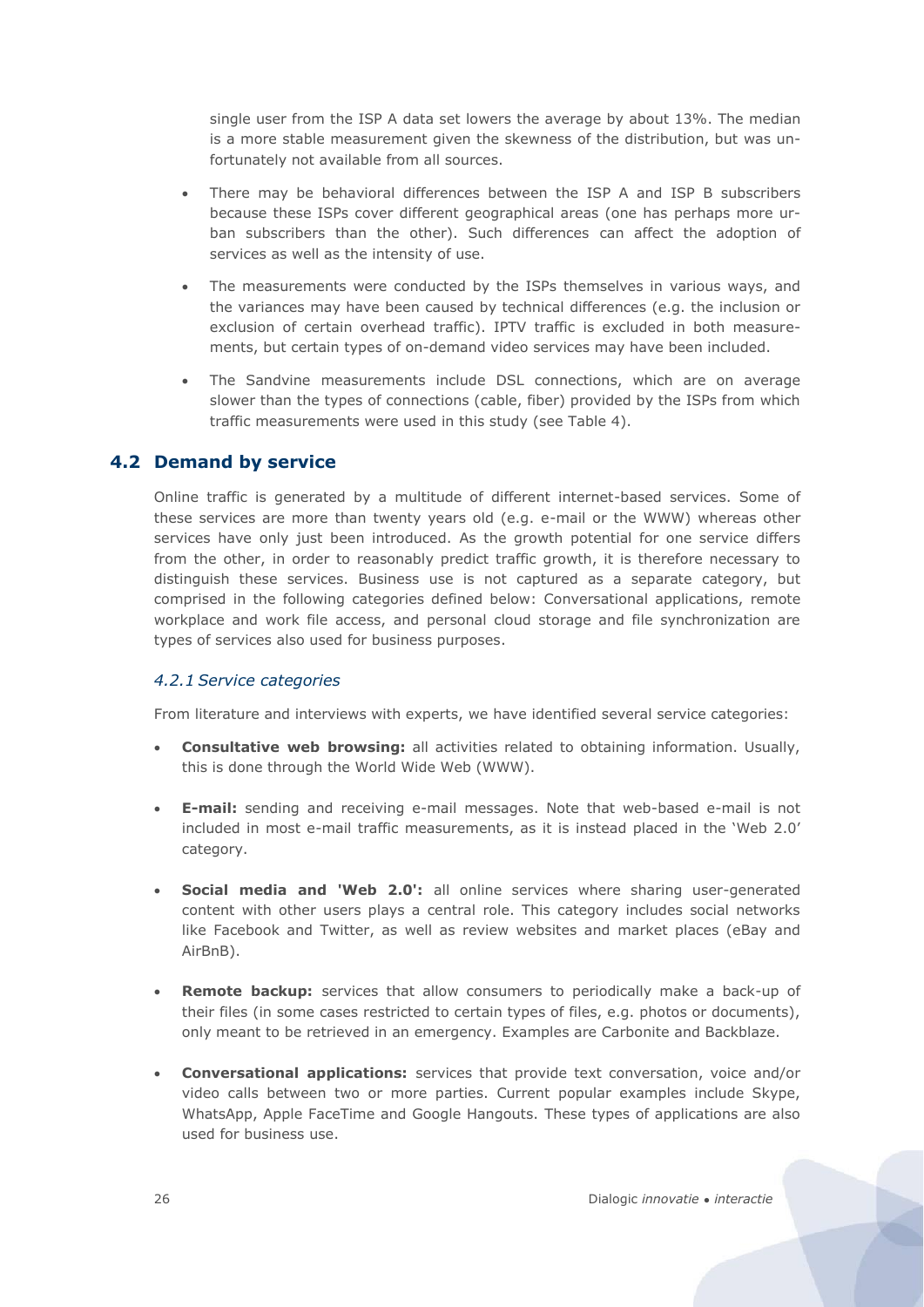single user from the ISP A data set lowers the average by about 13%. The median is a more stable measurement given the skewness of the distribution, but was unfortunately not available from all sources.

- There may be behavioral differences between the ISP A and ISP B subscribers because these ISPs cover different geographical areas (one has perhaps more urban subscribers than the other). Such differences can affect the adoption of services as well as the intensity of use.
- The measurements were conducted by the ISPs themselves in various ways, and the variances may have been caused by technical differences (e.g. the inclusion or exclusion of certain overhead traffic). IPTV traffic is excluded in both measurements, but certain types of on-demand video services may have been included.
- The Sandvine measurements include DSL connections, which are on average slower than the types of connections (cable, fiber) provided by the ISPs from which traffic measurements were used in this study (see Table 4).

## 4.2 Demand by service

Online traffic is generated by a multitude of different internet-based services. Some of these services are more than twenty years old (e.g. e-mail or the WWW) whereas other services have only just been introduced. As the growth potential for one service differs from the other, in order to reasonably predict traffic growth, it is therefore necessary to distinguish these services. Business use is not captured as a separate category, but comprised in the following categories defined below: Conversational applications, remote workplace and work file access, and personal cloud storage and file synchronization are types of services also used for business purposes.

### *4.2.1 Service categories*

From literature and interviews with experts, we have identified several service categories:

- **Consultative web browsing:** all activities related to obtaining information. Usually, this is done through the World Wide Web (WWW).
- **E-mail:** sending and receiving e-mail messages. Note that web-based e-mail is not included in most e-mail traffic measurements, as it is instead placed in the 'Web 2.0' category.
- **Social media and 'Web 2.0':** all online services where sharing user-generated content with other users plays a central role. This category includes social networks like Facebook and Twitter, as well as review websites and market places (eBay and AirBnB).
- **Remote backup:** services that allow consumers to periodically make a back-up of their files (in some cases restricted to certain types of files, e.g. photos or documents), only meant to be retrieved in an emergency. Examples are Carbonite and Backblaze.
- **Conversational applications:** services that provide text conversation, voice and/or video calls between two or more parties. Current popular examples include Skype, WhatsApp, Apple FaceTime and Google Hangouts. These types of applications are also used for business use.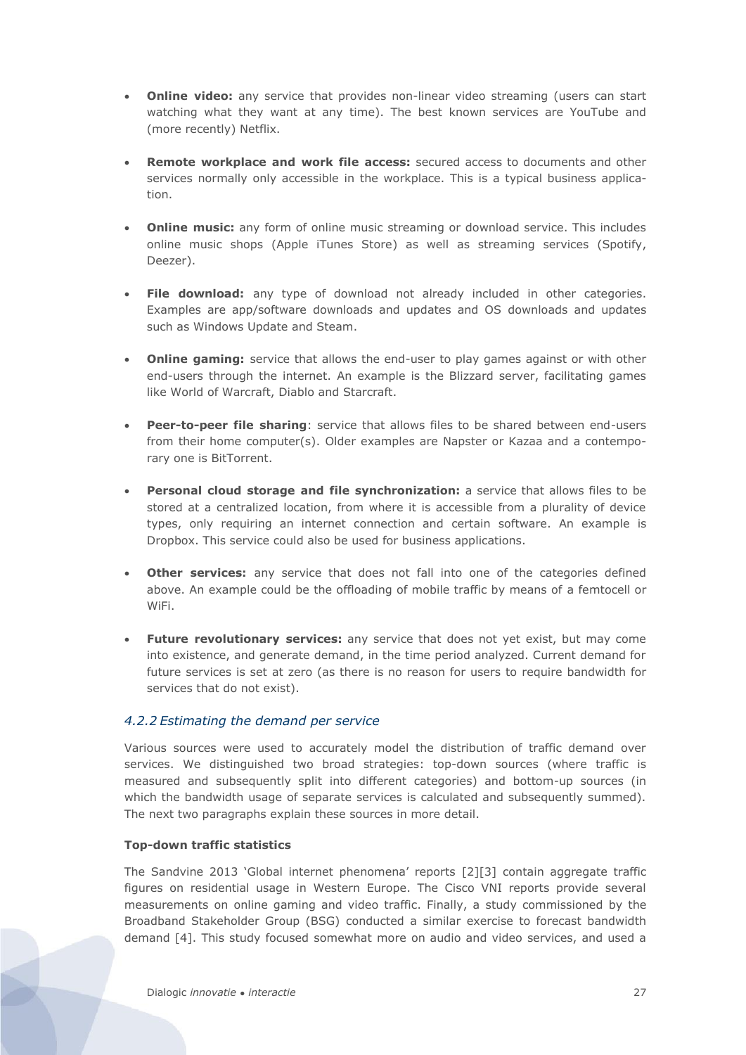- **Online video:** any service that provides non-linear video streaming (users can start watching what they want at any time). The best known services are YouTube and (more recently) Netflix.
- **Remote workplace and work file access:** secured access to documents and other services normally only accessible in the workplace. This is a typical business application.
- **Online music:** any form of online music streaming or download service. This includes online music shops (Apple iTunes Store) as well as streaming services (Spotify, Deezer).
- **File download:** any type of download not already included in other categories. Examples are app/software downloads and updates and OS downloads and updates such as Windows Update and Steam.
- **Online gaming:** service that allows the end-user to play games against or with other end-users through the internet. An example is the Blizzard server, facilitating games like World of Warcraft, Diablo and Starcraft.
- **Peer-to-peer file sharing**: service that allows files to be shared between end-users from their home computer(s). Older examples are Napster or Kazaa and a contemporary one is BitTorrent.
- **Personal cloud storage and file synchronization:** a service that allows files to be stored at a centralized location, from where it is accessible from a plurality of device types, only requiring an internet connection and certain software. An example is Dropbox. This service could also be used for business applications.
- **Other services:** any service that does not fall into one of the categories defined above. An example could be the offloading of mobile traffic by means of a femtocell or WiFi.
- **Future revolutionary services:** any service that does not yet exist, but may come into existence, and generate demand, in the time period analyzed. Current demand for future services is set at zero (as there is no reason for users to require bandwidth for services that do not exist).

### *4.2.2 Estimating the demand per service*

Various sources were used to accurately model the distribution of traffic demand over services. We distinguished two broad strategies: top-down sources (where traffic is measured and subsequently split into different categories) and bottom-up sources (in which the bandwidth usage of separate services is calculated and subsequently summed). The next two paragraphs explain these sources in more detail.

**Top-down traffic statistics**

The Sandvine 2013 'Global internet phenomena' reports [2][3] contain aggregate traffic figures on residential usage in Western Europe. The Cisco VNI reports provide several measurements on online gaming and video traffic. Finally, a study commissioned by the Broadband Stakeholder Group (BSG) conducted a similar exercise to forecast bandwidth demand [4]. This study focused somewhat more on audio and video services, and used a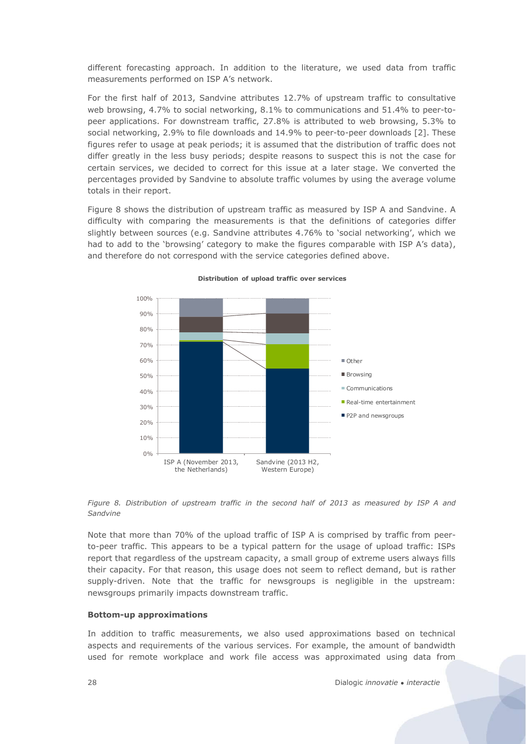different forecasting approach. In addition to the literature, we used data from traffic measurements performed on ISP A's network.

For the first half of 2013, Sandvine attributes 12.7% of upstream traffic to consultative web browsing, 4.7% to social networking, 8.1% to communications and 51.4% to peer-to-peer applications. For downstream traffic, 27.8% is attributed to web browsing, 5.3% to social networking, 2.9% to file downloads and 14.9% to peer-to-peer downloads [2]. These figures refer to usage at peak periods; it is assumed that the distribution of traffic does not differ greatly in the less busy periods; despite reasons to suspect this is not the case for certain services, we decided to correct for this issue at a later stage. We converted the percentages provided by Sandvine to absolute traffic volumes by using the average volume totals in their report.

Figure 8 shows the distribution of upstream traffic as measured by ISP A and Sandvine. A difficulty with comparing the measurements is that the definitions of categories differ slightly between sources (e.g. Sandvine attributes 4.76% to 'social networking', which we had to add to the 'browsing' category to make the figures comparable with ISP A's data), and therefore do not correspond with the service categories defined above.

**Distribution of upload traffic over services**

*Figure 8. Distribution of upstream traffic in the second half of 2013 as measured by ISP A and Sandvine*

Note that more than 70% of the upload traffic of ISP A is comprised by traffic from peer-to-peer traffic. This appears to be a typical pattern for the usage of upload traffic: ISPs report that regardless of the upstream capacity, a small group of extreme users always fills their capacity. For that reason, this usage does not seem to reflect demand, but is rather supply-driven. Note that the traffic for newsgroups is negligible in the upstream: newsgroups primarily impacts downstream traffic.

**Bottom-up approximations**

In addition to traffic measurements, we also used approximations based on technical aspects and requirements of the various services. For example, the amount of bandwidth used for remote workplace and work file access was approximated using data from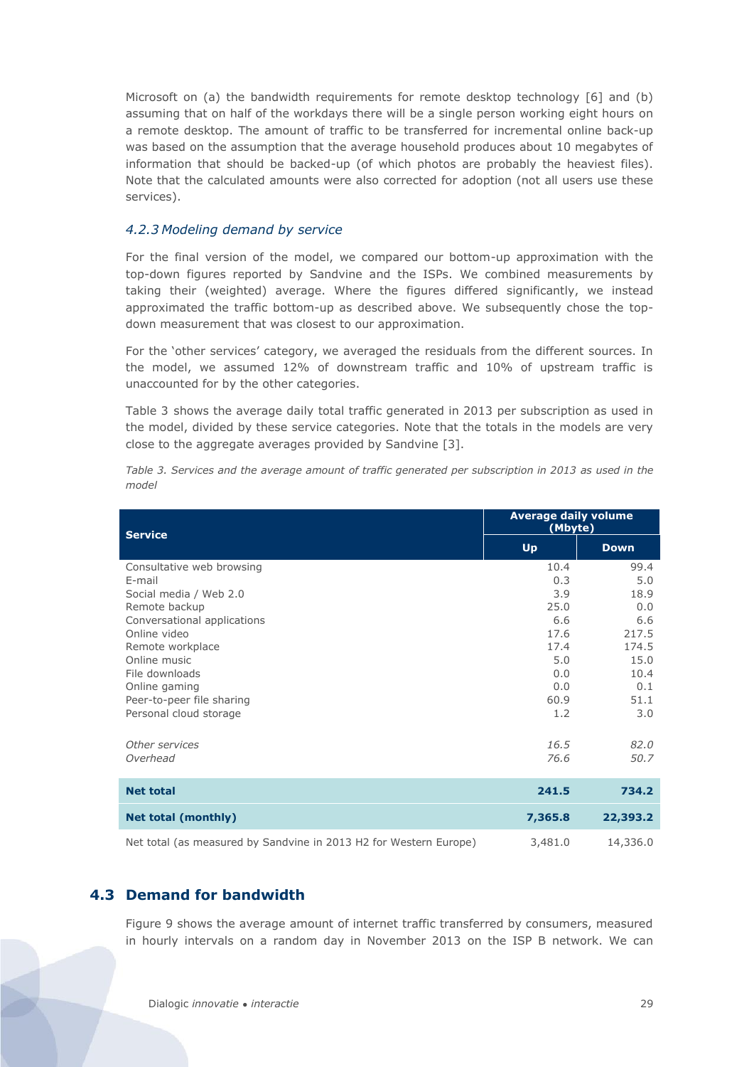Microsoft on (a) the bandwidth requirements for remote desktop technology [6] and (b) assuming that on half of the workdays there will be a single person working eight hours on a remote desktop. The amount of traffic to be transferred for incremental online back-up was based on the assumption that the average household produces about 10 megabytes of information that should be backed-up (of which photos are probably the heaviest files). Note that the calculated amounts were also corrected for adoption (not all users use these services).

### *4.2.3 Modeling demand by service*

For the final version of the model, we compared our bottom-up approximation with the top-down figures reported by Sandvine and the ISPs. We combined measurements by taking their (weighted) average. Where the figures differed significantly, we instead approximated the traffic bottom-up as described above. We subsequently chose the top-down measurement that was closest to our approximation.

For the 'other services' category, we averaged the residuals from the different sources. In the model, we assumed 12% of downstream traffic and 10% of upstream traffic is unaccounted for by the other categories.

Table 3 shows the average daily total traffic generated in 2013 per subscription as used in the model, divided by these service categories. Note that the totals in the models are very close to the aggregate averages provided by Sandvine [3].

*Table 3. Services and the average amount of traffic generated per subscription in 2013 as used in the model*

| Service | Average daily volume (Mbyte) | |
|---|---|---|
| | Up | Down |
| Consultative web browsing | 10.4 | 99.4 |
| E-mail | 0.3 | 5.0 |
| Social media / Web 2.0 | 3.9 | 18.9 |
| Remote backup | 25.0 | 0.0 |
| Conversational applications | 6.6 | 6.6 |
| Online video | 17.6 | 217.5 |
| Remote workplace | 17.4 | 174.5 |
| Online music | 5.0 | 15.0 |
| File downloads | 0.0 | 10.4 |
| Online gaming | 0.0 | 0.1 |
| Peer-to-peer file sharing | 60.9 | 51.1 |
| Personal cloud storage | 1.2 | 3.0 |
| *Other services* | *16.5* | *82.0* |
| *Overhead* | *76.6* | *50.7* |
| **Net total** | **241.5** | **734.2** |
| **Net total (monthly)** | **7,365.8** | **22,393.2** |
| Net total (as measured by Sandvine in 2013 H2 for Western Europe) | 3,481.0 | 14,336.0 |

## 4.3 Demand for bandwidth

Figure 9 shows the average amount of internet traffic transferred by consumers, measured in hourly intervals on a random day in November 2013 on the ISP B network. We can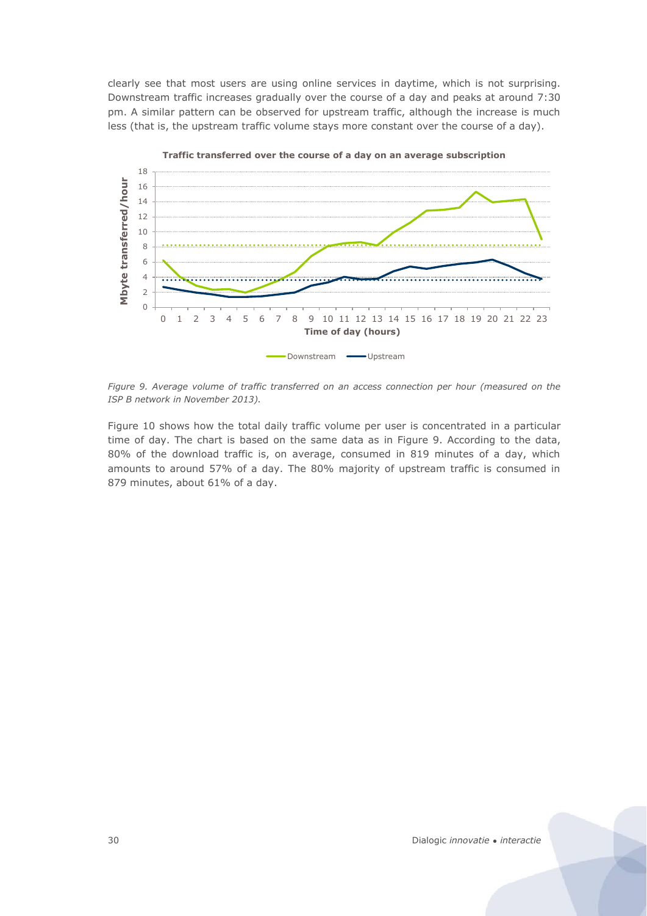clearly see that most users are using online services in daytime, which is not surprising. Downstream traffic increases gradually over the course of a day and peaks at around 7:30 pm. A similar pattern can be observed for upstream traffic, although the increase is much less (that is, the upstream traffic volume stays more constant over the course of a day).

*Figure 9. Average volume of traffic transferred on an access connection per hour (measured on the ISP B network in November 2013).*

Figure 10 shows how the total daily traffic volume per user is concentrated in a particular time of day. The chart is based on the same data as in Figure 9. According to the data, 80% of the download traffic is, on average, consumed in 819 minutes of a day, which amounts to around 57% of a day. The 80% majority of upstream traffic is consumed in 879 minutes, about 61% of a day.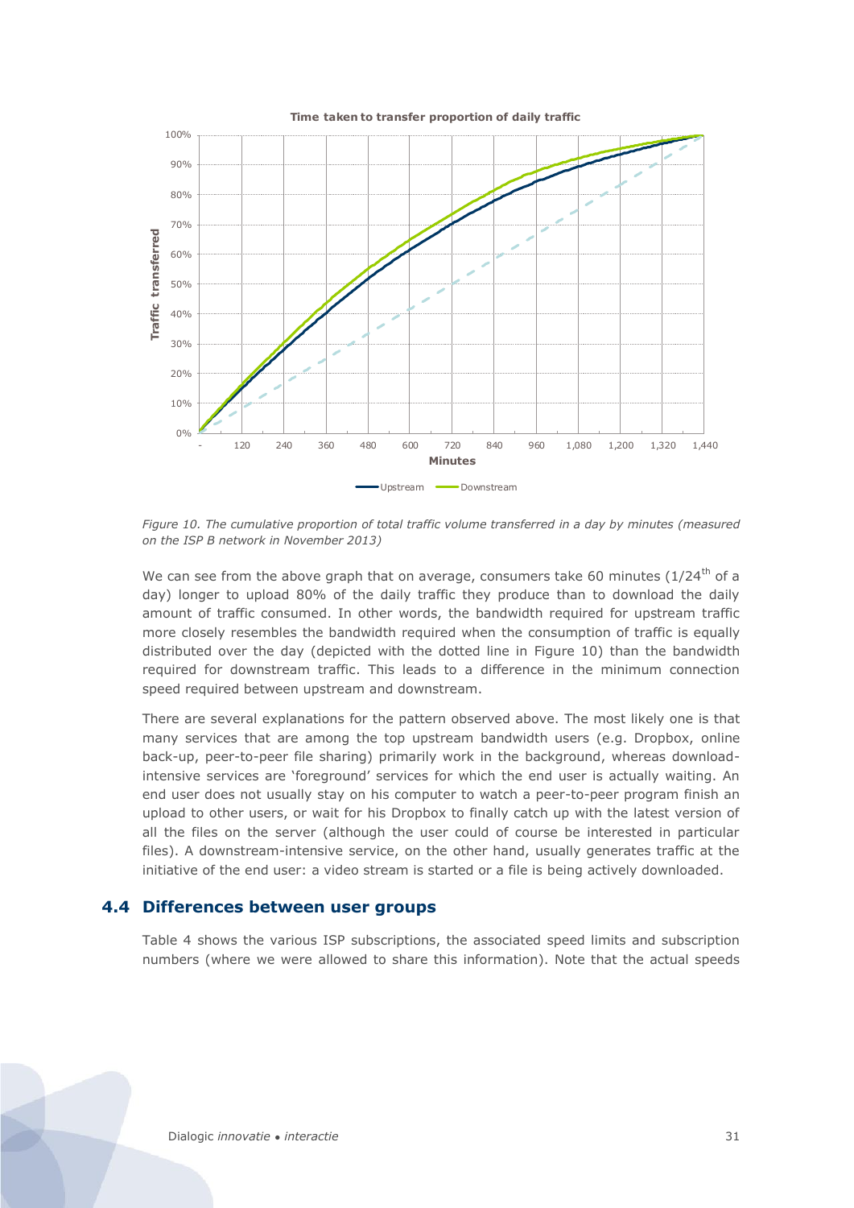Figure 10. The cumulative proportion of total traffic volume transferred in a day by minutes (measured on the ISP B network in November 2013)

We can see from the above graph that on average, consumers take 60 minutes (1/24th of a day) longer to upload 80% of the daily traffic they produce than to download the daily amount of traffic consumed. In other words, the bandwidth required for upstream traffic more closely resembles the bandwidth required when the consumption of traffic is equally distributed over the day (depicted with the dotted line in Figure 10) than the bandwidth required for downstream traffic. This leads to a difference in the minimum connection speed required between upstream and downstream.

There are several explanations for the pattern observed above. The most likely one is that many services that are among the top upstream bandwidth users (e.g. Dropbox, online back-up, peer-to-peer file sharing) primarily work in the background, whereas download-intensive services are 'foreground' services for which the end user is actually waiting. An end user does not usually stay on his computer to watch a peer-to-peer program finish an upload to other users, or wait for his Dropbox to finally catch up with the latest version of all the files on the server (although the user could of course be interested in particular files). A downstream-intensive service, on the other hand, usually generates traffic at the initiative of the end user: a video stream is started or a file is being actively downloaded.

### 4.4 Differences between user groups

Table 4 shows the various ISP subscriptions, the associated speed limits and subscription numbers (where we were allowed to share this information). Note that the actual speeds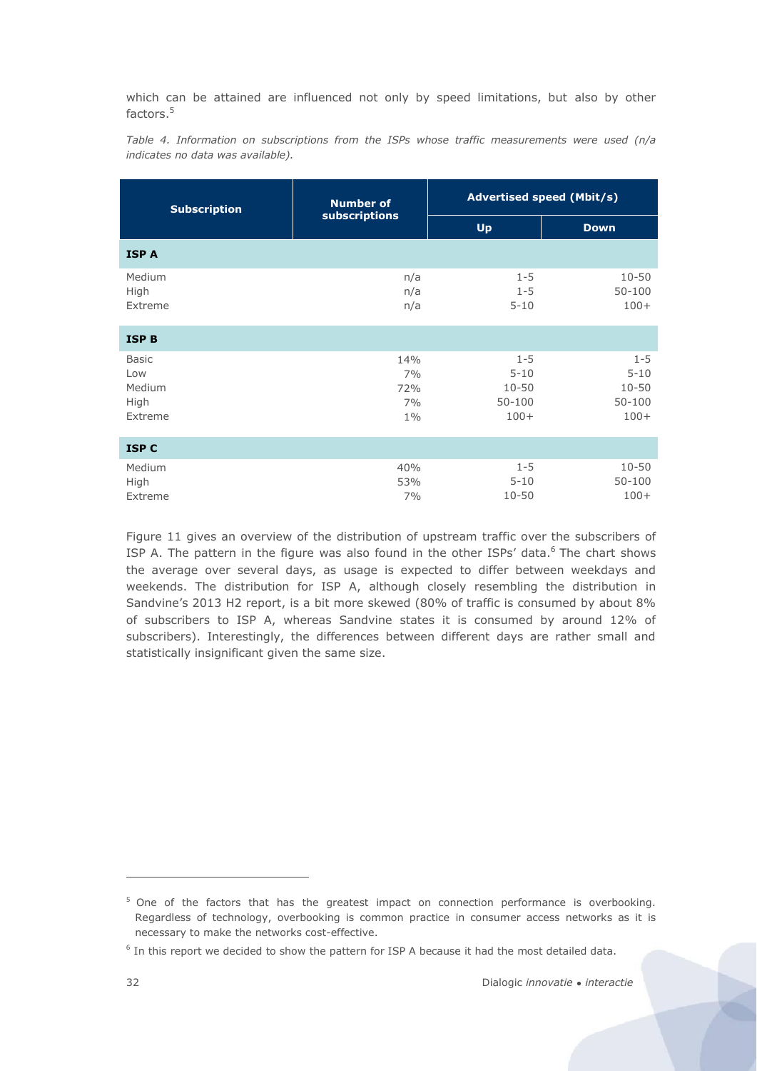which can be attained are influenced not only by speed limitations, but also by other factors.[5]

*Table 4. Information on subscriptions from the ISPs whose traffic measurements were used (n/a indicates no data was available).*

| Subscription | Number of subscriptions | Advertised speed (Mbit/s) | |
|---|---|---|---|
| | | Up | Down |
| **ISP A** | | | |
| Medium | n/a | 1-5 | 10-50 |
| High | n/a | 1-5 | 50-100 |
| Extreme | n/a | 5-10 | 100+ |
| **ISP B** | | | |
| Basic | 14% | 1-5 | 1-5 |
| Low | 7% | 5-10 | 5-10 |
| Medium | 72% | 10-50 | 10-50 |
| High | 7% | 50-100 | 50-100 |
| Extreme | 1% | 100+ | 100+ |
| **ISP C** | | | |
| Medium | 40% | 1-5 | 10-50 |
| High | 53% | 5-10 | 50-100 |
| Extreme | 7% | 10-50 | 100+ |

Figure 11 gives an overview of the distribution of upstream traffic over the subscribers of ISP A. The pattern in the figure was also found in the other ISPs' data.[6] The chart shows the average over several days, as usage is expected to differ between weekdays and weekends. The distribution for ISP A, although closely resembling the distribution in Sandvine's 2013 H2 report, is a bit more skewed (80% of traffic is consumed by about 8% of subscribers to ISP A, whereas Sandvine states it is consumed by around 12% of subscribers). Interestingly, the differences between different days are rather small and statistically insignificant given the same size.

[5] One of the factors that has the greatest impact on connection performance is overbooking. Regardless of technology, overbooking is common practice in consumer access networks as it is necessary to make the networks cost-effective.

[6] In this report we decided to show the pattern for ISP A because it had the most detailed data.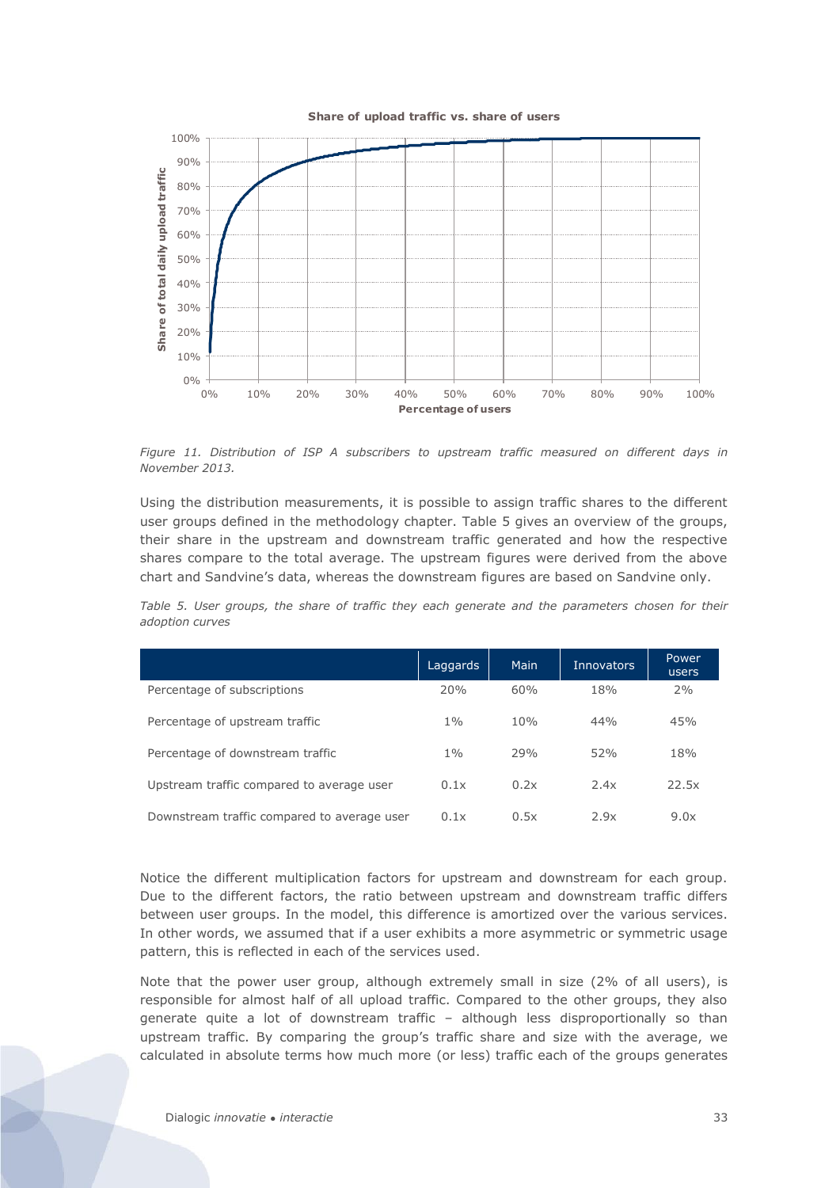*Figure 11. Distribution of ISP A subscribers to upstream traffic measured on different days in November 2013.*

Using the distribution measurements, it is possible to assign traffic shares to the different user groups defined in the methodology chapter. Table 5 gives an overview of the groups, their share in the upstream and downstream traffic generated and how the respective shares compare to the total average. The upstream figures were derived from the above chart and Sandvine's data, whereas the downstream figures are based on Sandvine only.

*Table 5. User groups, the share of traffic they each generate and the parameters chosen for their adoption curves*

| | Laggards | Main | Innovators | Power users |
|---|---|---|---|---|
| Percentage of subscriptions | 20% | 60% | 18% | 2% |
| Percentage of upstream traffic | 1% | 10% | 44% | 45% |
| Percentage of downstream traffic | 1% | 29% | 52% | 18% |
| Upstream traffic compared to average user | 0.1x | 0.2x | 2.4x | 22.5x |
| Downstream traffic compared to average user | 0.1x | 0.5x | 2.9x | 9.0x |

Notice the different multiplication factors for upstream and downstream for each group. Due to the different factors, the ratio between upstream and downstream traffic differs between user groups. In the model, this difference is amortized over the various services. In other words, we assumed that if a user exhibits a more asymmetric or symmetric usage pattern, this is reflected in each of the services used.

Note that the power user group, although extremely small in size (2% of all users), is responsible for almost half of all upload traffic. Compared to the other groups, they also generate quite a lot of downstream traffic – although less disproportionally so than upstream traffic. By comparing the group's traffic share and size with the average, we calculated in absolute terms how much more (or less) traffic each of the groups generates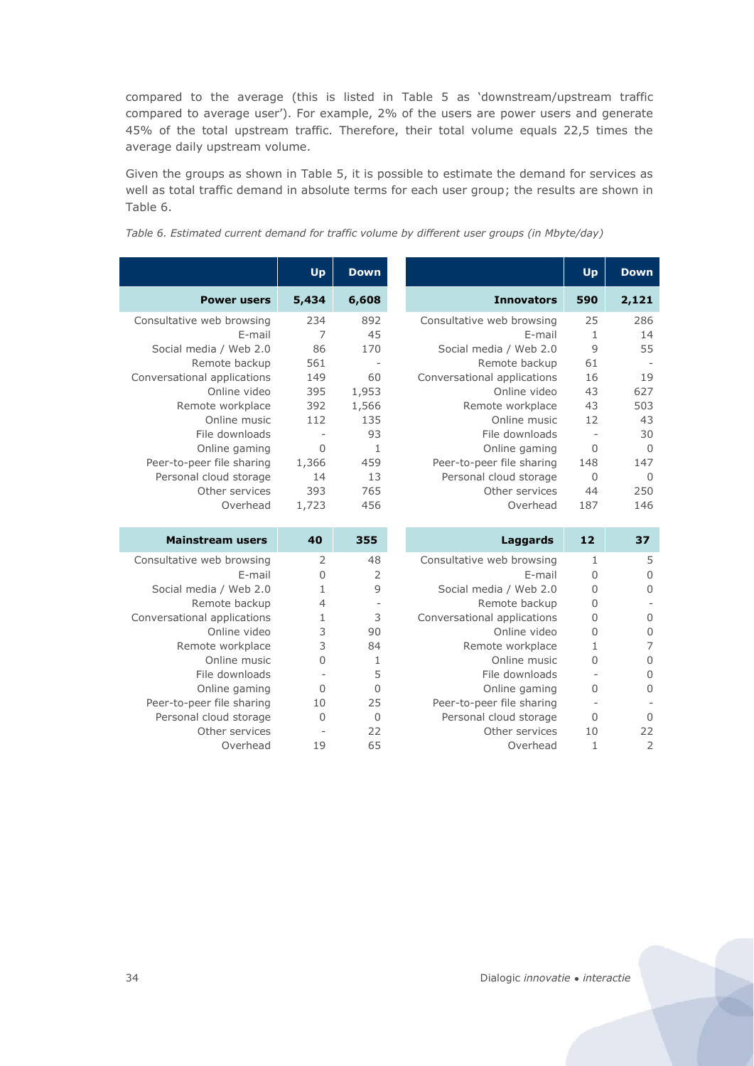compared to the average (this is listed in Table 5 as 'downstream/upstream traffic compared to average user'). For example, 2% of the users are power users and generate 45% of the total upstream traffic. Therefore, their total volume equals 22,5 times the average daily upstream volume.

Given the groups as shown in Table 5, it is possible to estimate the demand for services as well as total traffic demand in absolute terms for each user group; the results are shown in Table 6.

*Table 6. Estimated current demand for traffic volume by different user groups (in Mbyte/day)*

| | Up | Down |
|---|---|---|
| **Power users** | **5,434** | **6,608** |
| Consultative web browsing | 234 | 892 |
| E-mail | 7 | 45 |
| Social media / Web 2.0 | 86 | 170 |
| Remote backup | 561 | - |
| Conversational applications | 149 | 60 |
| Online video | 395 | 1,953 |
| Remote workplace | 392 | 1,566 |
| Online music | 112 | 135 |
| File downloads | - | 93 |
| Online gaming | 0 | 1 |
| Peer-to-peer file sharing | 1,366 | 459 |
| Personal cloud storage | 14 | 13 |
| Other services | 393 | 765 |
| Overhead | 1,723 | 456 |

| | Up | Down |
|---|---|---|
| **Innovators** | **590** | **2,121** |
| Consultative web browsing | 25 | 286 |
| E-mail | 1 | 14 |
| Social media / Web 2.0 | 9 | 55 |
| Remote backup | 61 | - |
| Conversational applications | 16 | 19 |
| Online video | 43 | 627 |
| Remote workplace | 43 | 503 |
| Online music | 12 | 43 |
| File downloads | - | 30 |
| Online gaming | 0 | 0 |
| Peer-to-peer file sharing | 148 | 147 |
| Personal cloud storage | 0 | 0 |
| Other services | 44 | 250 |
| Overhead | 187 | 146 |

| | Up | Down |
|---|---|---|
| **Mainstream users** | **40** | **355** |
| Consultative web browsing | 2 | 48 |
| E-mail | 0 | 2 |
| Social media / Web 2.0 | 1 | 9 |
| Remote backup | 4 | - |
| Conversational applications | 1 | 3 |
| Online video | 3 | 90 |
| Remote workplace | 3 | 84 |
| Online music | 0 | 1 |
| File downloads | - | 5 |
| Online gaming | 0 | 0 |
| Peer-to-peer file sharing | 10 | 25 |
| Personal cloud storage | 0 | 0 |
| Other services | - | 22 |
| Overhead | 19 | 65 |

| | Up | Down |
|---|---|---|
| **Laggards** | **12** | **37** |
| Consultative web browsing | 1 | 5 |
| E-mail | 0 | 0 |
| Social media / Web 2.0 | 0 | 0 |
| Remote backup | 0 | - |
| Conversational applications | 0 | 0 |
| Online video | 0 | 0 |
| Remote workplace | 1 | 7 |
| Online music | 0 | 0 |
| File downloads | - | 0 |
| Online gaming | 0 | 0 |
| Peer-to-peer file sharing | - | - |
| Personal cloud storage | 0 | 0 |
| Other services | 10 | 22 |
| Overhead | 1 | 2 |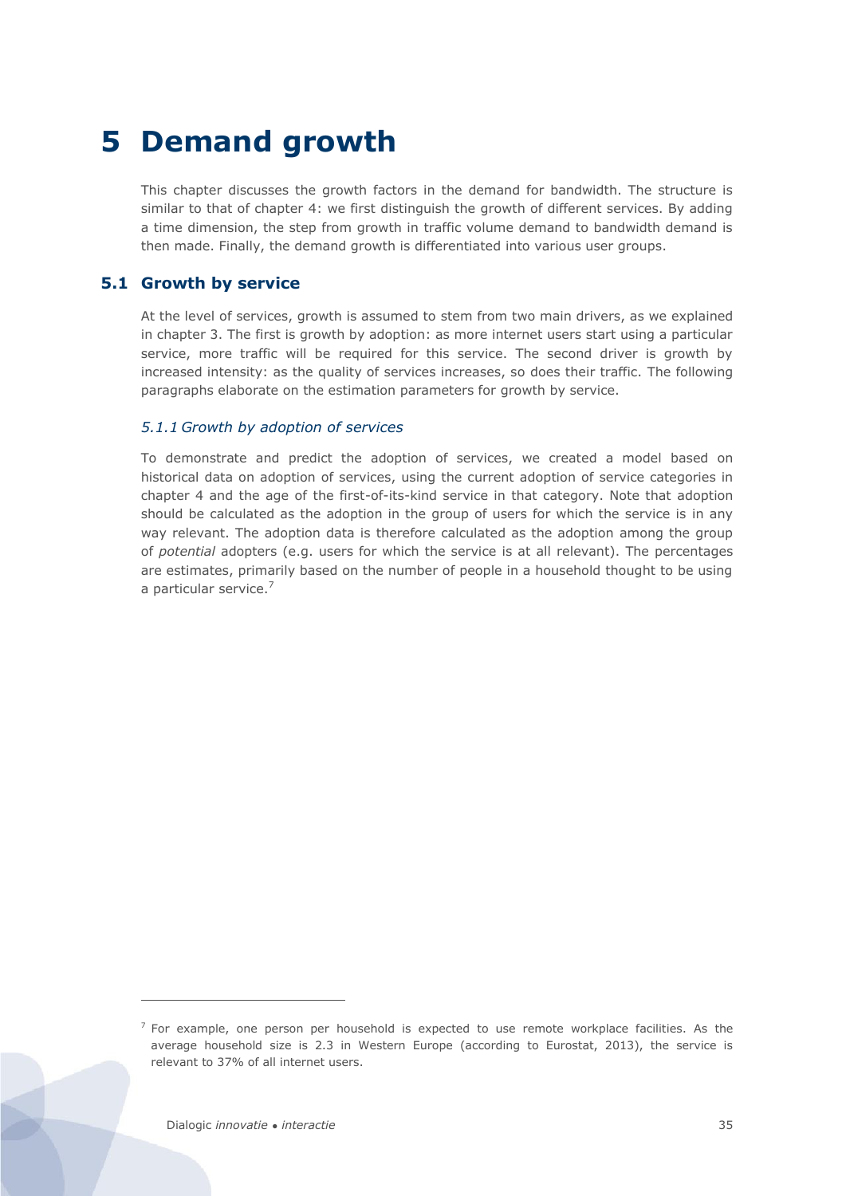# 5 Demand growth

This chapter discusses the growth factors in the demand for bandwidth. The structure is similar to that of chapter 4: we first distinguish the growth of different services. By adding a time dimension, the step from growth in traffic volume demand to bandwidth demand is then made. Finally, the demand growth is differentiated into various user groups.

## 5.1 Growth by service

At the level of services, growth is assumed to stem from two main drivers, as we explained in chapter 3. The first is growth by adoption: as more internet users start using a particular service, more traffic will be required for this service. The second driver is growth by increased intensity: as the quality of services increases, so does their traffic. The following paragraphs elaborate on the estimation parameters for growth by service.

### *5.1.1 Growth by adoption of services*

To demonstrate and predict the adoption of services, we created a model based on historical data on adoption of services, using the current adoption of service categories in chapter 4 and the age of the first-of-its-kind service in that category. Note that adoption should be calculated as the adoption in the group of users for which the service is in any way relevant. The adoption data is therefore calculated as the adoption among the group of *potential* adopters (e.g. users for which the service is at all relevant). The percentages are estimates, primarily based on the number of people in a household thought to be using a particular service.[7]

[7] For example, one person per household is expected to use remote workplace facilities. As the average household size is 2.3 in Western Europe (according to Eurostat, 2013), the service is relevant to 37% of all internet users.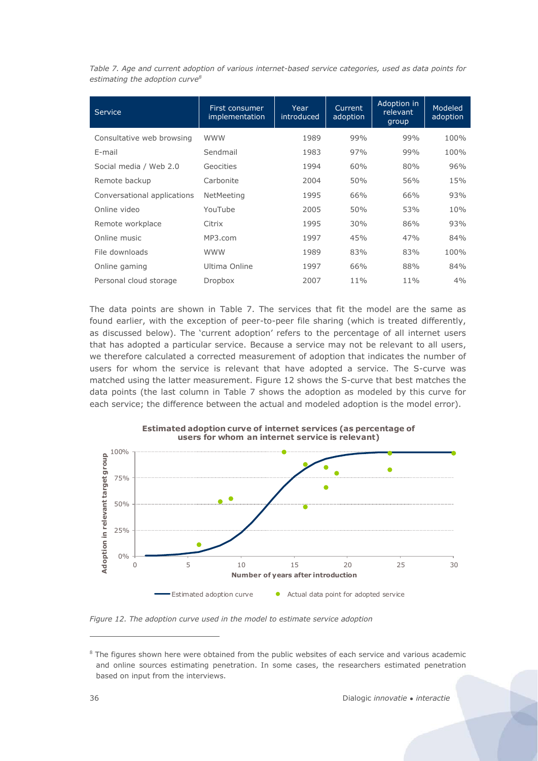*Table 7. Age and current adoption of various internet-based service categories, used as data points for estimating the adoption curve*[8]

| Service | First consumer implementation | Year introduced | Current adoption | Adoption in relevant group | Modeled adoption |
|---|---|---|---|---|---|
| Consultative web browsing | WWW | 1989 | 99% | 99% | 100% |
| E-mail | Sendmail | 1983 | 97% | 99% | 100% |
| Social media / Web 2.0 | Geocities | 1994 | 60% | 80% | 96% |
| Remote backup | Carbonite | 2004 | 50% | 56% | 15% |
| Conversational applications | NetMeeting | 1995 | 66% | 66% | 93% |
| Online video | YouTube | 2005 | 50% | 53% | 10% |
| Remote workplace | Citrix | 1995 | 30% | 86% | 93% |
| Online music | MP3.com | 1997 | 45% | 47% | 84% |
| File downloads | WWW | 1989 | 83% | 83% | 100% |
| Online gaming | Ultima Online | 1997 | 66% | 88% | 84% |
| Personal cloud storage | Dropbox | 2007 | 11% | 11% | 4% |

The data points are shown in Table 7. The services that fit the model are the same as found earlier, with the exception of peer-to-peer file sharing (which is treated differently, as discussed below). The 'current adoption' refers to the percentage of all internet users that has adopted a particular service. Because a service may not be relevant to all users, we therefore calculated a corrected measurement of adoption that indicates the number of users for whom the service is relevant that have adopted a service. The S-curve was matched using the latter measurement. Figure 12 shows the S-curve that best matches the data points (the last column in Table 7 shows the adoption as modeled by this curve for each service; the difference between the actual and modeled adoption is the model error).

**Estimated adoption curve of internet services (as percentage of users for whom an internet service is relevant)**

*Figure 12. The adoption curve used in the model to estimate service adoption*

[8] The figures shown here were obtained from the public websites of each service and various academic and online sources estimating penetration. In some cases, the researchers estimated penetration based on input from the interviews.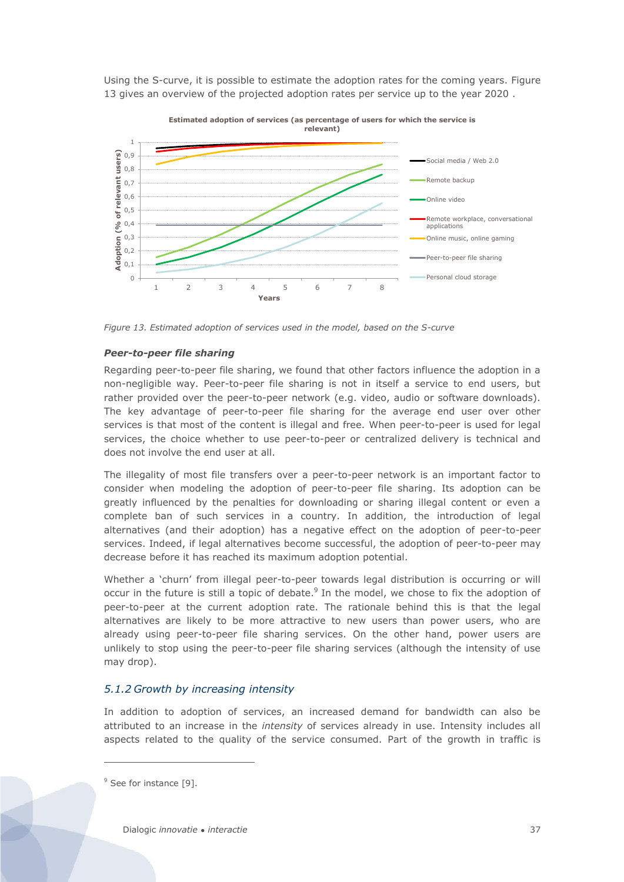Using the S-curve, it is possible to estimate the adoption rates for the coming years. Figure 13 gives an overview of the projected adoption rates per service up to the year 2020 .

Figure 13. Estimated adoption of services used in the model, based on the S-curve

***Peer-to-peer file sharing***

Regarding peer-to-peer file sharing, we found that other factors influence the adoption in a non-negligible way. Peer-to-peer file sharing is not in itself a service to end users, but rather provided over the peer-to-peer network (e.g. video, audio or software downloads). The key advantage of peer-to-peer file sharing for the average end user over other services is that most of the content is illegal and free. When peer-to-peer is used for legal services, the choice whether to use peer-to-peer or centralized delivery is technical and does not involve the end user at all.

The illegality of most file transfers over a peer-to-peer network is an important factor to consider when modeling the adoption of peer-to-peer file sharing. Its adoption can be greatly influenced by the penalties for downloading or sharing illegal content or even a complete ban of such services in a country. In addition, the introduction of legal alternatives (and their adoption) has a negative effect on the adoption of peer-to-peer services. Indeed, if legal alternatives become successful, the adoption of peer-to-peer may decrease before it has reached its maximum adoption potential.

Whether a 'churn' from illegal peer-to-peer towards legal distribution is occurring or will occur in the future is still a topic of debate.[9] In the model, we chose to fix the adoption of peer-to-peer at the current adoption rate. The rationale behind this is that the legal alternatives are likely to be more attractive to new users than power users, who are already using peer-to-peer file sharing services. On the other hand, power users are unlikely to stop using the peer-to-peer file sharing services (although the intensity of use may drop).

### *5.1.2 Growth by increasing intensity*

In addition to adoption of services, an increased demand for bandwidth can also be attributed to an increase in the *intensity* of services already in use. Intensity includes all aspects related to the quality of the service consumed. Part of the growth in traffic is

[9] See for instance [9].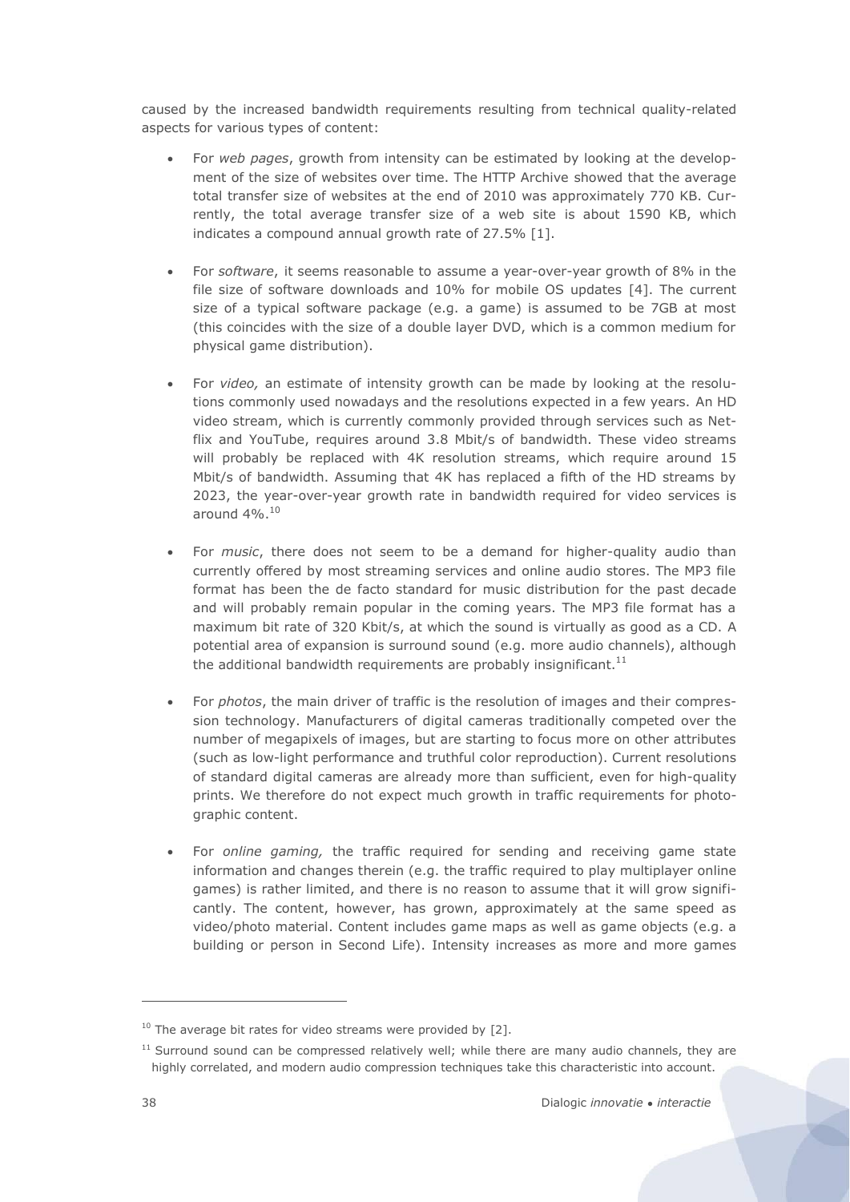caused by the increased bandwidth requirements resulting from technical quality-related aspects for various types of content:

- For *web pages*, growth from intensity can be estimated by looking at the development of the size of websites over time. The HTTP Archive showed that the average total transfer size of websites at the end of 2010 was approximately 770 KB. Currently, the total average transfer size of a web site is about 1590 KB, which indicates a compound annual growth rate of 27.5% [1].

- For *software*, it seems reasonable to assume a year-over-year growth of 8% in the file size of software downloads and 10% for mobile OS updates [4]. The current size of a typical software package (e.g. a game) is assumed to be 7GB at most (this coincides with the size of a double layer DVD, which is a common medium for physical game distribution).

- For *video,* an estimate of intensity growth can be made by looking at the resolutions commonly used nowadays and the resolutions expected in a few years. An HD video stream, which is currently commonly provided through services such as Netflix and YouTube, requires around 3.8 Mbit/s of bandwidth. These video streams will probably be replaced with 4K resolution streams, which require around 15 Mbit/s of bandwidth. Assuming that 4K has replaced a fifth of the HD streams by 2023, the year-over-year growth rate in bandwidth required for video services is around 4%.[10]

- For *music*, there does not seem to be a demand for higher-quality audio than currently offered by most streaming services and online audio stores. The MP3 file format has been the de facto standard for music distribution for the past decade and will probably remain popular in the coming years. The MP3 file format has a maximum bit rate of 320 Kbit/s, at which the sound is virtually as good as a CD. A potential area of expansion is surround sound (e.g. more audio channels), although the additional bandwidth requirements are probably insignificant.[11]

- For *photos*, the main driver of traffic is the resolution of images and their compression technology. Manufacturers of digital cameras traditionally competed over the number of megapixels of images, but are starting to focus more on other attributes (such as low-light performance and truthful color reproduction). Current resolutions of standard digital cameras are already more than sufficient, even for high-quality prints. We therefore do not expect much growth in traffic requirements for photographic content.

- For *online gaming,* the traffic required for sending and receiving game state information and changes therein (e.g. the traffic required to play multiplayer online games) is rather limited, and there is no reason to assume that it will grow significantly. The content, however, has grown, approximately at the same speed as video/photo material. Content includes game maps as well as game objects (e.g. a building or person in Second Life). Intensity increases as more and more games

---

[10] The average bit rates for video streams were provided by [2].

[11] Surround sound can be compressed relatively well; while there are many audio channels, they are highly correlated, and modern audio compression techniques take this characteristic into account.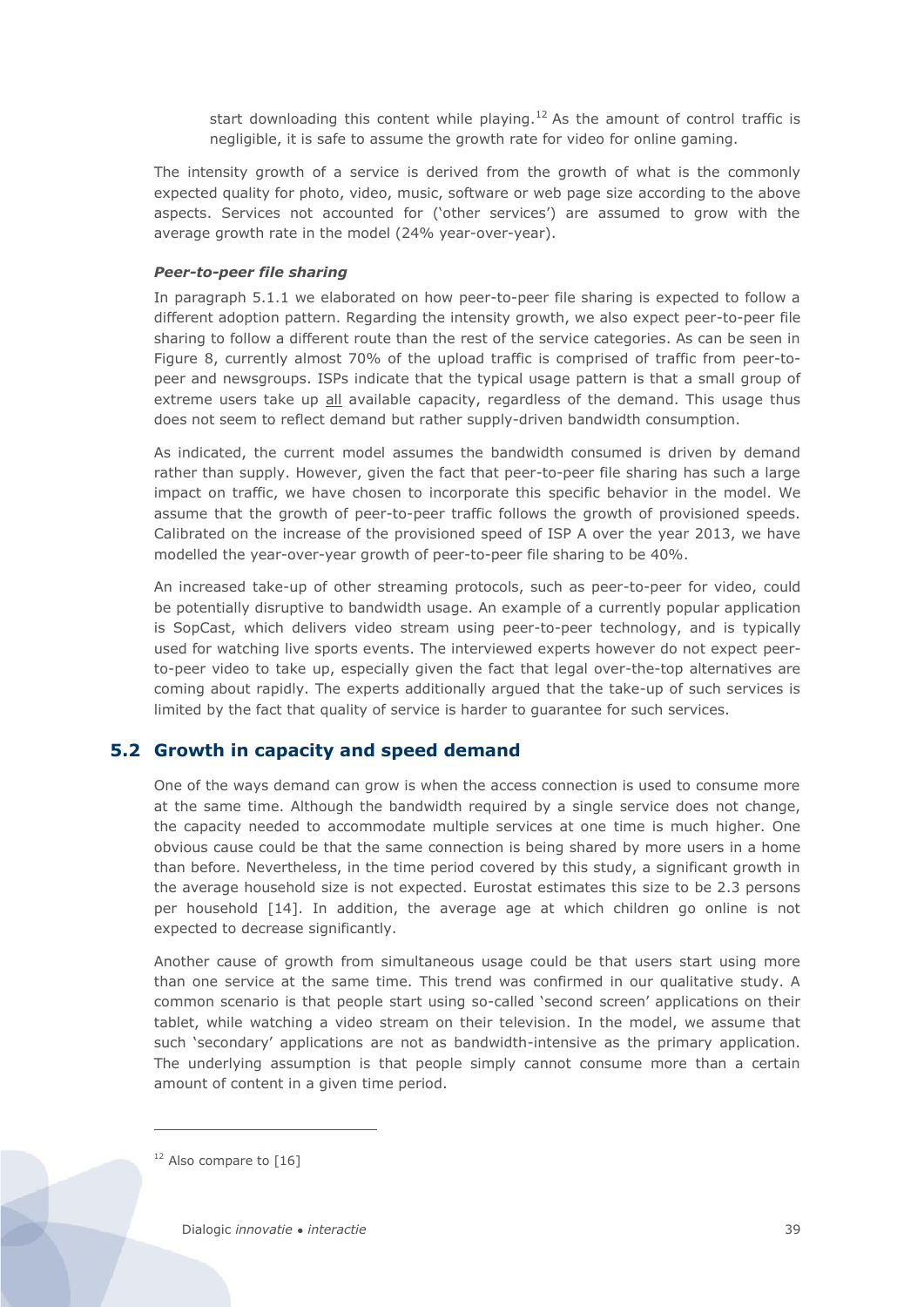start downloading this content while playing.[12] As the amount of control traffic is negligible, it is safe to assume the growth rate for video for online gaming.

The intensity growth of a service is derived from the growth of what is the commonly expected quality for photo, video, music, software or web page size according to the above aspects. Services not accounted for ('other services') are assumed to grow with the average growth rate in the model (24% year-over-year).

#### *Peer-to-peer file sharing*

In paragraph 5.1.1 we elaborated on how peer-to-peer file sharing is expected to follow a different adoption pattern. Regarding the intensity growth, we also expect peer-to-peer file sharing to follow a different route than the rest of the service categories. As can be seen in Figure 8, currently almost 70% of the upload traffic is comprised of traffic from peer-to-peer and newsgroups. ISPs indicate that the typical usage pattern is that a small group of extreme users take up <u>all</u> available capacity, regardless of the demand. This usage thus does not seem to reflect demand but rather supply-driven bandwidth consumption.

As indicated, the current model assumes the bandwidth consumed is driven by demand rather than supply. However, given the fact that peer-to-peer file sharing has such a large impact on traffic, we have chosen to incorporate this specific behavior in the model. We assume that the growth of peer-to-peer traffic follows the growth of provisioned speeds. Calibrated on the increase of the provisioned speed of ISP A over the year 2013, we have modelled the year-over-year growth of peer-to-peer file sharing to be 40%.

An increased take-up of other streaming protocols, such as peer-to-peer for video, could be potentially disruptive to bandwidth usage. An example of a currently popular application is SopCast, which delivers video stream using peer-to-peer technology, and is typically used for watching live sports events. The interviewed experts however do not expect peer-to-peer video to take up, especially given the fact that legal over-the-top alternatives are coming about rapidly. The experts additionally argued that the take-up of such services is limited by the fact that quality of service is harder to guarantee for such services.

## 5.2 Growth in capacity and speed demand

One of the ways demand can grow is when the access connection is used to consume more at the same time. Although the bandwidth required by a single service does not change, the capacity needed to accommodate multiple services at one time is much higher. One obvious cause could be that the same connection is being shared by more users in a home than before. Nevertheless, in the time period covered by this study, a significant growth in the average household size is not expected. Eurostat estimates this size to be 2.3 persons per household [14]. In addition, the average age at which children go online is not expected to decrease significantly.

Another cause of growth from simultaneous usage could be that users start using more than one service at the same time. This trend was confirmed in our qualitative study. A common scenario is that people start using so-called 'second screen' applications on their tablet, while watching a video stream on their television. In the model, we assume that such 'secondary' applications are not as bandwidth-intensive as the primary application. The underlying assumption is that people simply cannot consume more than a certain amount of content in a given time period.

[12] Also compare to [16]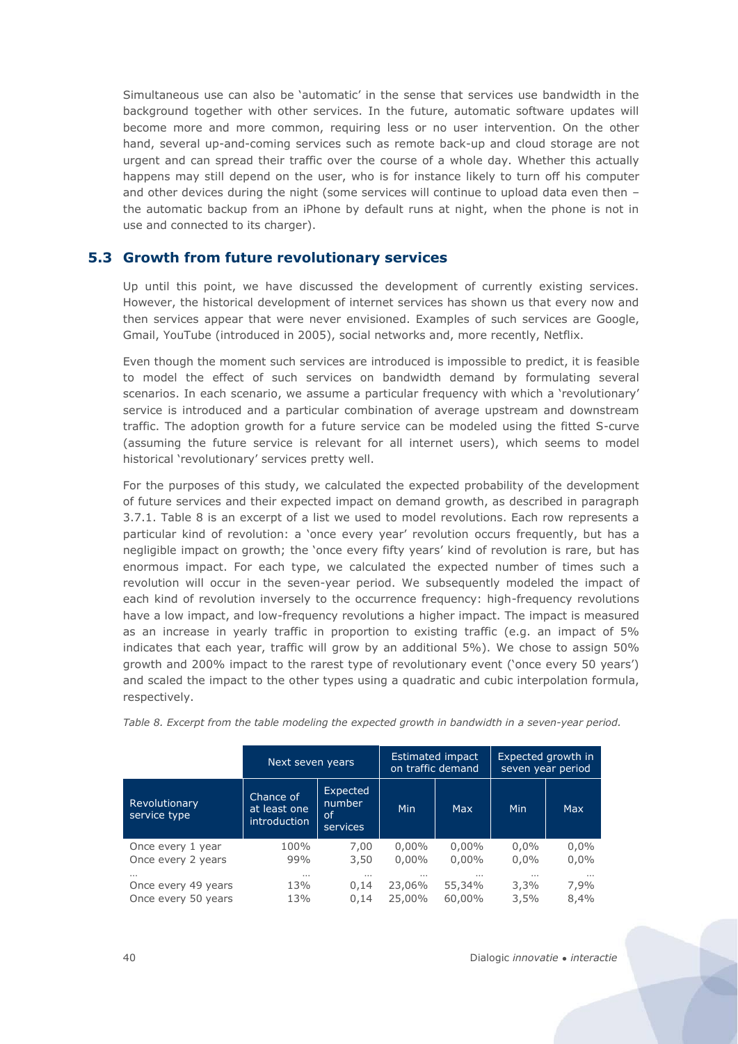Simultaneous use can also be 'automatic' in the sense that services use bandwidth in the background together with other services. In the future, automatic software updates will become more and more common, requiring less or no user intervention. On the other hand, several up-and-coming services such as remote back-up and cloud storage are not urgent and can spread their traffic over the course of a whole day. Whether this actually happens may still depend on the user, who is for instance likely to turn off his computer and other devices during the night (some services will continue to upload data even then – the automatic backup from an iPhone by default runs at night, when the phone is not in use and connected to its charger).

## 5.3 Growth from future revolutionary services

Up until this point, we have discussed the development of currently existing services. However, the historical development of internet services has shown us that every now and then services appear that were never envisioned. Examples of such services are Google, Gmail, YouTube (introduced in 2005), social networks and, more recently, Netflix.

Even though the moment such services are introduced is impossible to predict, it is feasible to model the effect of such services on bandwidth demand by formulating several scenarios. In each scenario, we assume a particular frequency with which a 'revolutionary' service is introduced and a particular combination of average upstream and downstream traffic. The adoption growth for a future service can be modeled using the fitted S-curve (assuming the future service is relevant for all internet users), which seems to model historical 'revolutionary' services pretty well.

For the purposes of this study, we calculated the expected probability of the development of future services and their expected impact on demand growth, as described in paragraph 3.7.1. Table 8 is an excerpt of a list we used to model revolutions. Each row represents a particular kind of revolution: a 'once every year' revolution occurs frequently, but has a negligible impact on growth; the 'once every fifty years' kind of revolution is rare, but has enormous impact. For each type, we calculated the expected number of times such a revolution will occur in the seven-year period. We subsequently modeled the impact of each kind of revolution inversely to the occurrence frequency: high-frequency revolutions have a low impact, and low-frequency revolutions a higher impact. The impact is measured as an increase in yearly traffic in proportion to existing traffic (e.g. an impact of 5% indicates that each year, traffic will grow by an additional 5%). We chose to assign 50% growth and 200% impact to the rarest type of revolutionary event ('once every 50 years') and scaled the impact to the other types using a quadratic and cubic interpolation formula, respectively.

*Table 8. Excerpt from the table modeling the expected growth in bandwidth in a seven-year period.*

| | Next seven years | | Estimated impact on traffic demand | | Expected growth in seven year period | |
|---|---|---|---|---|---|---|
| Revolutionary service type | Chance of at least one introduction | Expected number of services | Min | Max | Min | Max |
| Once every 1 year | 100% | 7,00 | 0,00% | 0,00% | 0,0% | 0,0% |
| Once every 2 years | 99% | 3,50 | 0,00% | 0,00% | 0,0% | 0,0% |
| … | … | … | … | … | … | … |
| Once every 49 years | 13% | 0,14 | 23,06% | 55,34% | 3,3% | 7,9% |
| Once every 50 years | 13% | 0,14 | 25,00% | 60,00% | 3,5% | 8,4% |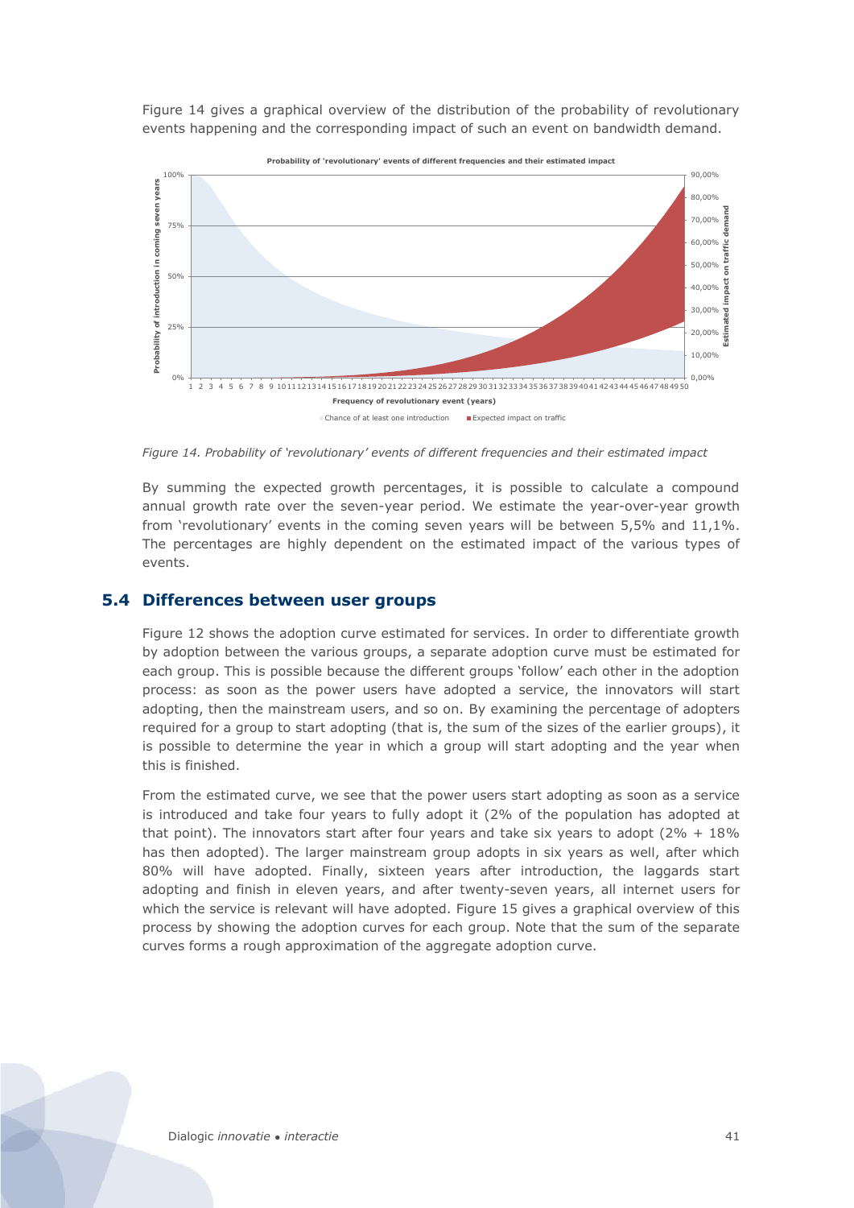Figure 14 gives a graphical overview of the distribution of the probability of revolutionary events happening and the corresponding impact of such an event on bandwidth demand.

*Figure 14. Probability of 'revolutionary' events of different frequencies and their estimated impact*

By summing the expected growth percentages, it is possible to calculate a compound annual growth rate over the seven-year period. We estimate the year-over-year growth from 'revolutionary' events in the coming seven years will be between 5,5% and 11,1%. The percentages are highly dependent on the estimated impact of the various types of events.

## 5.4 Differences between user groups

Figure 12 shows the adoption curve estimated for services. In order to differentiate growth by adoption between the various groups, a separate adoption curve must be estimated for each group. This is possible because the different groups 'follow' each other in the adoption process: as soon as the power users have adopted a service, the innovators will start adopting, then the mainstream users, and so on. By examining the percentage of adopters required for a group to start adopting (that is, the sum of the sizes of the earlier groups), it is possible to determine the year in which a group will start adopting and the year when this is finished.

From the estimated curve, we see that the power users start adopting as soon as a service is introduced and take four years to fully adopt it (2% of the population has adopted at that point). The innovators start after four years and take six years to adopt (2% + 18% has then adopted). The larger mainstream group adopts in six years as well, after which 80% will have adopted. Finally, sixteen years after introduction, the laggards start adopting and finish in eleven years, and after twenty-seven years, all internet users for which the service is relevant will have adopted. Figure 15 gives a graphical overview of this process by showing the adoption curves for each group. Note that the sum of the separate curves forms a rough approximation of the aggregate adoption curve.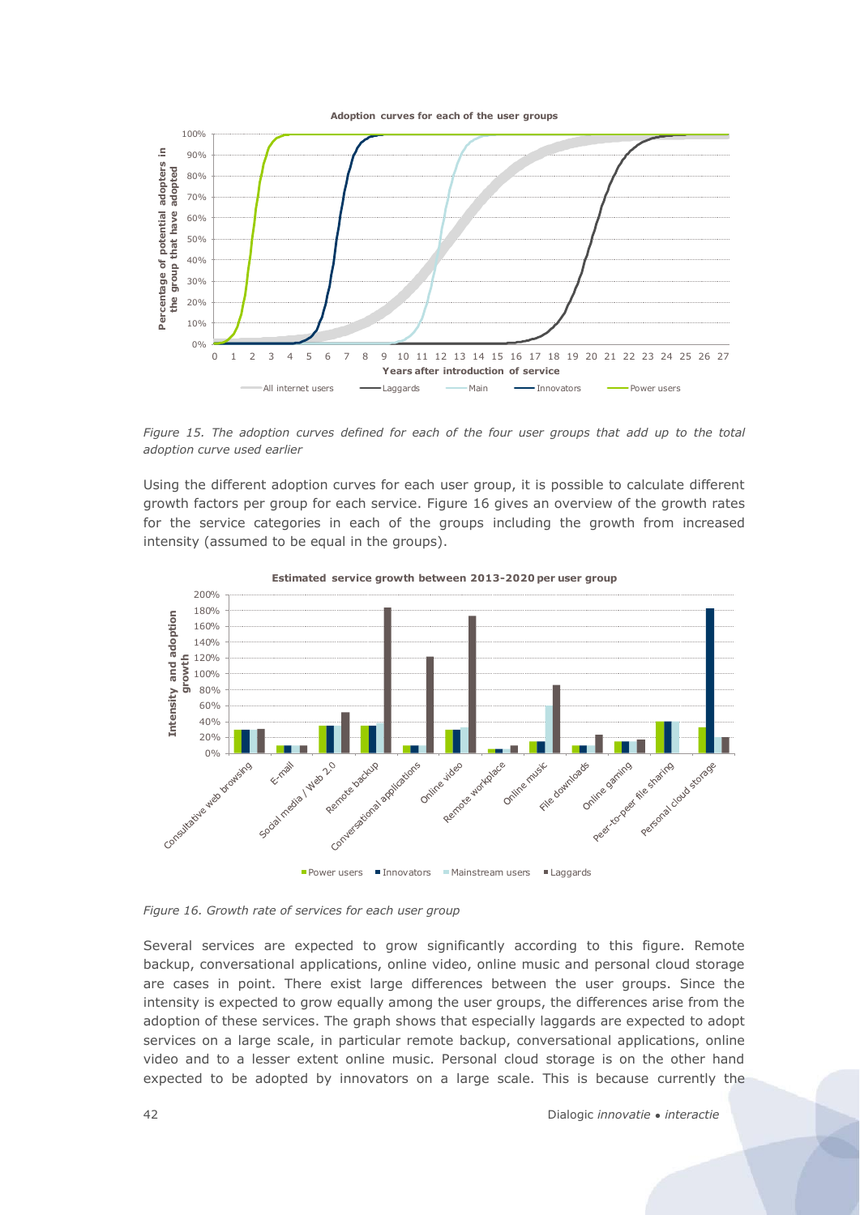*Figure 15. The adoption curves defined for each of the four user groups that add up to the total adoption curve used earlier*

Using the different adoption curves for each user group, it is possible to calculate different growth factors per group for each service. Figure 16 gives an overview of the growth rates for the service categories in each of the groups including the growth from increased intensity (assumed to be equal in the groups).

*Figure 16. Growth rate of services for each user group*

Several services are expected to grow significantly according to this figure. Remote backup, conversational applications, online video, online music and personal cloud storage are cases in point. There exist large differences between the user groups. Since the intensity is expected to grow equally among the user groups, the differences arise from the adoption of these services. The graph shows that especially laggards are expected to adopt services on a large scale, in particular remote backup, conversational applications, online video and to a lesser extent online music. Personal cloud storage is on the other hand expected to be adopted by innovators on a large scale. This is because currently the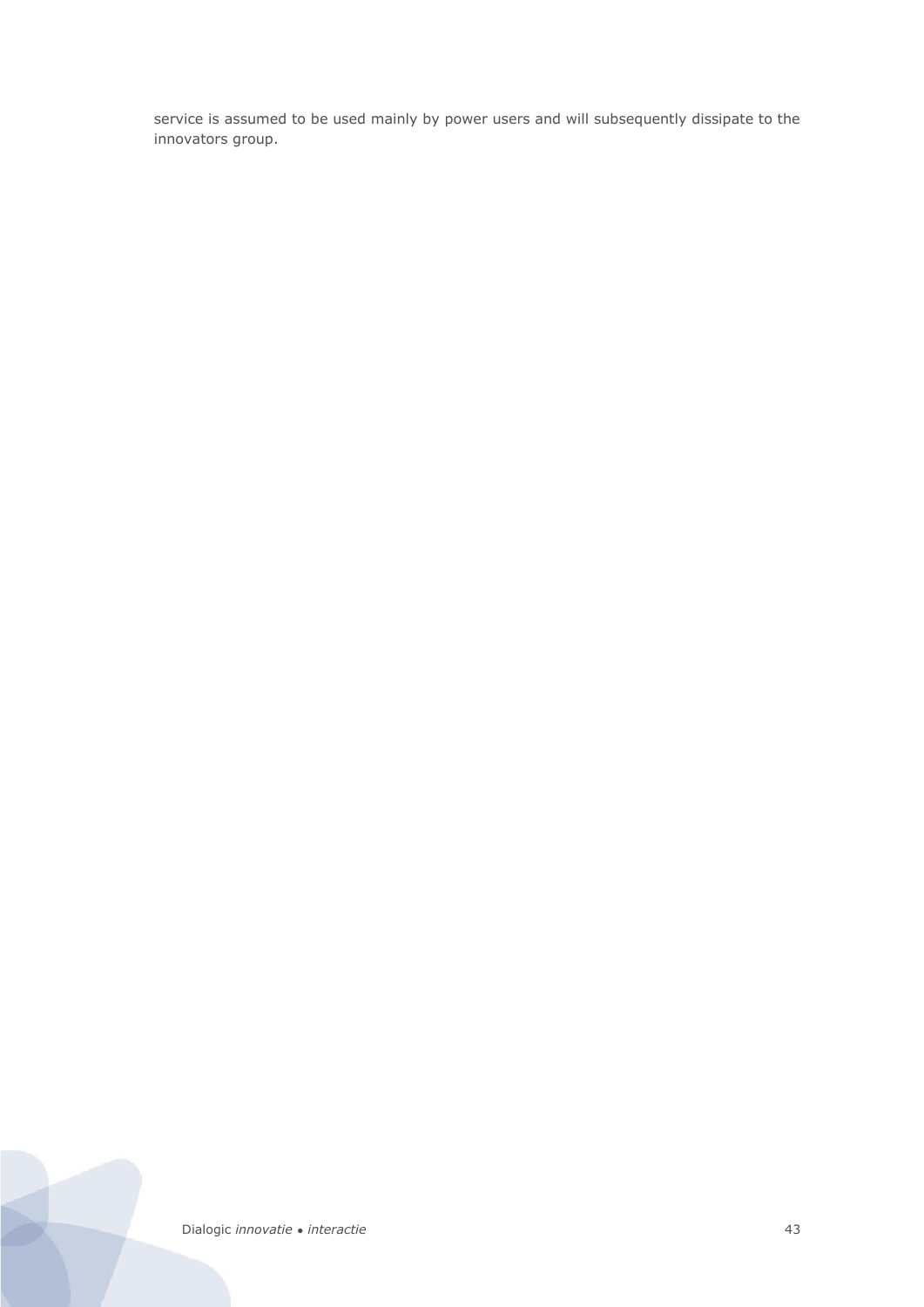service is assumed to be used mainly by power users and will subsequently dissipate to the innovators group.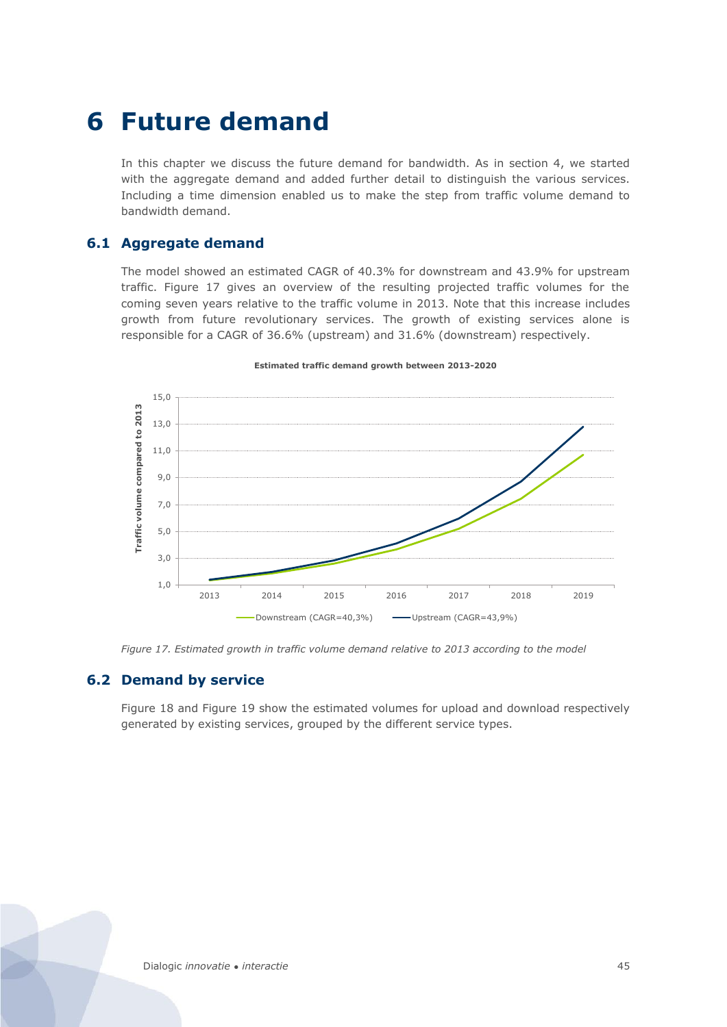# 6 Future demand

In this chapter we discuss the future demand for bandwidth. As in section 4, we started with the aggregate demand and added further detail to distinguish the various services. Including a time dimension enabled us to make the step from traffic volume demand to bandwidth demand.

## 6.1 Aggregate demand

The model showed an estimated CAGR of 40.3% for downstream and 43.9% for upstream traffic. Figure 17 gives an overview of the resulting projected traffic volumes for the coming seven years relative to the traffic volume in 2013. Note that this increase includes growth from future revolutionary services. The growth of existing services alone is responsible for a CAGR of 36.6% (upstream) and 31.6% (downstream) respectively.

**Estimated traffic demand growth between 2013-2020**

*Figure 17. Estimated growth in traffic volume demand relative to 2013 according to the model*

## 6.2 Demand by service

Figure 18 and Figure 19 show the estimated volumes for upload and download respectively generated by existing services, grouped by the different service types.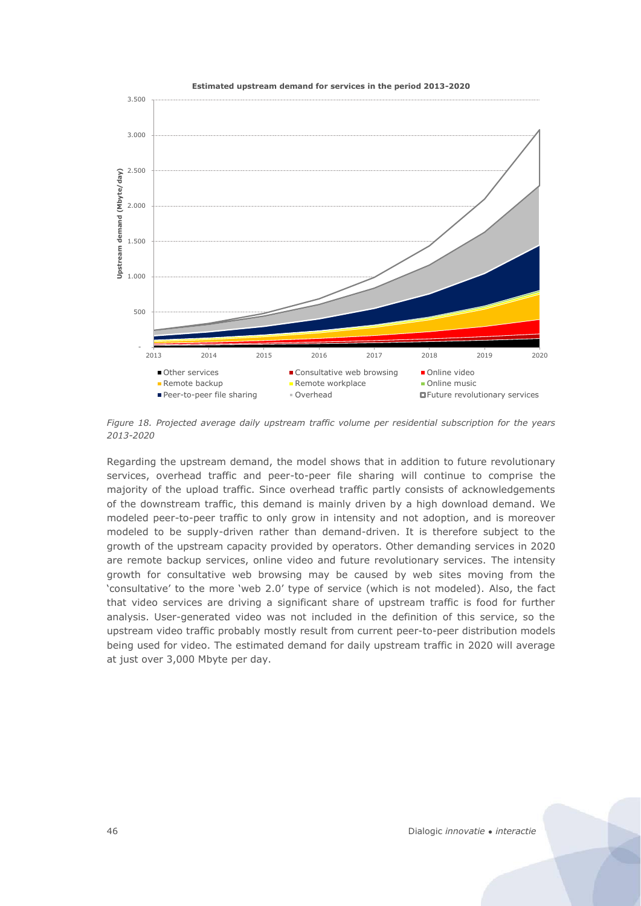*Figure 18. Projected average daily upstream traffic volume per residential subscription for the years 2013-2020*

Regarding the upstream demand, the model shows that in addition to future revolutionary services, overhead traffic and peer-to-peer file sharing will continue to comprise the majority of the upload traffic. Since overhead traffic partly consists of acknowledgements of the downstream traffic, this demand is mainly driven by a high download demand. We modeled peer-to-peer traffic to only grow in intensity and not adoption, and is moreover modeled to be supply-driven rather than demand-driven. It is therefore subject to the growth of the upstream capacity provided by operators. Other demanding services in 2020 are remote backup services, online video and future revolutionary services. The intensity growth for consultative web browsing may be caused by web sites moving from the 'consultative' to the more 'web 2.0' type of service (which is not modeled). Also, the fact that video services are driving a significant share of upstream traffic is food for further analysis. User-generated video was not included in the definition of this service, so the upstream video traffic probably mostly result from current peer-to-peer distribution models being used for video. The estimated demand for daily upstream traffic in 2020 will average at just over 3,000 Mbyte per day.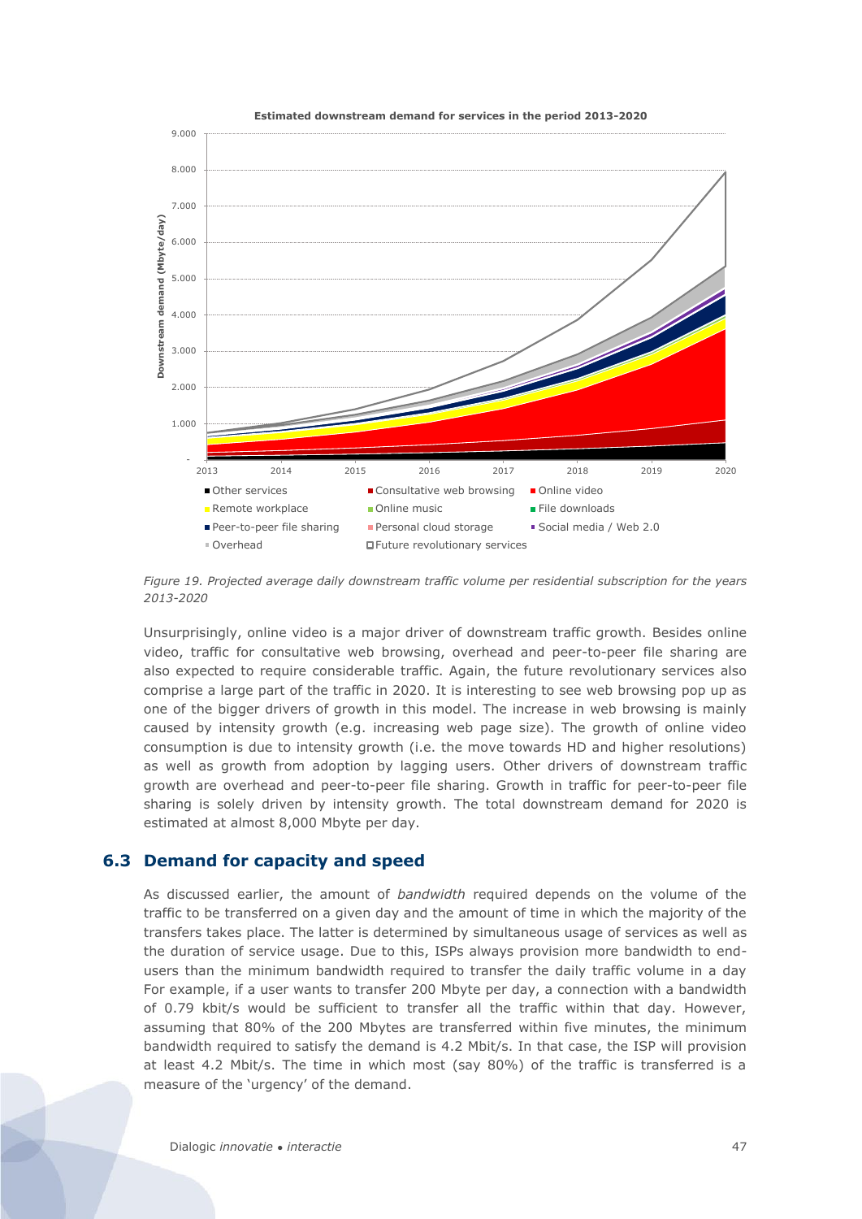Figure 19. Projected average daily downstream traffic volume per residential subscription for the years 2013-2020

Unsurprisingly, online video is a major driver of downstream traffic growth. Besides online video, traffic for consultative web browsing, overhead and peer-to-peer file sharing are also expected to require considerable traffic. Again, the future revolutionary services also comprise a large part of the traffic in 2020. It is interesting to see web browsing pop up as one of the bigger drivers of growth in this model. The increase in web browsing is mainly caused by intensity growth (e.g. increasing web page size). The growth of online video consumption is due to intensity growth (i.e. the move towards HD and higher resolutions) as well as growth from adoption by lagging users. Other drivers of downstream traffic growth are overhead and peer-to-peer file sharing. Growth in traffic for peer-to-peer file sharing is solely driven by intensity growth. The total downstream demand for 2020 is estimated at almost 8,000 Mbyte per day.

## 6.3 Demand for capacity and speed

As discussed earlier, the amount of *bandwidth* required depends on the volume of the traffic to be transferred on a given day and the amount of time in which the majority of the transfers takes place. The latter is determined by simultaneous usage of services as well as the duration of service usage. Due to this, ISPs always provision more bandwidth to end-users than the minimum bandwidth required to transfer the daily traffic volume in a day For example, if a user wants to transfer 200 Mbyte per day, a connection with a bandwidth of 0.79 kbit/s would be sufficient to transfer all the traffic within that day. However, assuming that 80% of the 200 Mbytes are transferred within five minutes, the minimum bandwidth required to satisfy the demand is 4.2 Mbit/s. In that case, the ISP will provision at least 4.2 Mbit/s. The time in which most (say 80%) of the traffic is transferred is a measure of the 'urgency' of the demand.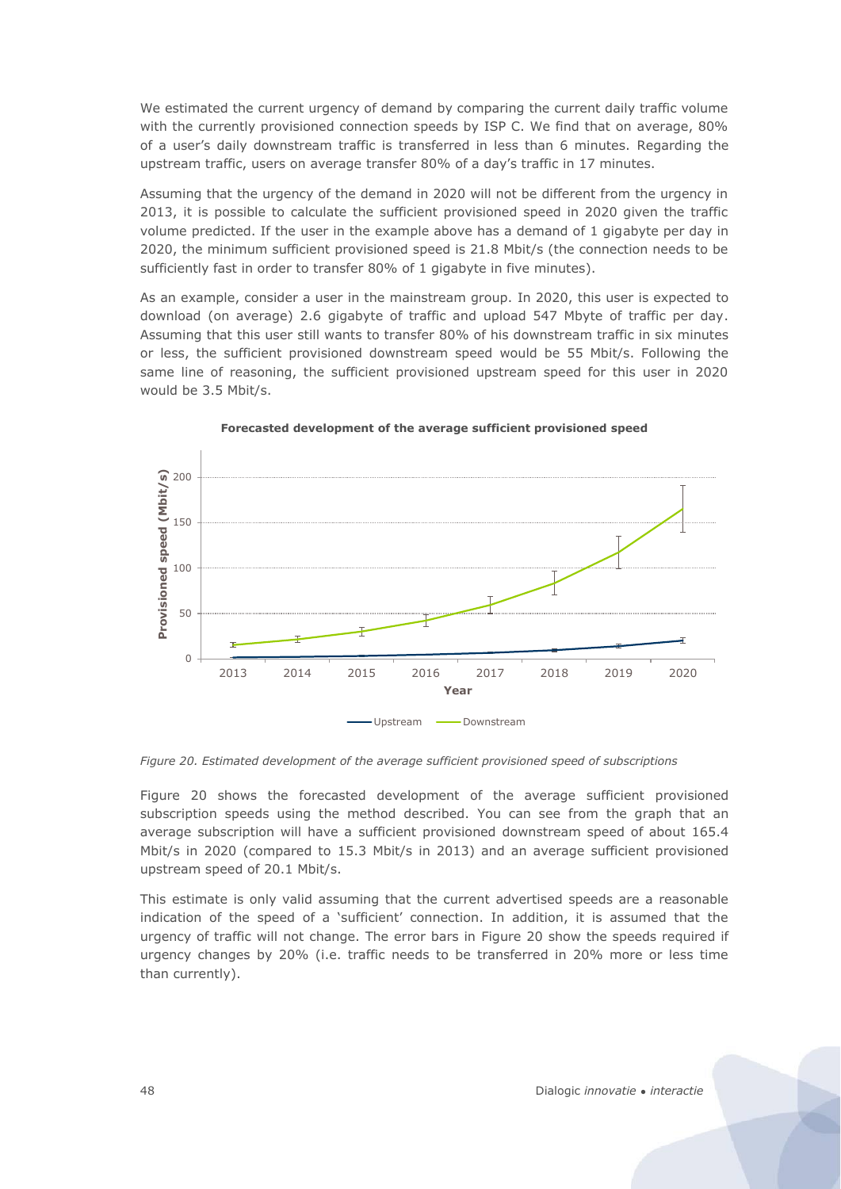We estimated the current urgency of demand by comparing the current daily traffic volume with the currently provisioned connection speeds by ISP C. We find that on average, 80% of a user's daily downstream traffic is transferred in less than 6 minutes. Regarding the upstream traffic, users on average transfer 80% of a day's traffic in 17 minutes.

Assuming that the urgency of the demand in 2020 will not be different from the urgency in 2013, it is possible to calculate the sufficient provisioned speed in 2020 given the traffic volume predicted. If the user in the example above has a demand of 1 gigabyte per day in 2020, the minimum sufficient provisioned speed is 21.8 Mbit/s (the connection needs to be sufficiently fast in order to transfer 80% of 1 gigabyte in five minutes).

As an example, consider a user in the mainstream group. In 2020, this user is expected to download (on average) 2.6 gigabyte of traffic and upload 547 Mbyte of traffic per day. Assuming that this user still wants to transfer 80% of his downstream traffic in six minutes or less, the sufficient provisioned downstream speed would be 55 Mbit/s. Following the same line of reasoning, the sufficient provisioned upstream speed for this user in 2020 would be 3.5 Mbit/s.

**Forecasted development of the average sufficient provisioned speed**

*Figure 20. Estimated development of the average sufficient provisioned speed of subscriptions*

Figure 20 shows the forecasted development of the average sufficient provisioned subscription speeds using the method described. You can see from the graph that an average subscription will have a sufficient provisioned downstream speed of about 165.4 Mbit/s in 2020 (compared to 15.3 Mbit/s in 2013) and an average sufficient provisioned upstream speed of 20.1 Mbit/s.

This estimate is only valid assuming that the current advertised speeds are a reasonable indication of the speed of a 'sufficient' connection. In addition, it is assumed that the urgency of traffic will not change. The error bars in Figure 20 show the speeds required if urgency changes by 20% (i.e. traffic needs to be transferred in 20% more or less time than currently).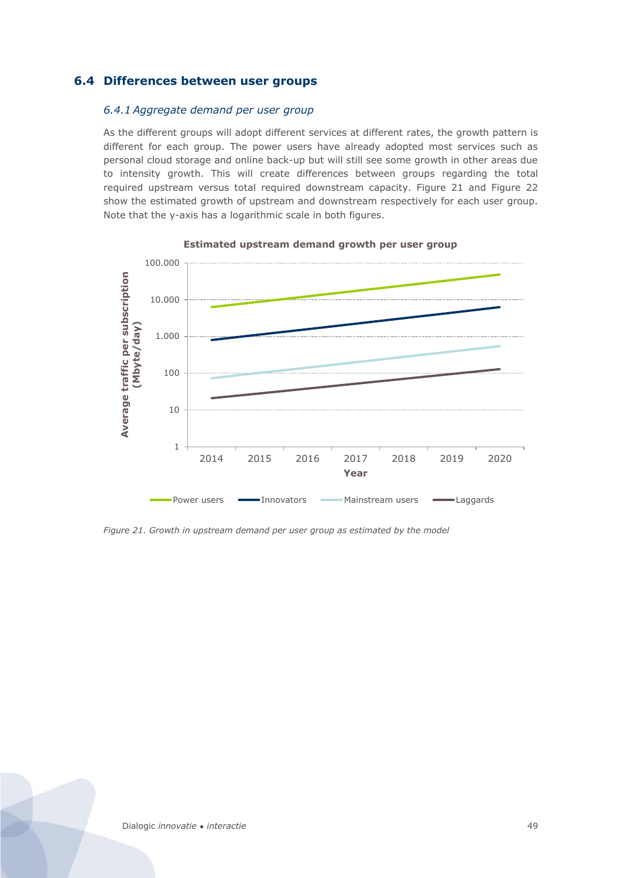## 6.4 Differences between user groups

### *6.4.1 Aggregate demand per user group*

As the different groups will adopt different services at different rates, the growth pattern is different for each group. The power users have already adopted most services such as personal cloud storage and online back-up but will still see some growth in other areas due to intensity growth. This will create differences between groups regarding the total required upstream versus total required downstream capacity. Figure 21 and Figure 22 show the estimated growth of upstream and downstream respectively for each user group. Note that the y-axis has a logarithmic scale in both figures.

*Figure 21. Growth in upstream demand per user group as estimated by the model*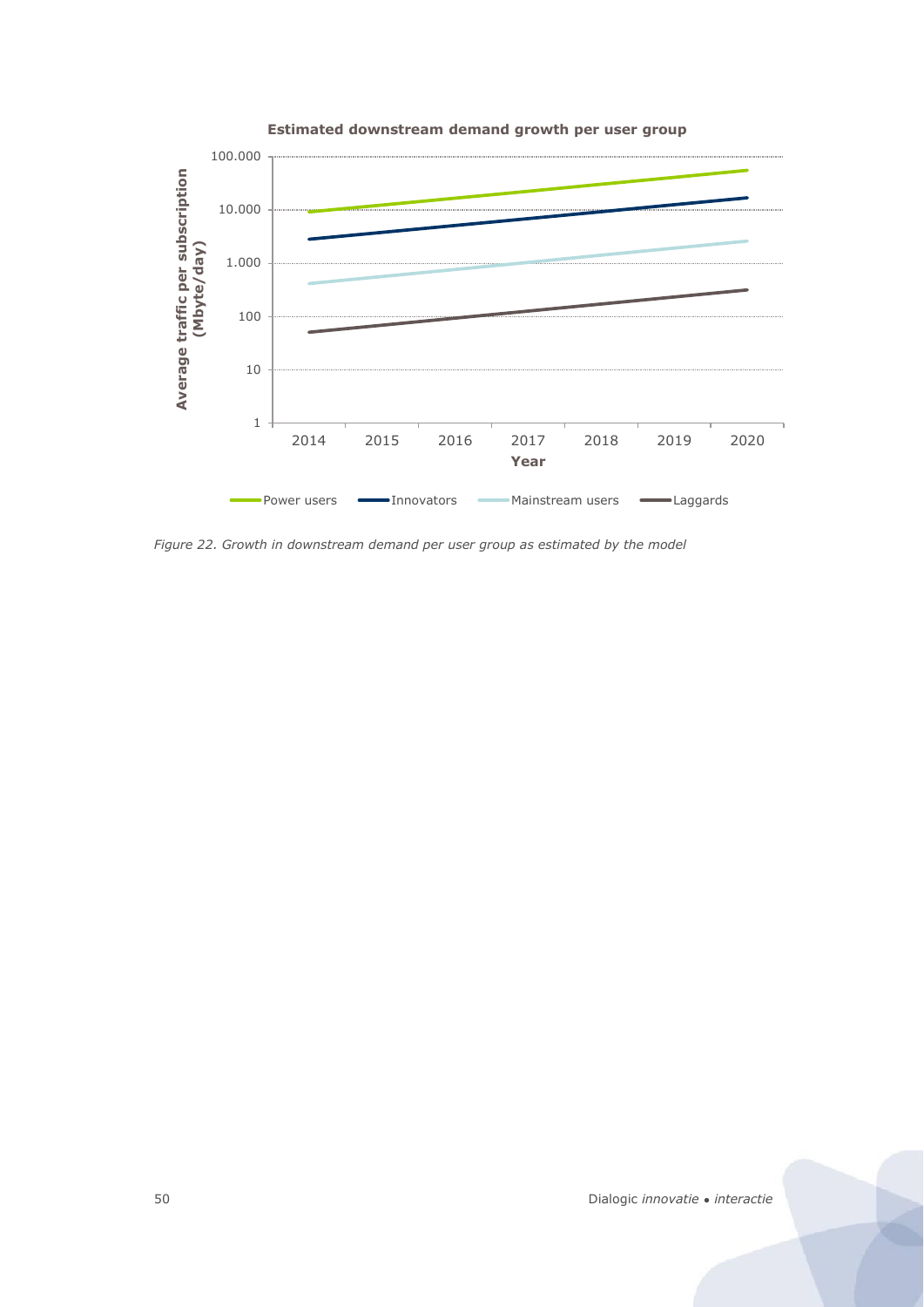*Figure 22. Growth in downstream demand per user group as estimated by the model*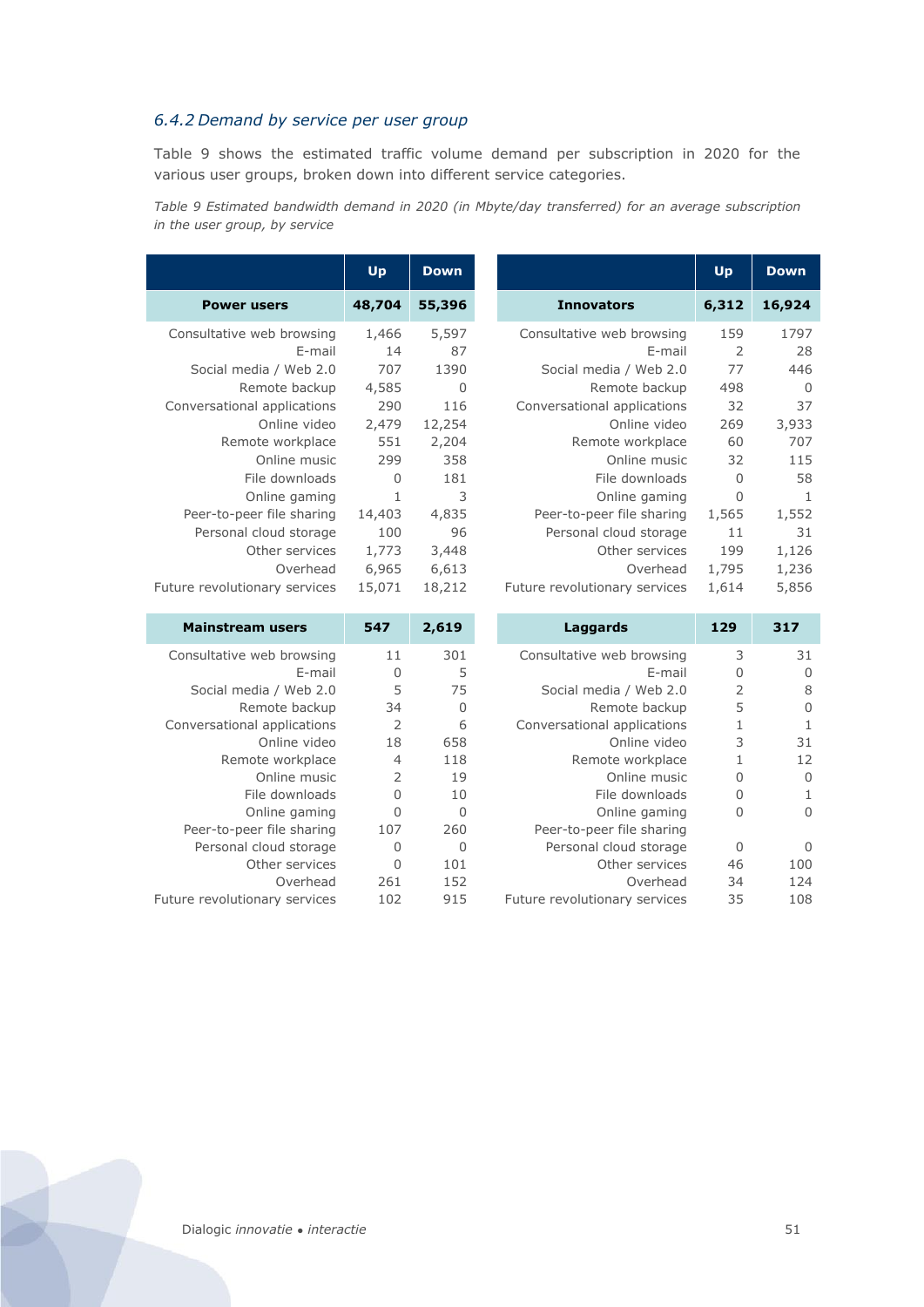### 6.4.2 Demand by service per user group

Table 9 shows the estimated traffic volume demand per subscription in 2020 for the various user groups, broken down into different service categories.

*Table 9 Estimated bandwidth demand in 2020 (in Mbyte/day transferred) for an average subscription in the user group, by service*

| | Up | Down |
|---|---|---|
| **Power users** | **48,704** | **55,396** |
| Consultative web browsing | 1,466 | 5,597 |
| E-mail | 14 | 87 |
| Social media / Web 2.0 | 707 | 1390 |
| Remote backup | 4,585 | 0 |
| Conversational applications | 290 | 116 |
| Online video | 2,479 | 12,254 |
| Remote workplace | 551 | 2,204 |
| Online music | 299 | 358 |
| File downloads | 0 | 181 |
| Online gaming | 1 | 3 |
| Peer-to-peer file sharing | 14,403 | 4,835 |
| Personal cloud storage | 100 | 96 |
| Other services | 1,773 | 3,448 |
| Overhead | 6,965 | 6,613 |
| Future revolutionary services | 15,071 | 18,212 |

| | Up | Down |
|---|---|---|
| **Innovators** | **6,312** | **16,924** |
| Consultative web browsing | 159 | 1797 |
| E-mail | 2 | 28 |
| Social media / Web 2.0 | 77 | 446 |
| Remote backup | 498 | 0 |
| Conversational applications | 32 | 37 |
| Online video | 269 | 3,933 |
| Remote workplace | 60 | 707 |
| Online music | 32 | 115 |
| File downloads | 0 | 58 |
| Online gaming | 0 | 1 |
| Peer-to-peer file sharing | 1,565 | 1,552 |
| Personal cloud storage | 11 | 31 |
| Other services | 199 | 1,126 |
| Overhead | 1,795 | 1,236 |
| Future revolutionary services | 1,614 | 5,856 |

| | Up | Down |
|---|---|---|
| **Mainstream users** | **547** | **2,619** |
| Consultative web browsing | 11 | 301 |
| E-mail | 0 | 5 |
| Social media / Web 2.0 | 5 | 75 |
| Remote backup | 34 | 0 |
| Conversational applications | 2 | 6 |
| Online video | 18 | 658 |
| Remote workplace | 4 | 118 |
| Online music | 2 | 19 |
| File downloads | 0 | 10 |
| Online gaming | 0 | 0 |
| Peer-to-peer file sharing | 107 | 260 |
| Personal cloud storage | 0 | 0 |
| Other services | 0 | 101 |
| Overhead | 261 | 152 |
| Future revolutionary services | 102 | 915 |

| | Up | Down |
|---|---|---|
| **Laggards** | **129** | **317** |
| Consultative web browsing | 3 | 31 |
| E-mail | 0 | 0 |
| Social media / Web 2.0 | 2 | 8 |
| Remote backup | 5 | 0 |
| Conversational applications | 1 | 1 |
| Online video | 3 | 31 |
| Remote workplace | 1 | 12 |
| Online music | 0 | 0 |
| File downloads | 0 | 1 |
| Online gaming | 0 | 0 |
| Peer-to-peer file sharing | | |
| Personal cloud storage | 0 | 0 |
| Other services | 46 | 100 |
| Overhead | 34 | 124 |
| Future revolutionary services | 35 | 108 |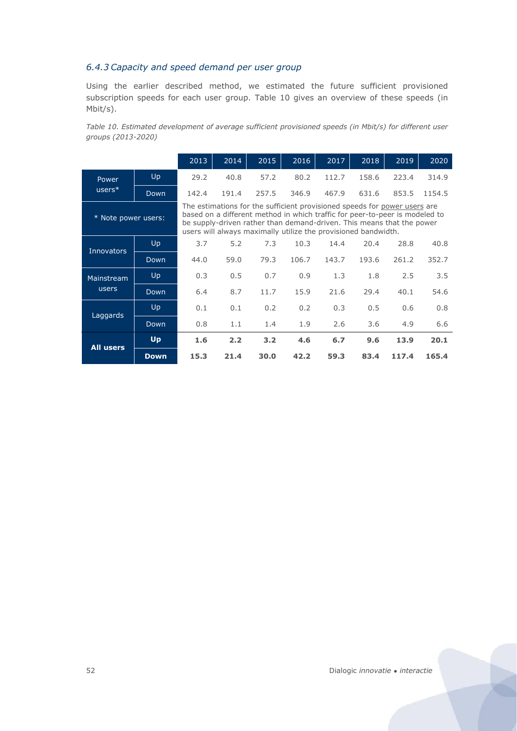### 6.4.3 *Capacity and speed demand per user group*

Using the earlier described method, we estimated the future sufficient provisioned subscription speeds for each user group. Table 10 gives an overview of these speeds (in Mbit/s).

*Table 10. Estimated development of average sufficient provisioned speeds (in Mbit/s) for different user groups (2013-2020)*

| | | 2013 | 2014 | 2015 | 2016 | 2017 | 2018 | 2019 | 2020 |
|---|---|---|---|---|---|---|---|---|---|
| Power users* | Up | 29.2 | 40.8 | 57.2 | 80.2 | 112.7 | 158.6 | 223.4 | 314.9 |
| | Down | 142.4 | 191.4 | 257.5 | 346.9 | 467.9 | 631.6 | 853.5 | 1154.5 |
| * Note power users: | | The estimations for the sufficient provisioned speeds for power users are based on a different method in which traffic for peer-to-peer is modeled to be supply-driven rather than demand-driven. This means that the power users will always maximally utilize the provisioned bandwidth. | | | | | | | |
| Innovators | Up | 3.7 | 5.2 | 7.3 | 10.3 | 14.4 | 20.4 | 28.8 | 40.8 |
| | Down | 44.0 | 59.0 | 79.3 | 106.7 | 143.7 | 193.6 | 261.2 | 352.7 |
| Mainstream users | Up | 0.3 | 0.5 | 0.7 | 0.9 | 1.3 | 1.8 | 2.5 | 3.5 |
| | Down | 6.4 | 8.7 | 11.7 | 15.9 | 21.6 | 29.4 | 40.1 | 54.6 |
| Laggards | Up | 0.1 | 0.1 | 0.2 | 0.2 | 0.3 | 0.5 | 0.6 | 0.8 |
| | Down | 0.8 | 1.1 | 1.4 | 1.9 | 2.6 | 3.6 | 4.9 | 6.6 |
| **All users** | **Up** | **1.6** | **2.2** | **3.2** | **4.6** | **6.7** | **9.6** | **13.9** | **20.1** |
| | **Down** | **15.3** | **21.4** | **30.0** | **42.2** | **59.3** | **83.4** | **117.4** | **165.4** |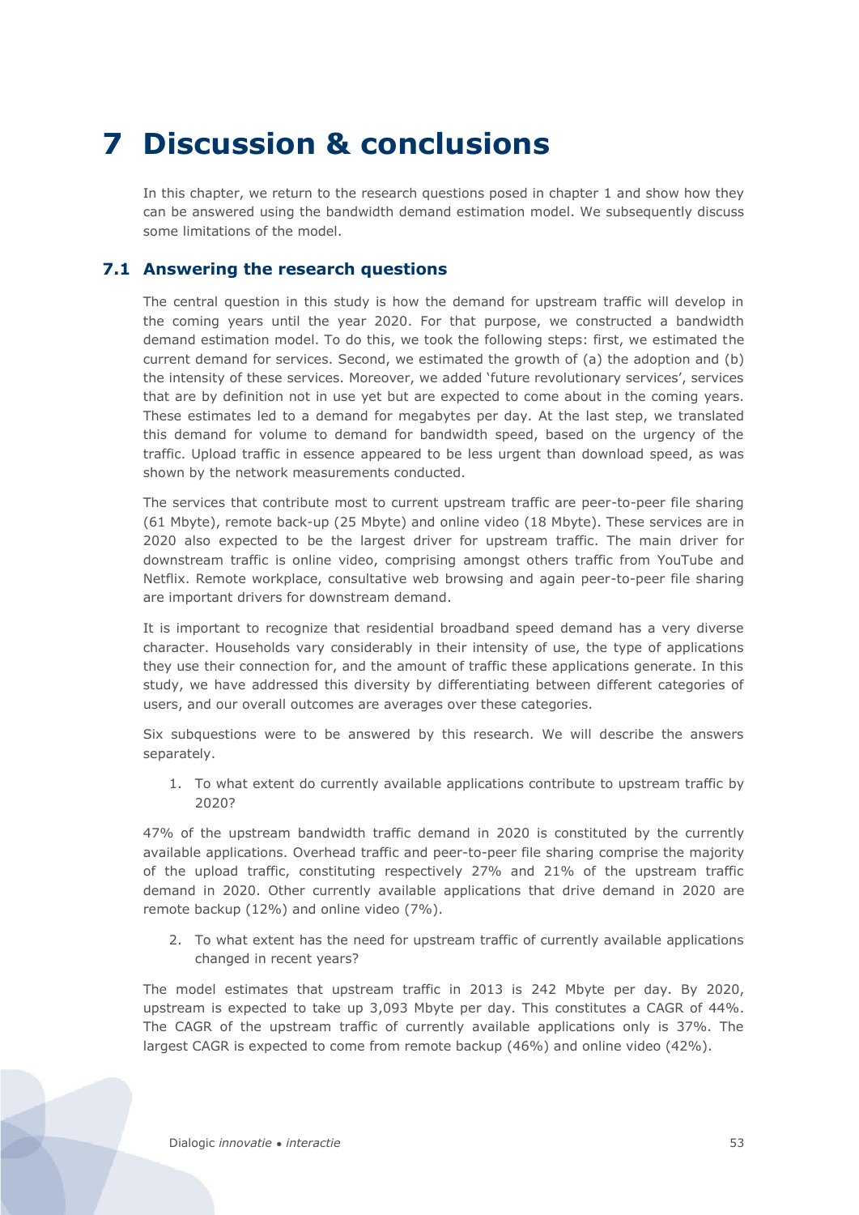# 7 Discussion & conclusions

In this chapter, we return to the research questions posed in chapter 1 and show how they can be answered using the bandwidth demand estimation model. We subsequently discuss some limitations of the model.

## 7.1 Answering the research questions

The central question in this study is how the demand for upstream traffic will develop in the coming years until the year 2020. For that purpose, we constructed a bandwidth demand estimation model. To do this, we took the following steps: first, we estimated the current demand for services. Second, we estimated the growth of (a) the adoption and (b) the intensity of these services. Moreover, we added 'future revolutionary services', services that are by definition not in use yet but are expected to come about in the coming years. These estimates led to a demand for megabytes per day. At the last step, we translated this demand for volume to demand for bandwidth speed, based on the urgency of the traffic. Upload traffic in essence appeared to be less urgent than download speed, as was shown by the network measurements conducted.

The services that contribute most to current upstream traffic are peer-to-peer file sharing (61 Mbyte), remote back-up (25 Mbyte) and online video (18 Mbyte). These services are in 2020 also expected to be the largest driver for upstream traffic. The main driver for downstream traffic is online video, comprising amongst others traffic from YouTube and Netflix. Remote workplace, consultative web browsing and again peer-to-peer file sharing are important drivers for downstream demand.

It is important to recognize that residential broadband speed demand has a very diverse character. Households vary considerably in their intensity of use, the type of applications they use their connection for, and the amount of traffic these applications generate. In this study, we have addressed this diversity by differentiating between different categories of users, and our overall outcomes are averages over these categories.

Six subquestions were to be answered by this research. We will describe the answers separately.

1. To what extent do currently available applications contribute to upstream traffic by 2020?

47% of the upstream bandwidth traffic demand in 2020 is constituted by the currently available applications. Overhead traffic and peer-to-peer file sharing comprise the majority of the upload traffic, constituting respectively 27% and 21% of the upstream traffic demand in 2020. Other currently available applications that drive demand in 2020 are remote backup (12%) and online video (7%).

2. To what extent has the need for upstream traffic of currently available applications changed in recent years?

The model estimates that upstream traffic in 2013 is 242 Mbyte per day. By 2020, upstream is expected to take up 3,093 Mbyte per day. This constitutes a CAGR of 44%. The CAGR of the upstream traffic of currently available applications only is 37%. The largest CAGR is expected to come from remote backup (46%) and online video (42%).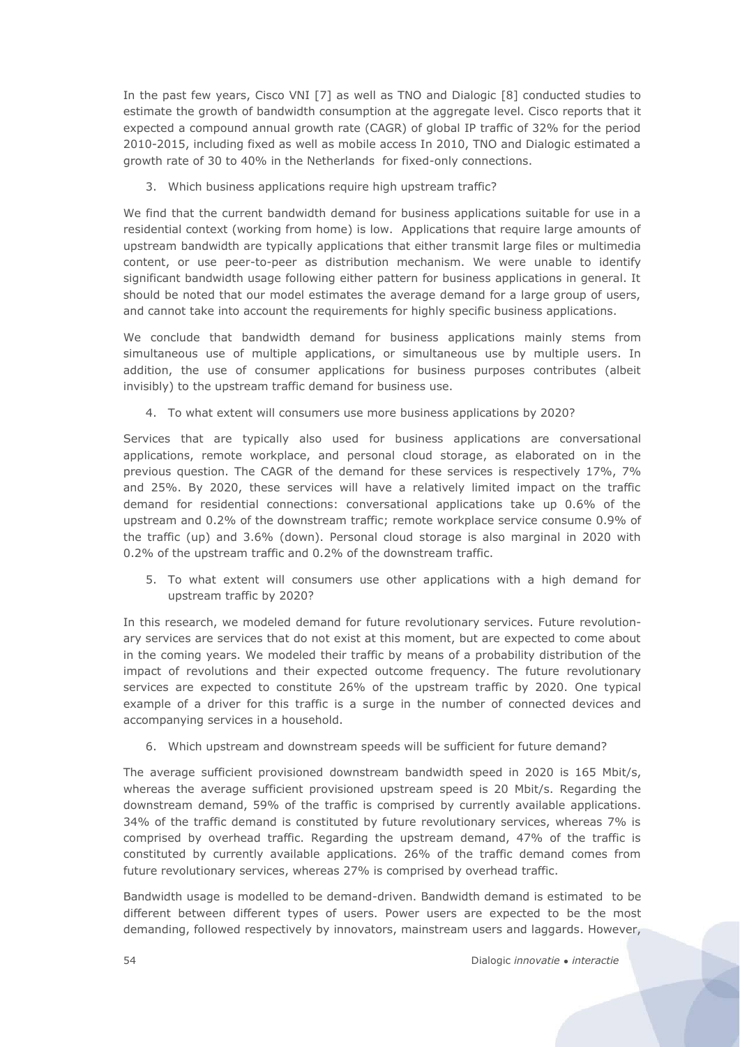In the past few years, Cisco VNI [7] as well as TNO and Dialogic [8] conducted studies to estimate the growth of bandwidth consumption at the aggregate level. Cisco reports that it expected a compound annual growth rate (CAGR) of global IP traffic of 32% for the period 2010-2015, including fixed as well as mobile access In 2010, TNO and Dialogic estimated a growth rate of 30 to 40% in the Netherlands for fixed-only connections.

3. Which business applications require high upstream traffic?

We find that the current bandwidth demand for business applications suitable for use in a residential context (working from home) is low. Applications that require large amounts of upstream bandwidth are typically applications that either transmit large files or multimedia content, or use peer-to-peer as distribution mechanism. We were unable to identify significant bandwidth usage following either pattern for business applications in general. It should be noted that our model estimates the average demand for a large group of users, and cannot take into account the requirements for highly specific business applications.

We conclude that bandwidth demand for business applications mainly stems from simultaneous use of multiple applications, or simultaneous use by multiple users. In addition, the use of consumer applications for business purposes contributes (albeit invisibly) to the upstream traffic demand for business use.

4. To what extent will consumers use more business applications by 2020?

Services that are typically also used for business applications are conversational applications, remote workplace, and personal cloud storage, as elaborated on in the previous question. The CAGR of the demand for these services is respectively 17%, 7% and 25%. By 2020, these services will have a relatively limited impact on the traffic demand for residential connections: conversational applications take up 0.6% of the upstream and 0.2% of the downstream traffic; remote workplace service consume 0.9% of the traffic (up) and 3.6% (down). Personal cloud storage is also marginal in 2020 with 0.2% of the upstream traffic and 0.2% of the downstream traffic.

5. To what extent will consumers use other applications with a high demand for upstream traffic by 2020?

In this research, we modeled demand for future revolutionary services. Future revolutionary services are services that do not exist at this moment, but are expected to come about in the coming years. We modeled their traffic by means of a probability distribution of the impact of revolutions and their expected outcome frequency. The future revolutionary services are expected to constitute 26% of the upstream traffic by 2020. One typical example of a driver for this traffic is a surge in the number of connected devices and accompanying services in a household.

6. Which upstream and downstream speeds will be sufficient for future demand?

The average sufficient provisioned downstream bandwidth speed in 2020 is 165 Mbit/s, whereas the average sufficient provisioned upstream speed is 20 Mbit/s. Regarding the downstream demand, 59% of the traffic is comprised by currently available applications. 34% of the traffic demand is constituted by future revolutionary services, whereas 7% is comprised by overhead traffic. Regarding the upstream demand, 47% of the traffic is constituted by currently available applications. 26% of the traffic demand comes from future revolutionary services, whereas 27% is comprised by overhead traffic.

Bandwidth usage is modelled to be demand-driven. Bandwidth demand is estimated to be different between different types of users. Power users are expected to be the most demanding, followed respectively by innovators, mainstream users and laggards. However,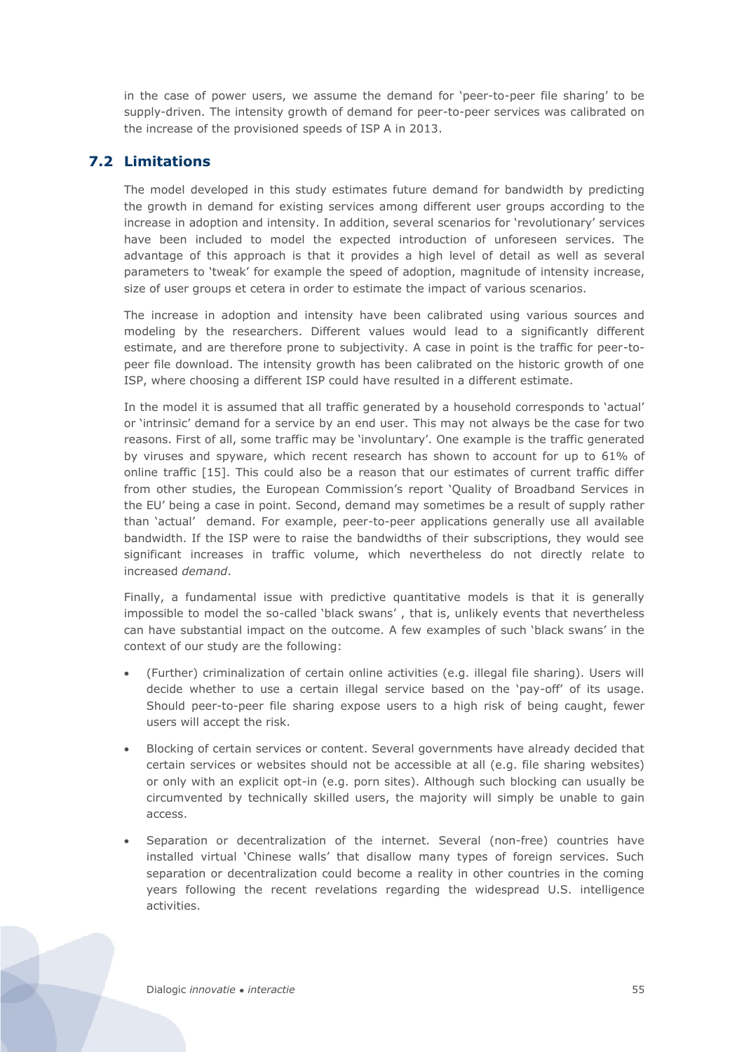in the case of power users, we assume the demand for 'peer-to-peer file sharing' to be supply-driven. The intensity growth of demand for peer-to-peer services was calibrated on the increase of the provisioned speeds of ISP A in 2013.

## 7.2 Limitations

The model developed in this study estimates future demand for bandwidth by predicting the growth in demand for existing services among different user groups according to the increase in adoption and intensity. In addition, several scenarios for 'revolutionary' services have been included to model the expected introduction of unforeseen services. The advantage of this approach is that it provides a high level of detail as well as several parameters to 'tweak' for example the speed of adoption, magnitude of intensity increase, size of user groups et cetera in order to estimate the impact of various scenarios.

The increase in adoption and intensity have been calibrated using various sources and modeling by the researchers. Different values would lead to a significantly different estimate, and are therefore prone to subjectivity. A case in point is the traffic for peer-to-peer file download. The intensity growth has been calibrated on the historic growth of one ISP, where choosing a different ISP could have resulted in a different estimate.

In the model it is assumed that all traffic generated by a household corresponds to 'actual' or 'intrinsic' demand for a service by an end user. This may not always be the case for two reasons. First of all, some traffic may be 'involuntary'. One example is the traffic generated by viruses and spyware, which recent research has shown to account for up to 61% of online traffic [15]. This could also be a reason that our estimates of current traffic differ from other studies, the European Commission's report 'Quality of Broadband Services in the EU' being a case in point. Second, demand may sometimes be a result of supply rather than 'actual' demand. For example, peer-to-peer applications generally use all available bandwidth. If the ISP were to raise the bandwidths of their subscriptions, they would see significant increases in traffic volume, which nevertheless do not directly relate to increased *demand*.

Finally, a fundamental issue with predictive quantitative models is that it is generally impossible to model the so-called 'black swans' , that is, unlikely events that nevertheless can have substantial impact on the outcome. A few examples of such 'black swans' in the context of our study are the following:

- (Further) criminalization of certain online activities (e.g. illegal file sharing). Users will decide whether to use a certain illegal service based on the 'pay-off' of its usage. Should peer-to-peer file sharing expose users to a high risk of being caught, fewer users will accept the risk.
- Blocking of certain services or content. Several governments have already decided that certain services or websites should not be accessible at all (e.g. file sharing websites) or only with an explicit opt-in (e.g. porn sites). Although such blocking can usually be circumvented by technically skilled users, the majority will simply be unable to gain access.
- Separation or decentralization of the internet. Several (non-free) countries have installed virtual 'Chinese walls' that disallow many types of foreign services. Such separation or decentralization could become a reality in other countries in the coming years following the recent revelations regarding the widespread U.S. intelligence activities.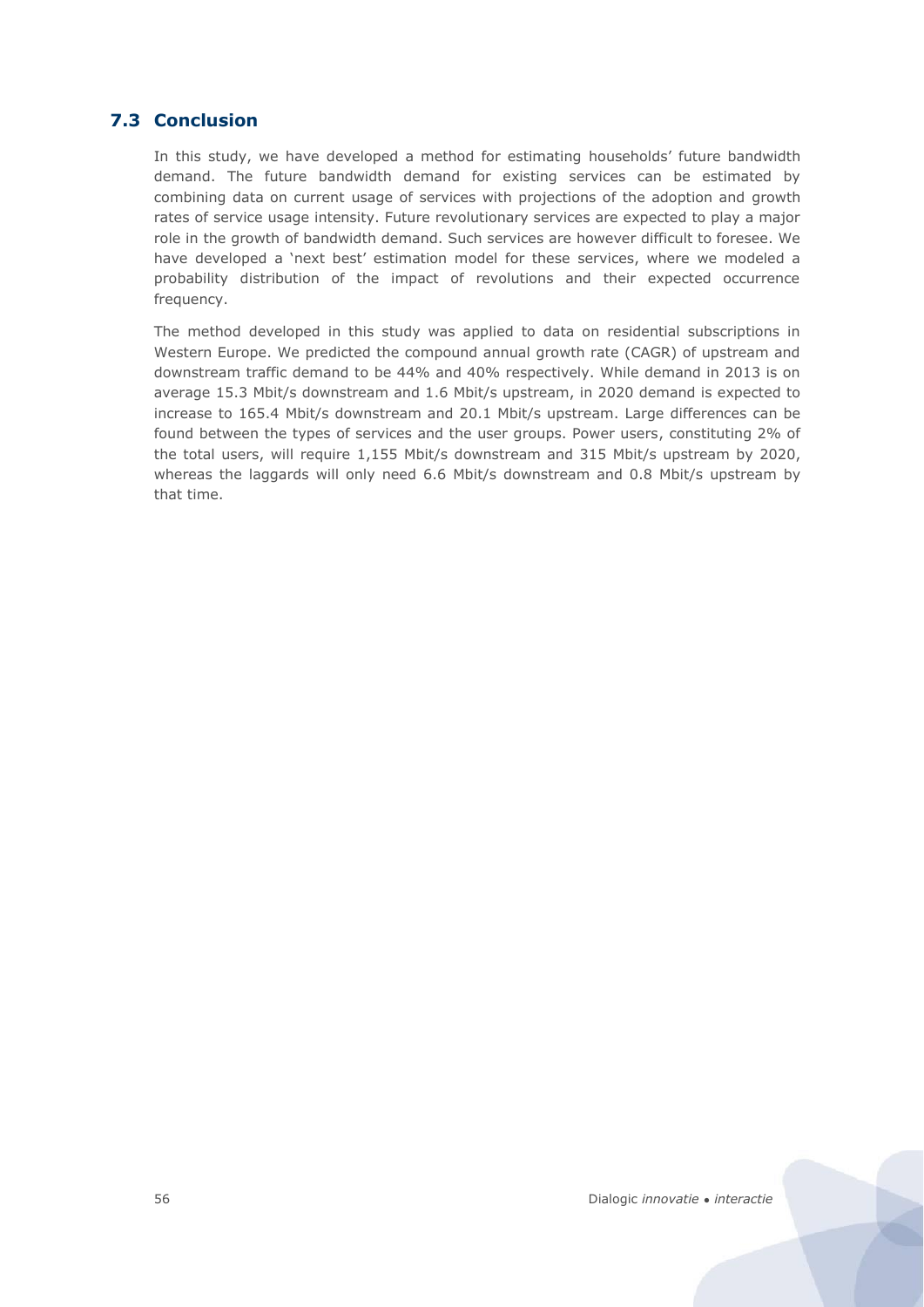## 7.3 Conclusion

In this study, we have developed a method for estimating households' future bandwidth demand. The future bandwidth demand for existing services can be estimated by combining data on current usage of services with projections of the adoption and growth rates of service usage intensity. Future revolutionary services are expected to play a major role in the growth of bandwidth demand. Such services are however difficult to foresee. We have developed a 'next best' estimation model for these services, where we modeled a probability distribution of the impact of revolutions and their expected occurrence frequency.

The method developed in this study was applied to data on residential subscriptions in Western Europe. We predicted the compound annual growth rate (CAGR) of upstream and downstream traffic demand to be 44% and 40% respectively. While demand in 2013 is on average 15.3 Mbit/s downstream and 1.6 Mbit/s upstream, in 2020 demand is expected to increase to 165.4 Mbit/s downstream and 20.1 Mbit/s upstream. Large differences can be found between the types of services and the user groups. Power users, constituting 2% of the total users, will require 1,155 Mbit/s downstream and 315 Mbit/s upstream by 2020, whereas the laggards will only need 6.6 Mbit/s downstream and 0.8 Mbit/s upstream by that time.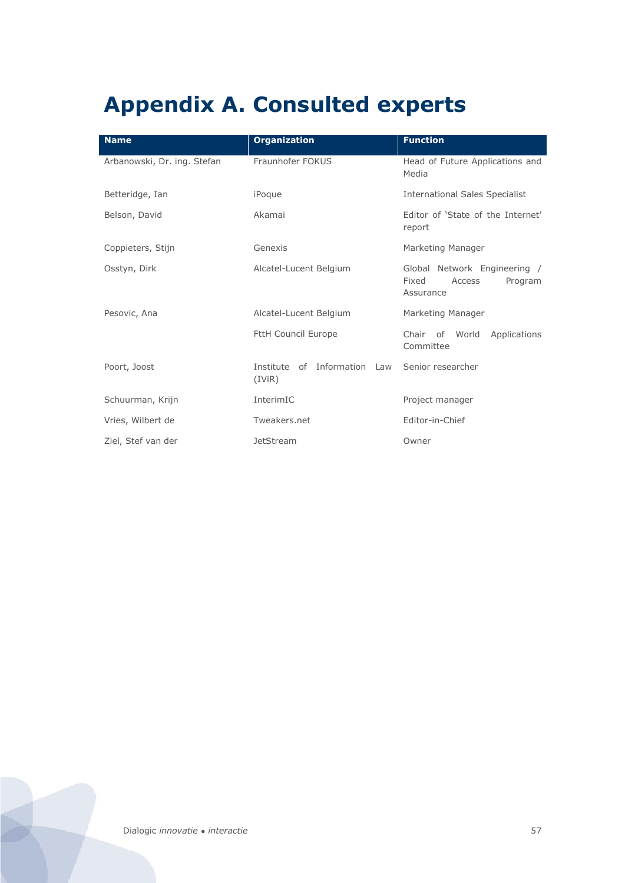# Appendix A. Consulted experts

| Name | Organization | Function |
|---|---|---|
| Arbanowski, Dr. ing. Stefan | Fraunhofer FOKUS | Head of Future Applications and Media |
| Betteridge, Ian | iPoque | International Sales Specialist |
| Belson, David | Akamai | Editor of 'State of the Internet' report |
| Coppieters, Stijn | Genexis | Marketing Manager |
| Osstyn, Dirk | Alcatel-Lucent Belgium | Global Network Engineering / Fixed Access Program Assurance |
| Pesovic, Ana | Alcatel-Lucent Belgium | Marketing Manager |
| | FttH Council Europe | Chair of World Applications Committee |
| Poort, Joost | Institute of Information Law (IViR) | Senior researcher |
| Schuurman, Krijn | InterimIC | Project manager |
| Vries, Wilbert de | Tweakers.net | Editor-in-Chief |
| Ziel, Stef van der | JetStream | Owner |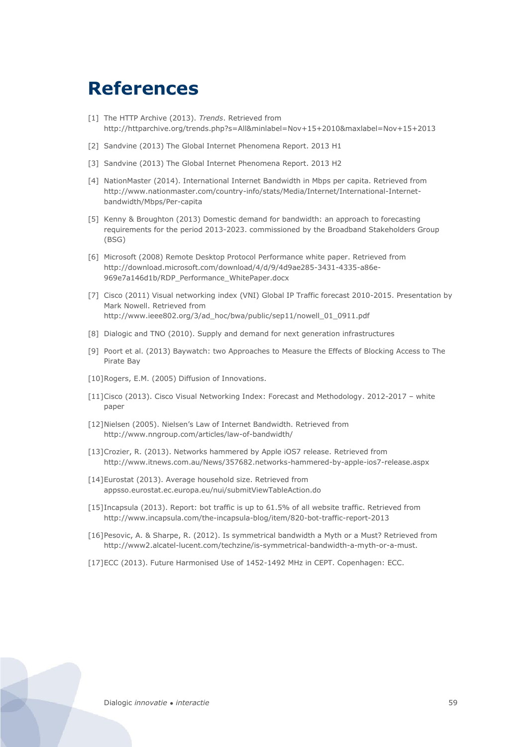# References

[1] The HTTP Archive (2013). *Trends*. Retrieved from http://httparchive.org/trends.php?s=All&minlabel=Nov+15+2010&maxlabel=Nov+15+2013

[2] Sandvine (2013) The Global Internet Phenomena Report. 2013 H1

[3] Sandvine (2013) The Global Internet Phenomena Report. 2013 H2

[4] NationMaster (2014). International Internet Bandwidth in Mbps per capita. Retrieved from http://www.nationmaster.com/country-info/stats/Media/Internet/International-Internet-bandwidth/Mbps/Per-capita

[5] Kenny & Broughton (2013) Domestic demand for bandwidth: an approach to forecasting requirements for the period 2013-2023. commissioned by the Broadband Stakeholders Group (BSG)

[6] Microsoft (2008) Remote Desktop Protocol Performance white paper. Retrieved from http://download.microsoft.com/download/4/d/9/4d9ae285-3431-4335-a86e-969e7a146d1b/RDP_Performance_WhitePaper.docx

[7] Cisco (2011) Visual networking index (VNI) Global IP Traffic forecast 2010-2015. Presentation by Mark Nowell. Retrieved from http://www.ieee802.org/3/ad_hoc/bwa/public/sep11/nowell_01_0911.pdf

[8] Dialogic and TNO (2010). Supply and demand for next generation infrastructures

[9] Poort et al. (2013) Baywatch: two Approaches to Measure the Effects of Blocking Access to The Pirate Bay

[10] Rogers, E.M. (2005) Diffusion of Innovations.

[11] Cisco (2013). Cisco Visual Networking Index: Forecast and Methodology. 2012-2017 – white paper

[12] Nielsen (2005). Nielsen's Law of Internet Bandwidth. Retrieved from http://www.nngroup.com/articles/law-of-bandwidth/

[13] Crozier, R. (2013). Networks hammered by Apple iOS7 release. Retrieved from http://www.itnews.com.au/News/357682.networks-hammered-by-apple-ios7-release.aspx

[14] Eurostat (2013). Average household size. Retrieved from appsso.eurostat.ec.europa.eu/nui/submitViewTableAction.do

[15] Incapsula (2013). Report: bot traffic is up to 61.5% of all website traffic. Retrieved from http://www.incapsula.com/the-incapsula-blog/item/820-bot-traffic-report-2013

[16] Pesovic, A. & Sharpe, R. (2012). Is symmetrical bandwidth a Myth or a Must? Retrieved from http://www2.alcatel-lucent.com/techzine/is-symmetrical-bandwidth-a-myth-or-a-must.

[17] ECC (2013). Future Harmonised Use of 1452-1492 MHz in CEPT. Copenhagen: ECC.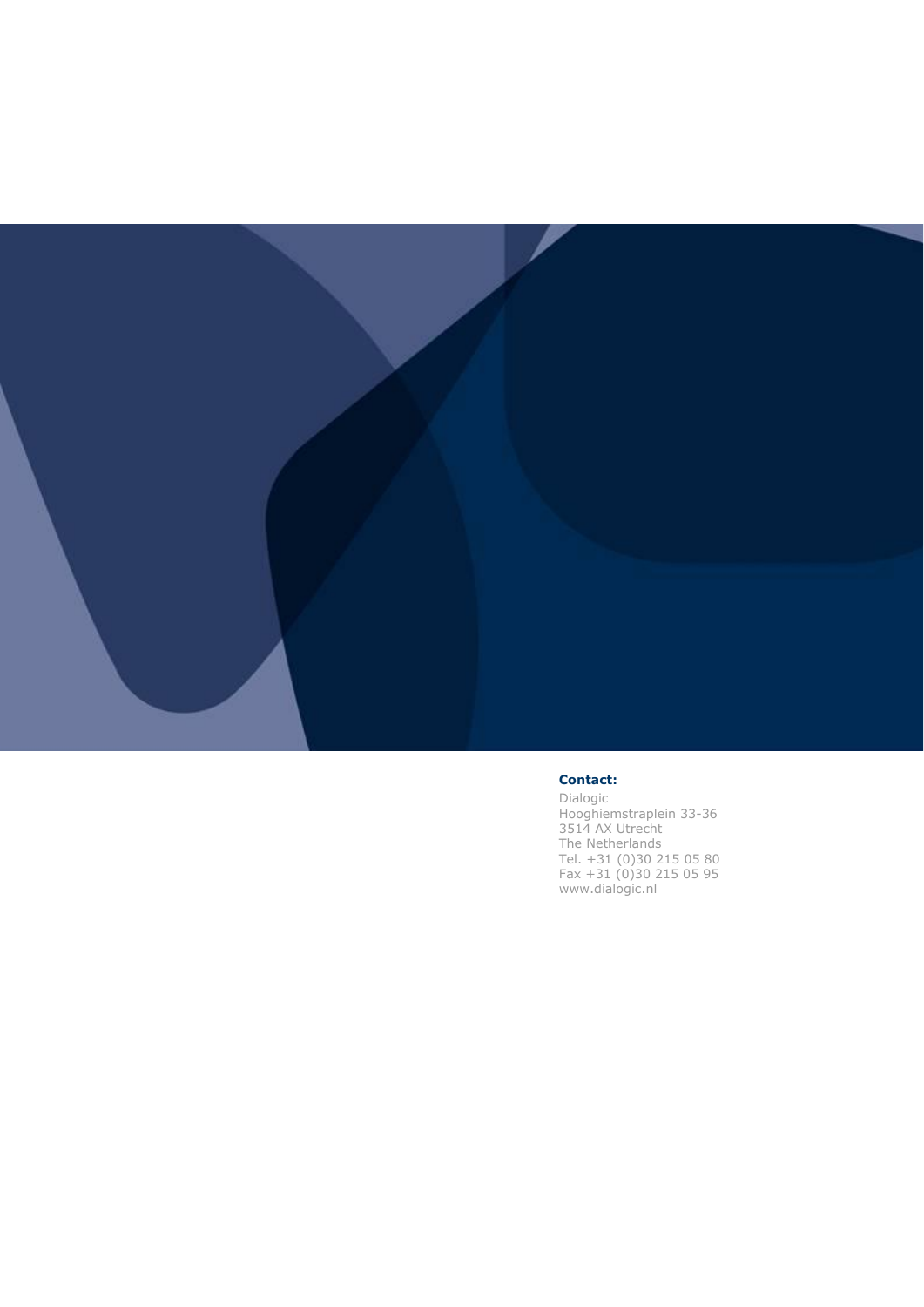**Contact:**

Dialogic
Hooghiemstraplein 33-36
3514 AX Utrecht
The Netherlands
Tel. +31 (0)30 215 05 80
Fax +31 (0)30 215 05 95
www.dialogic.nl